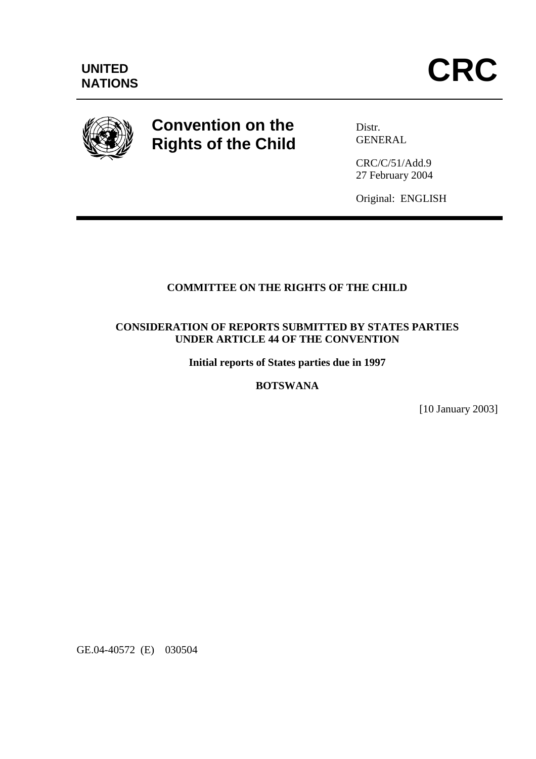UNITED NATIONS

# CRC

**Convention on the Rights of the Child**

Distr.
GENERAL

CRC/C/51/Add.9
27 February 2004

Original: ENGLISH

**COMMITTEE ON THE RIGHTS OF THE CHILD**

**CONSIDERATION OF REPORTS SUBMITTED BY STATES PARTIES UNDER ARTICLE 44 OF THE CONVENTION**

**Initial reports of States parties due in 1997**

**BOTSWANA**

[10 January 2003]

GE.04-40572 (E) 030504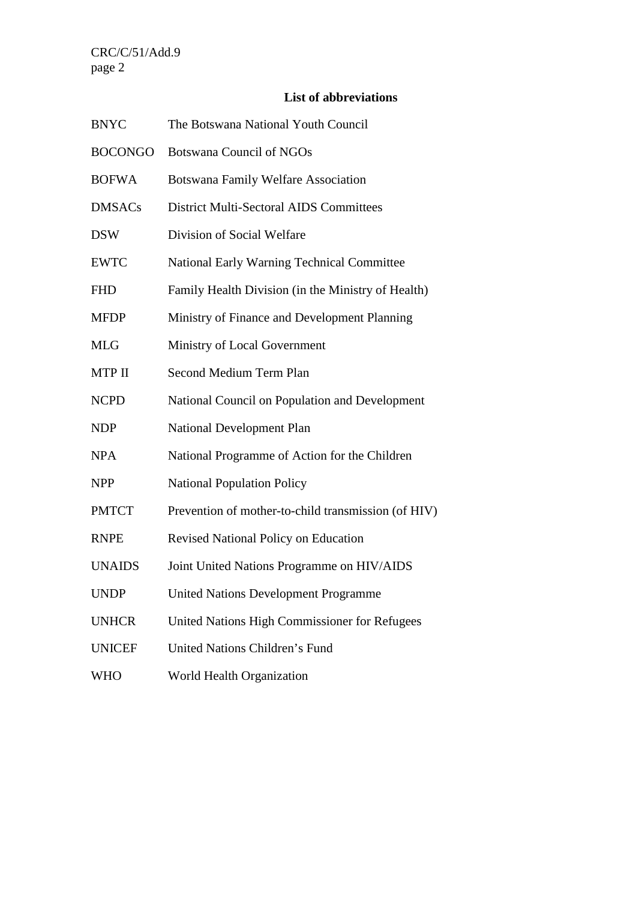## List of abbreviations

| | |
|---|---|
| BNYC | The Botswana National Youth Council |
| BOCONGO | Botswana Council of NGOs |
| BOFWA | Botswana Family Welfare Association |
| DMSACs | District Multi-Sectoral AIDS Committees |
| DSW | Division of Social Welfare |
| EWTC | National Early Warning Technical Committee |
| FHD | Family Health Division (in the Ministry of Health) |
| MFDP | Ministry of Finance and Development Planning |
| MLG | Ministry of Local Government |
| MTP II | Second Medium Term Plan |
| NCPD | National Council on Population and Development |
| NDP | National Development Plan |
| NPA | National Programme of Action for the Children |
| NPP | National Population Policy |
| PMTCT | Prevention of mother-to-child transmission (of HIV) |
| RNPE | Revised National Policy on Education |
| UNAIDS | Joint United Nations Programme on HIV/AIDS |
| UNDP | United Nations Development Programme |
| UNHCR | United Nations High Commissioner for Refugees |
| UNICEF | United Nations Children's Fund |
| WHO | World Health Organization |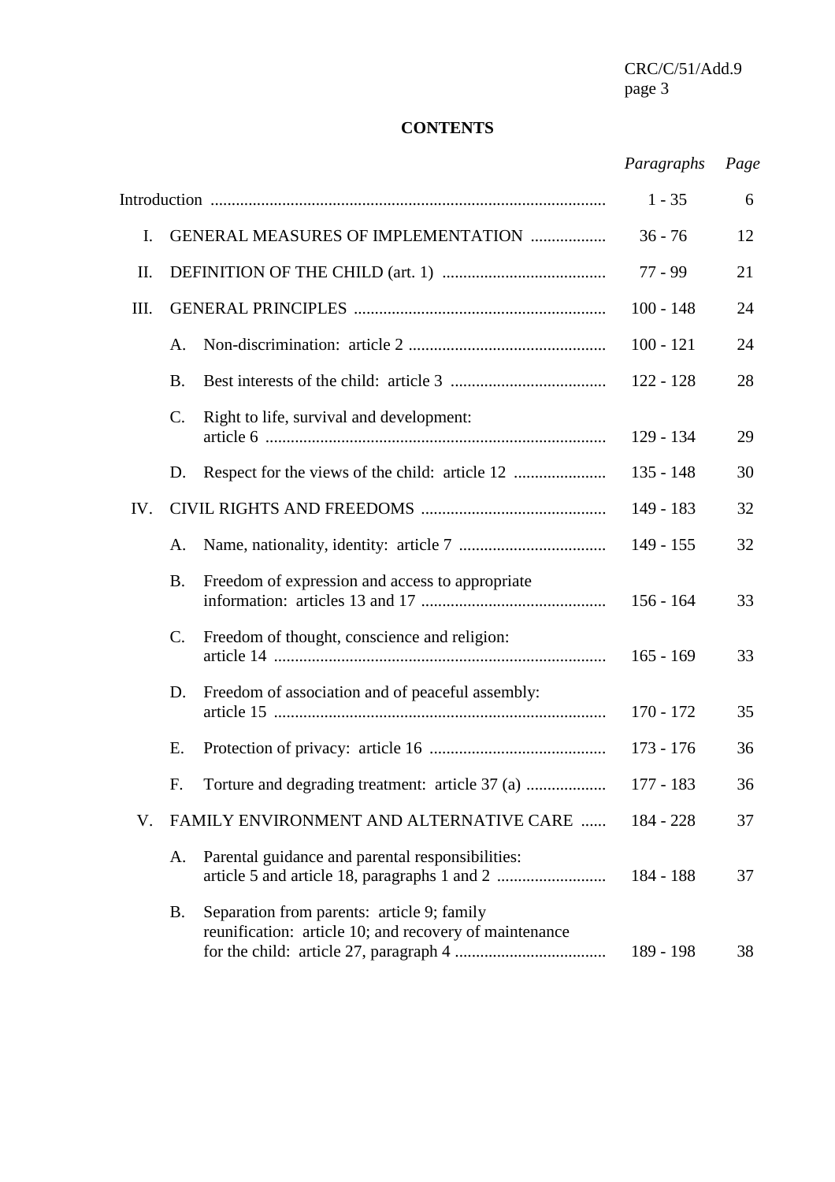**CONTENTS**

| | | *Paragraphs* | *Page* |
|---|---|---|---|
| Introduction | | 1 - 35 | 6 |
| I. | GENERAL MEASURES OF IMPLEMENTATION | 36 - 76 | 12 |
| II. | DEFINITION OF THE CHILD (art. 1) | 77 - 99 | 21 |
| III. | GENERAL PRINCIPLES | 100 - 148 | 24 |
| | A. Non-discrimination: article 2 | 100 - 121 | 24 |
| | B. Best interests of the child: article 3 | 122 - 128 | 28 |
| | C. Right to life, survival and development: article 6 | 129 - 134 | 29 |
| | D. Respect for the views of the child: article 12 | 135 - 148 | 30 |
| IV. | CIVIL RIGHTS AND FREEDOMS | 149 - 183 | 32 |
| | A. Name, nationality, identity: article 7 | 149 - 155 | 32 |
| | B. Freedom of expression and access to appropriate information: articles 13 and 17 | 156 - 164 | 33 |
| | C. Freedom of thought, conscience and religion: article 14 | 165 - 169 | 33 |
| | D. Freedom of association and of peaceful assembly: article 15 | 170 - 172 | 35 |
| | E. Protection of privacy: article 16 | 173 - 176 | 36 |
| | F. Torture and degrading treatment: article 37 (a) | 177 - 183 | 36 |
| V. | FAMILY ENVIRONMENT AND ALTERNATIVE CARE | 184 - 228 | 37 |
| | A. Parental guidance and parental responsibilities: article 5 and article 18, paragraphs 1 and 2 | 184 - 188 | 37 |
| | B. Separation from parents: article 9; family reunification: article 10; and recovery of maintenance for the child: article 27, paragraph 4 | 189 - 198 | 38 |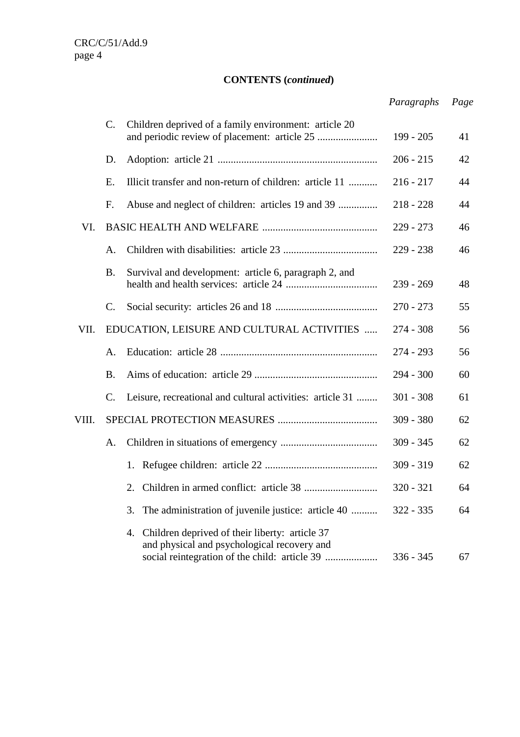**CONTENTS (*continued*)**

| | | *Paragraphs* | *Page* |
|---|---|---|---|
| | C. Children deprived of a family environment: article 20 and periodic review of placement: article 25 | 199 - 205 | 41 |
| | D. Adoption: article 21 | 206 - 215 | 42 |
| | E. Illicit transfer and non-return of children: article 11 | 216 - 217 | 44 |
| | F. Abuse and neglect of children: articles 19 and 39 | 218 - 228 | 44 |
| VI. | BASIC HEALTH AND WELFARE | 229 - 273 | 46 |
| | A. Children with disabilities: article 23 | 229 - 238 | 46 |
| | B. Survival and development: article 6, paragraph 2, and health and health services: article 24 | 239 - 269 | 48 |
| | C. Social security: articles 26 and 18 | 270 - 273 | 55 |
| VII. | EDUCATION, LEISURE AND CULTURAL ACTIVITIES | 274 - 308 | 56 |
| | A. Education: article 28 | 274 - 293 | 56 |
| | B. Aims of education: article 29 | 294 - 300 | 60 |
| | C. Leisure, recreational and cultural activities: article 31 | 301 - 308 | 61 |
| VIII. | SPECIAL PROTECTION MEASURES | 309 - 380 | 62 |
| | A. Children in situations of emergency | 309 - 345 | 62 |
| | 1. Refugee children: article 22 | 309 - 319 | 62 |
| | 2. Children in armed conflict: article 38 | 320 - 321 | 64 |
| | 3. The administration of juvenile justice: article 40 | 322 - 335 | 64 |
| | 4. Children deprived of their liberty: article 37 and physical and psychological recovery and social reintegration of the child: article 39 | 336 - 345 | 67 |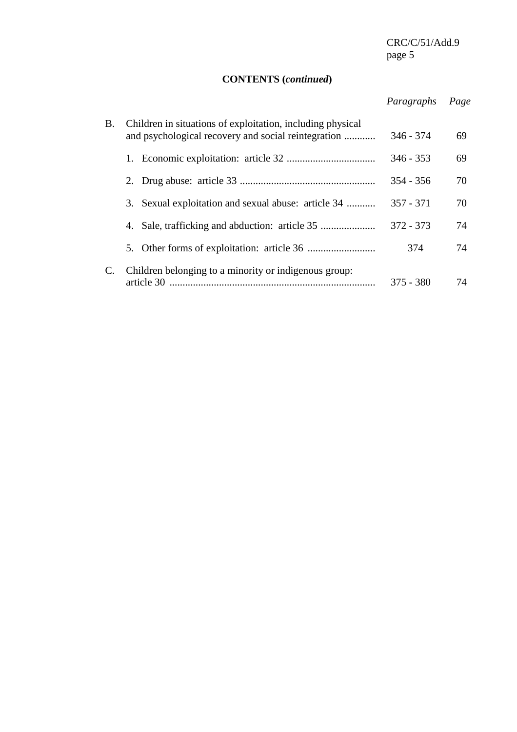**CONTENTS (*continued*)**

| | | *Paragraphs* | *Page* |
|---|---|---|---|
| B. | Children in situations of exploitation, including physical and psychological recovery and social reintegration | 346 - 374 | 69 |
| | 1. Economic exploitation: article 32 | 346 - 353 | 69 |
| | 2. Drug abuse: article 33 | 354 - 356 | 70 |
| | 3. Sexual exploitation and sexual abuse: article 34 | 357 - 371 | 70 |
| | 4. Sale, trafficking and abduction: article 35 | 372 - 373 | 74 |
| | 5. Other forms of exploitation: article 36 | 374 | 74 |
| C. | Children belonging to a minority or indigenous group: article 30 | 375 - 380 | 74 |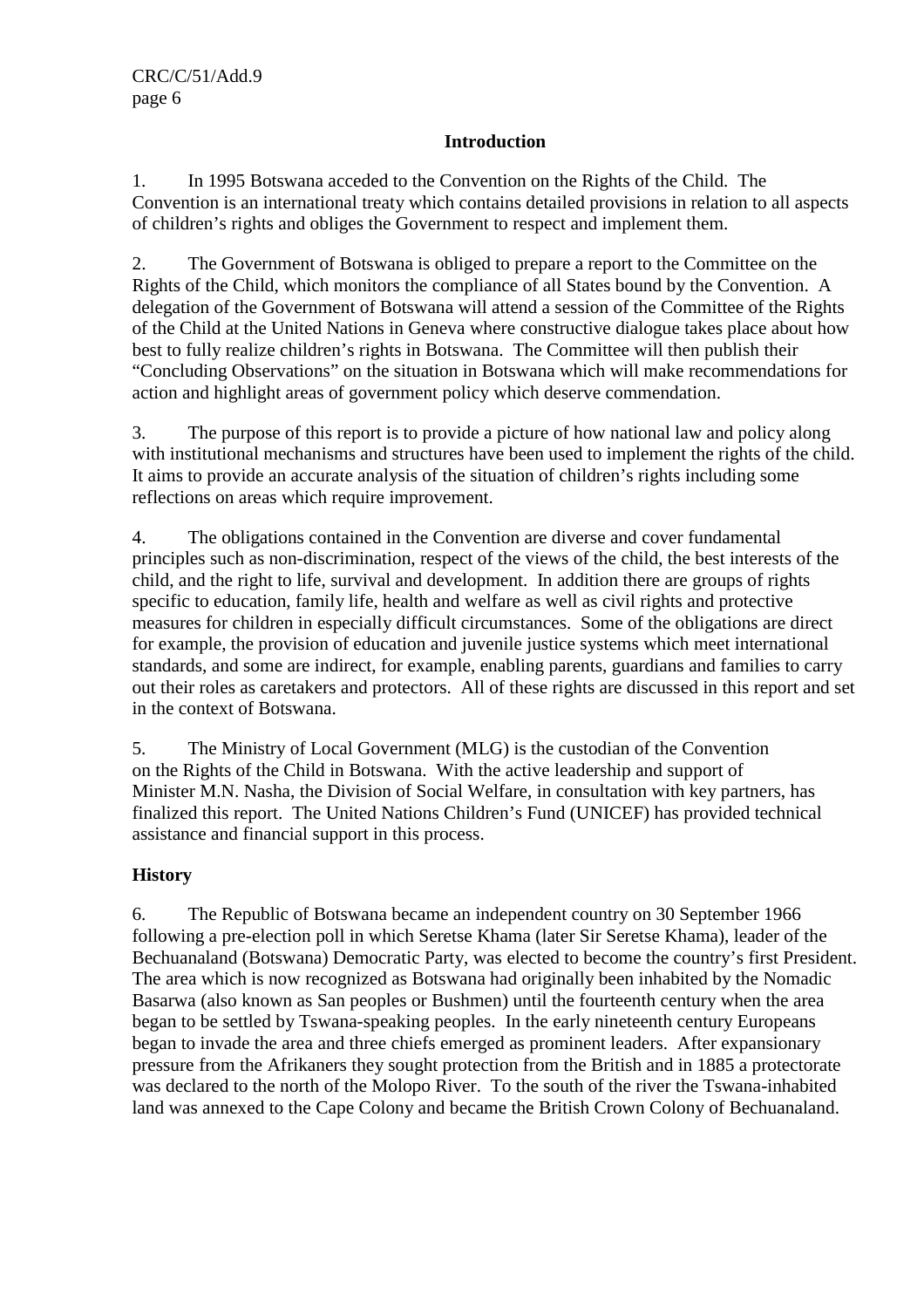## Introduction

1. In 1995 Botswana acceded to the Convention on the Rights of the Child. The Convention is an international treaty which contains detailed provisions in relation to all aspects of children's rights and obliges the Government to respect and implement them.

2. The Government of Botswana is obliged to prepare a report to the Committee on the Rights of the Child, which monitors the compliance of all States bound by the Convention. A delegation of the Government of Botswana will attend a session of the Committee of the Rights of the Child at the United Nations in Geneva where constructive dialogue takes place about how best to fully realize children's rights in Botswana. The Committee will then publish their "Concluding Observations" on the situation in Botswana which will make recommendations for action and highlight areas of government policy which deserve commendation.

3. The purpose of this report is to provide a picture of how national law and policy along with institutional mechanisms and structures have been used to implement the rights of the child. It aims to provide an accurate analysis of the situation of children's rights including some reflections on areas which require improvement.

4. The obligations contained in the Convention are diverse and cover fundamental principles such as non-discrimination, respect of the views of the child, the best interests of the child, and the right to life, survival and development. In addition there are groups of rights specific to education, family life, health and welfare as well as civil rights and protective measures for children in especially difficult circumstances. Some of the obligations are direct for example, the provision of education and juvenile justice systems which meet international standards, and some are indirect, for example, enabling parents, guardians and families to carry out their roles as caretakers and protectors. All of these rights are discussed in this report and set in the context of Botswana.

5. The Ministry of Local Government (MLG) is the custodian of the Convention on the Rights of the Child in Botswana. With the active leadership and support of Minister M.N. Nasha, the Division of Social Welfare, in consultation with key partners, has finalized this report. The United Nations Children's Fund (UNICEF) has provided technical assistance and financial support in this process.

### History

6. The Republic of Botswana became an independent country on 30 September 1966 following a pre-election poll in which Seretse Khama (later Sir Seretse Khama), leader of the Bechuanaland (Botswana) Democratic Party, was elected to become the country's first President. The area which is now recognized as Botswana had originally been inhabited by the Nomadic Basarwa (also known as San peoples or Bushmen) until the fourteenth century when the area began to be settled by Tswana-speaking peoples. In the early nineteenth century Europeans began to invade the area and three chiefs emerged as prominent leaders. After expansionary pressure from the Afrikaners they sought protection from the British and in 1885 a protectorate was declared to the north of the Molopo River. To the south of the river the Tswana-inhabited land was annexed to the Cape Colony and became the British Crown Colony of Bechuanaland.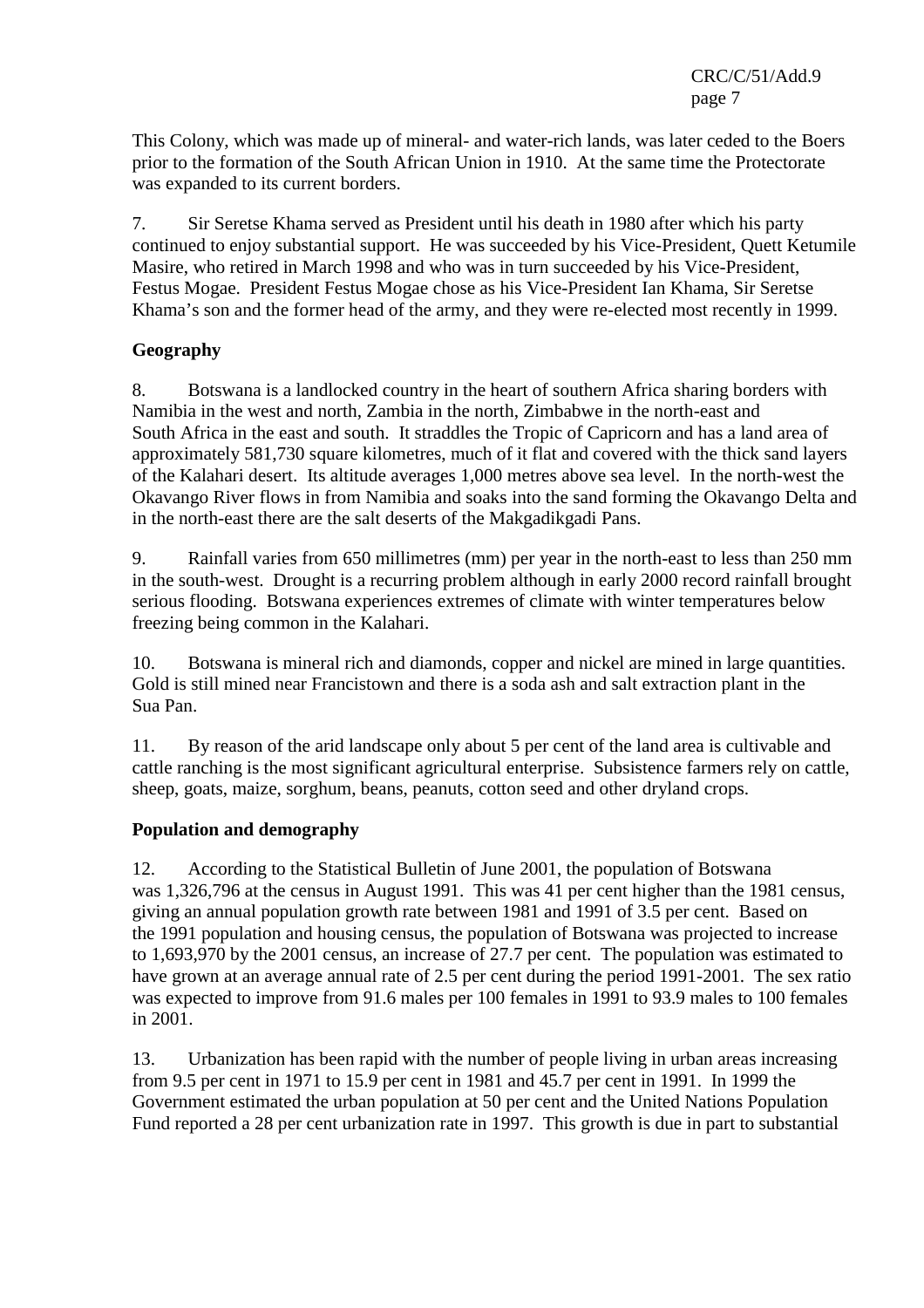This Colony, which was made up of mineral- and water-rich lands, was later ceded to the Boers prior to the formation of the South African Union in 1910. At the same time the Protectorate was expanded to its current borders.

7. Sir Seretse Khama served as President until his death in 1980 after which his party continued to enjoy substantial support. He was succeeded by his Vice-President, Quett Ketumile Masire, who retired in March 1998 and who was in turn succeeded by his Vice-President, Festus Mogae. President Festus Mogae chose as his Vice-President Ian Khama, Sir Seretse Khama's son and the former head of the army, and they were re-elected most recently in 1999.

**Geography**

8. Botswana is a landlocked country in the heart of southern Africa sharing borders with Namibia in the west and north, Zambia in the north, Zimbabwe in the north-east and South Africa in the east and south. It straddles the Tropic of Capricorn and has a land area of approximately 581,730 square kilometres, much of it flat and covered with the thick sand layers of the Kalahari desert. Its altitude averages 1,000 metres above sea level. In the north-west the Okavango River flows in from Namibia and soaks into the sand forming the Okavango Delta and in the north-east there are the salt deserts of the Makgadikgadi Pans.

9. Rainfall varies from 650 millimetres (mm) per year in the north-east to less than 250 mm in the south-west. Drought is a recurring problem although in early 2000 record rainfall brought serious flooding. Botswana experiences extremes of climate with winter temperatures below freezing being common in the Kalahari.

10. Botswana is mineral rich and diamonds, copper and nickel are mined in large quantities. Gold is still mined near Francistown and there is a soda ash and salt extraction plant in the Sua Pan.

11. By reason of the arid landscape only about 5 per cent of the land area is cultivable and cattle ranching is the most significant agricultural enterprise. Subsistence farmers rely on cattle, sheep, goats, maize, sorghum, beans, peanuts, cotton seed and other dryland crops.

**Population and demography**

12. According to the Statistical Bulletin of June 2001, the population of Botswana was 1,326,796 at the census in August 1991. This was 41 per cent higher than the 1981 census, giving an annual population growth rate between 1981 and 1991 of 3.5 per cent. Based on the 1991 population and housing census, the population of Botswana was projected to increase to 1,693,970 by the 2001 census, an increase of 27.7 per cent. The population was estimated to have grown at an average annual rate of 2.5 per cent during the period 1991-2001. The sex ratio was expected to improve from 91.6 males per 100 females in 1991 to 93.9 males to 100 females in 2001.

13. Urbanization has been rapid with the number of people living in urban areas increasing from 9.5 per cent in 1971 to 15.9 per cent in 1981 and 45.7 per cent in 1991. In 1999 the Government estimated the urban population at 50 per cent and the United Nations Population Fund reported a 28 per cent urbanization rate in 1997. This growth is due in part to substantial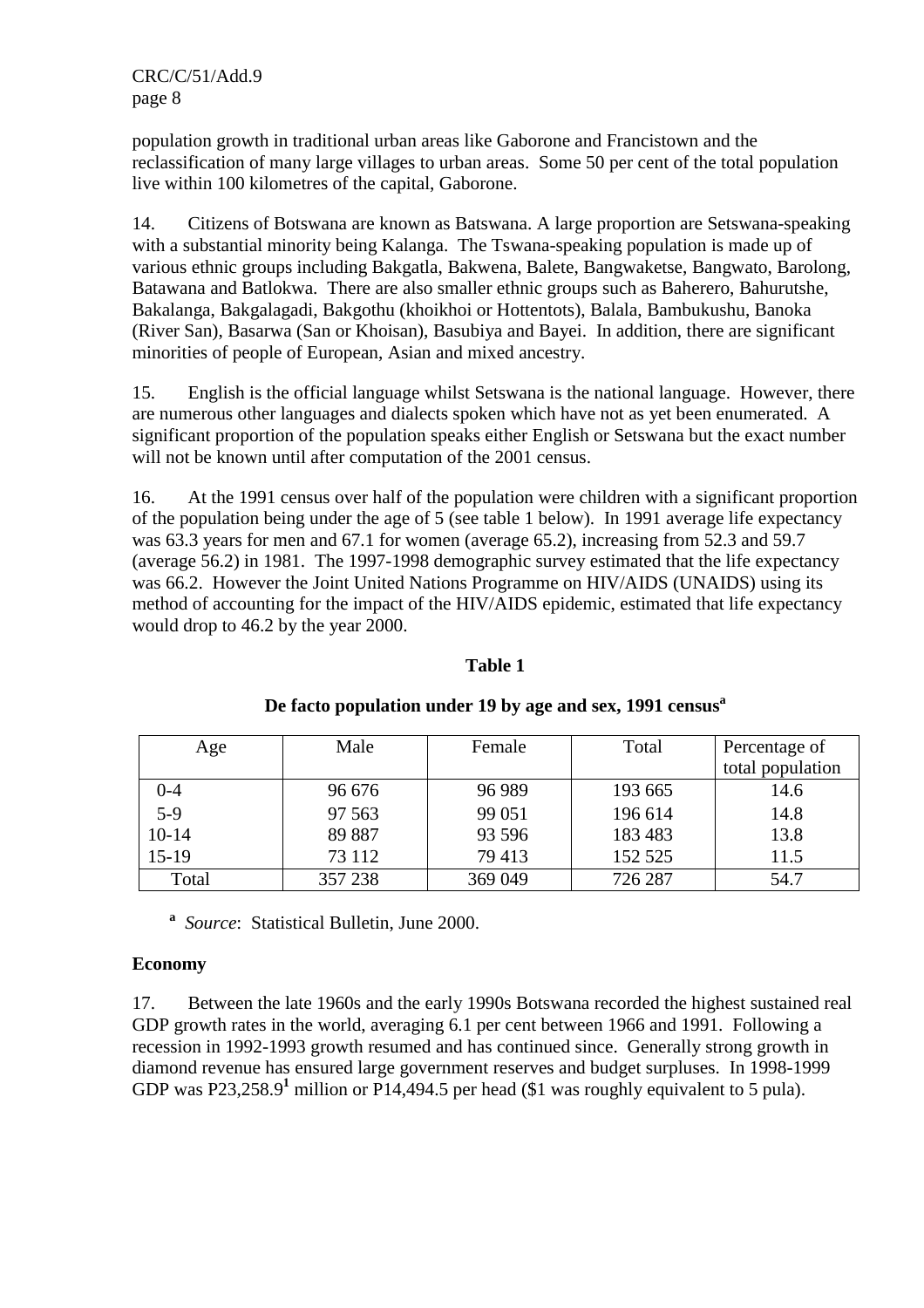population growth in traditional urban areas like Gaborone and Francistown and the reclassification of many large villages to urban areas. Some 50 per cent of the total population live within 100 kilometres of the capital, Gaborone.

14. Citizens of Botswana are known as Batswana. A large proportion are Setswana-speaking with a substantial minority being Kalanga. The Tswana-speaking population is made up of various ethnic groups including Bakgatla, Bakwena, Balete, Bangwaketse, Bangwato, Barolong, Batawana and Batlokwa. There are also smaller ethnic groups such as Baherero, Bahurutshe, Bakalanga, Bakgalagadi, Bakgothu (khoikhoi or Hottentots), Balala, Bambukushu, Banoka (River San), Basarwa (San or Khoisan), Basubiya and Bayei. In addition, there are significant minorities of people of European, Asian and mixed ancestry.

15. English is the official language whilst Setswana is the national language. However, there are numerous other languages and dialects spoken which have not as yet been enumerated. A significant proportion of the population speaks either English or Setswana but the exact number will not be known until after computation of the 2001 census.

16. At the 1991 census over half of the population were children with a significant proportion of the population being under the age of 5 (see table 1 below). In 1991 average life expectancy was 63.3 years for men and 67.1 for women (average 65.2), increasing from 52.3 and 59.7 (average 56.2) in 1981. The 1997-1998 demographic survey estimated that the life expectancy was 66.2. However the Joint United Nations Programme on HIV/AIDS (UNAIDS) using its method of accounting for the impact of the HIV/AIDS epidemic, estimated that life expectancy would drop to 46.2 by the year 2000.

**Table 1**

**De facto population under 19 by age and sex, 1991 census[a]**

| Age | Male | Female | Total | Percentage of total population |
|---|---|---|---|---|
| 0-4 | 96 676 | 96 989 | 193 665 | 14.6 |
| 5-9 | 97 563 | 99 051 | 196 614 | 14.8 |
| 10-14 | 89 887 | 93 596 | 183 483 | 13.8 |
| 15-19 | 73 112 | 79 413 | 152 525 | 11.5 |
| Total | 357 238 | 369 049 | 726 287 | 54.7 |

[a] *Source*: Statistical Bulletin, June 2000.

**Economy**

17. Between the late 1960s and the early 1990s Botswana recorded the highest sustained real GDP growth rates in the world, averaging 6.1 per cent between 1966 and 1991. Following a recession in 1992-1993 growth resumed and has continued since. Generally strong growth in diamond revenue has ensured large government reserves and budget surpluses. In 1998-1999 GDP was P23,258.9[1] million or P14,494.5 per head ($1 was roughly equivalent to 5 pula).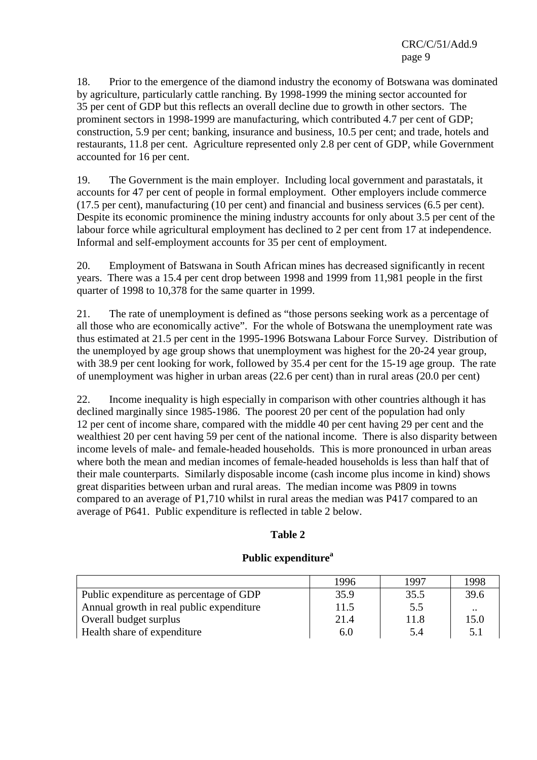18. Prior to the emergence of the diamond industry the economy of Botswana was dominated by agriculture, particularly cattle ranching. By 1998-1999 the mining sector accounted for 35 per cent of GDP but this reflects an overall decline due to growth in other sectors. The prominent sectors in 1998-1999 are manufacturing, which contributed 4.7 per cent of GDP; construction, 5.9 per cent; banking, insurance and business, 10.5 per cent; and trade, hotels and restaurants, 11.8 per cent. Agriculture represented only 2.8 per cent of GDP, while Government accounted for 16 per cent.

19. The Government is the main employer. Including local government and parastatals, it accounts for 47 per cent of people in formal employment. Other employers include commerce (17.5 per cent), manufacturing (10 per cent) and financial and business services (6.5 per cent). Despite its economic prominence the mining industry accounts for only about 3.5 per cent of the labour force while agricultural employment has declined to 2 per cent from 17 at independence. Informal and self-employment accounts for 35 per cent of employment.

20. Employment of Batswana in South African mines has decreased significantly in recent years. There was a 15.4 per cent drop between 1998 and 1999 from 11,981 people in the first quarter of 1998 to 10,378 for the same quarter in 1999.

21. The rate of unemployment is defined as "those persons seeking work as a percentage of all those who are economically active". For the whole of Botswana the unemployment rate was thus estimated at 21.5 per cent in the 1995-1996 Botswana Labour Force Survey. Distribution of the unemployed by age group shows that unemployment was highest for the 20-24 year group, with 38.9 per cent looking for work, followed by 35.4 per cent for the 15-19 age group. The rate of unemployment was higher in urban areas (22.6 per cent) than in rural areas (20.0 per cent)

22. Income inequality is high especially in comparison with other countries although it has declined marginally since 1985-1986. The poorest 20 per cent of the population had only 12 per cent of income share, compared with the middle 40 per cent having 29 per cent and the wealthiest 20 per cent having 59 per cent of the national income. There is also disparity between income levels of male- and female-headed households. This is more pronounced in urban areas where both the mean and median incomes of female-headed households is less than half that of their male counterparts. Similarly disposable income (cash income plus income in kind) shows great disparities between urban and rural areas. The median income was P809 in towns compared to an average of P1,710 whilst in rural areas the median was P417 compared to an average of P641. Public expenditure is reflected in table 2 below.

**Table 2**

**Public expenditure[a]**

| | 1996 | 1997 | 1998 |
|---|---|---|---|
| Public expenditure as percentage of GDP | 35.9 | 35.5 | 39.6 |
| Annual growth in real public expenditure | 11.5 | 5.5 | .. |
| Overall budget surplus | 21.4 | 11.8 | 15.0 |
| Health share of expenditure | 6.0 | 5.4 | 5.1 |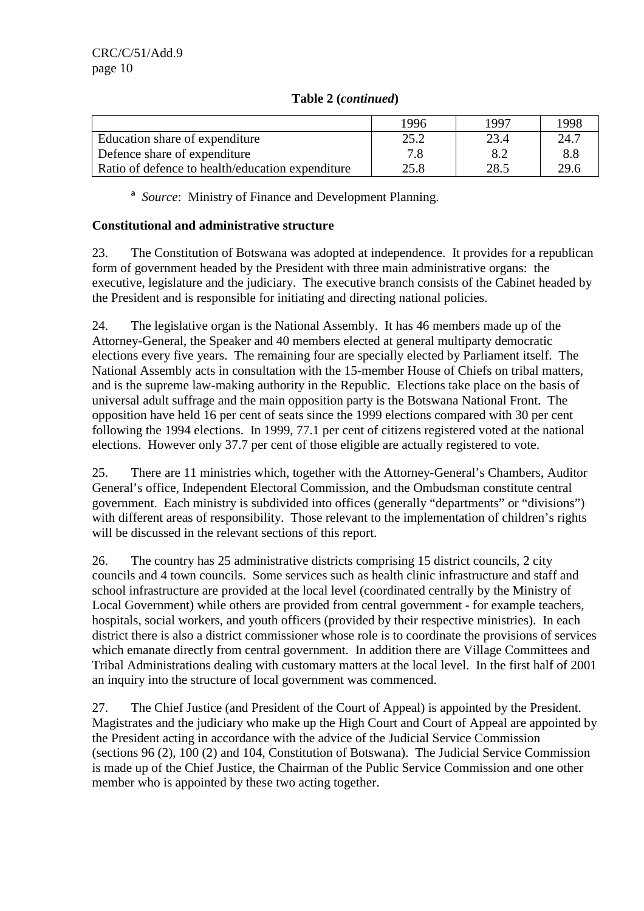**Table 2 (*continued*)**

| | 1996 | 1997 | 1998 |
|---|---|---|---|
| Education share of expenditure | 25.2 | 23.4 | 24.7 |
| Defence share of expenditure | 7.8 | 8.2 | 8.8 |
| Ratio of defence to health/education expenditure | 25.8 | 28.5 | 29.6 |

[a] *Source*: Ministry of Finance and Development Planning.

**Constitutional and administrative structure**

23. The Constitution of Botswana was adopted at independence. It provides for a republican form of government headed by the President with three main administrative organs: the executive, legislature and the judiciary. The executive branch consists of the Cabinet headed by the President and is responsible for initiating and directing national policies.

24. The legislative organ is the National Assembly. It has 46 members made up of the Attorney-General, the Speaker and 40 members elected at general multiparty democratic elections every five years. The remaining four are specially elected by Parliament itself. The National Assembly acts in consultation with the 15-member House of Chiefs on tribal matters, and is the supreme law-making authority in the Republic. Elections take place on the basis of universal adult suffrage and the main opposition party is the Botswana National Front. The opposition have held 16 per cent of seats since the 1999 elections compared with 30 per cent following the 1994 elections. In 1999, 77.1 per cent of citizens registered voted at the national elections. However only 37.7 per cent of those eligible are actually registered to vote.

25. There are 11 ministries which, together with the Attorney-General's Chambers, Auditor General's office, Independent Electoral Commission, and the Ombudsman constitute central government. Each ministry is subdivided into offices (generally "departments" or "divisions") with different areas of responsibility. Those relevant to the implementation of children's rights will be discussed in the relevant sections of this report.

26. The country has 25 administrative districts comprising 15 district councils, 2 city councils and 4 town councils. Some services such as health clinic infrastructure and staff and school infrastructure are provided at the local level (coordinated centrally by the Ministry of Local Government) while others are provided from central government - for example teachers, hospitals, social workers, and youth officers (provided by their respective ministries). In each district there is also a district commissioner whose role is to coordinate the provisions of services which emanate directly from central government. In addition there are Village Committees and Tribal Administrations dealing with customary matters at the local level. In the first half of 2001 an inquiry into the structure of local government was commenced.

27. The Chief Justice (and President of the Court of Appeal) is appointed by the President. Magistrates and the judiciary who make up the High Court and Court of Appeal are appointed by the President acting in accordance with the advice of the Judicial Service Commission (sections 96 (2), 100 (2) and 104, Constitution of Botswana). The Judicial Service Commission is made up of the Chief Justice, the Chairman of the Public Service Commission and one other member who is appointed by these two acting together.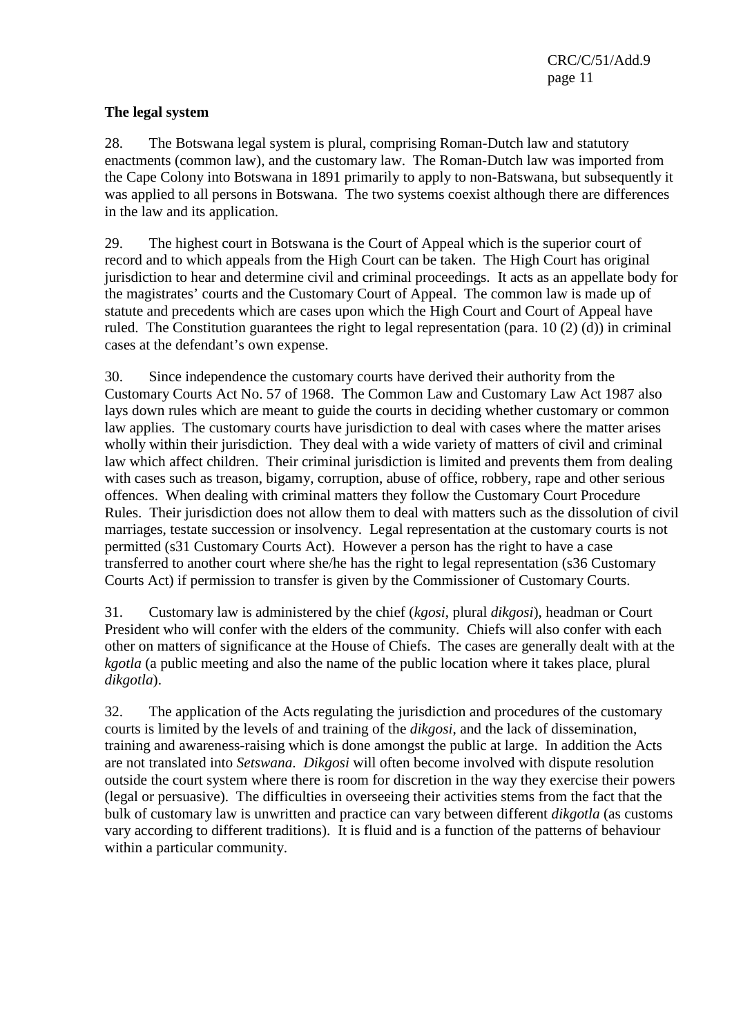**The legal system**

28. The Botswana legal system is plural, comprising Roman-Dutch law and statutory enactments (common law), and the customary law. The Roman-Dutch law was imported from the Cape Colony into Botswana in 1891 primarily to apply to non-Batswana, but subsequently it was applied to all persons in Botswana. The two systems coexist although there are differences in the law and its application.

29. The highest court in Botswana is the Court of Appeal which is the superior court of record and to which appeals from the High Court can be taken. The High Court has original jurisdiction to hear and determine civil and criminal proceedings. It acts as an appellate body for the magistrates' courts and the Customary Court of Appeal. The common law is made up of statute and precedents which are cases upon which the High Court and Court of Appeal have ruled. The Constitution guarantees the right to legal representation (para. 10 (2) (d)) in criminal cases at the defendant's own expense.

30. Since independence the customary courts have derived their authority from the Customary Courts Act No. 57 of 1968. The Common Law and Customary Law Act 1987 also lays down rules which are meant to guide the courts in deciding whether customary or common law applies. The customary courts have jurisdiction to deal with cases where the matter arises wholly within their jurisdiction. They deal with a wide variety of matters of civil and criminal law which affect children. Their criminal jurisdiction is limited and prevents them from dealing with cases such as treason, bigamy, corruption, abuse of office, robbery, rape and other serious offences. When dealing with criminal matters they follow the Customary Court Procedure Rules. Their jurisdiction does not allow them to deal with matters such as the dissolution of civil marriages, testate succession or insolvency. Legal representation at the customary courts is not permitted (s31 Customary Courts Act). However a person has the right to have a case transferred to another court where she/he has the right to legal representation (s36 Customary Courts Act) if permission to transfer is given by the Commissioner of Customary Courts.

31. Customary law is administered by the chief (*kgosi*, plural *dikgosi*), headman or Court President who will confer with the elders of the community. Chiefs will also confer with each other on matters of significance at the House of Chiefs. The cases are generally dealt with at the *kgotla* (a public meeting and also the name of the public location where it takes place, plural *dikgotla*).

32. The application of the Acts regulating the jurisdiction and procedures of the customary courts is limited by the levels of and training of the *dikgosi*, and the lack of dissemination, training and awareness-raising which is done amongst the public at large. In addition the Acts are not translated into *Setswana*. *Dikgosi* will often become involved with dispute resolution outside the court system where there is room for discretion in the way they exercise their powers (legal or persuasive). The difficulties in overseeing their activities stems from the fact that the bulk of customary law is unwritten and practice can vary between different *dikgotla* (as customs vary according to different traditions). It is fluid and is a function of the patterns of behaviour within a particular community.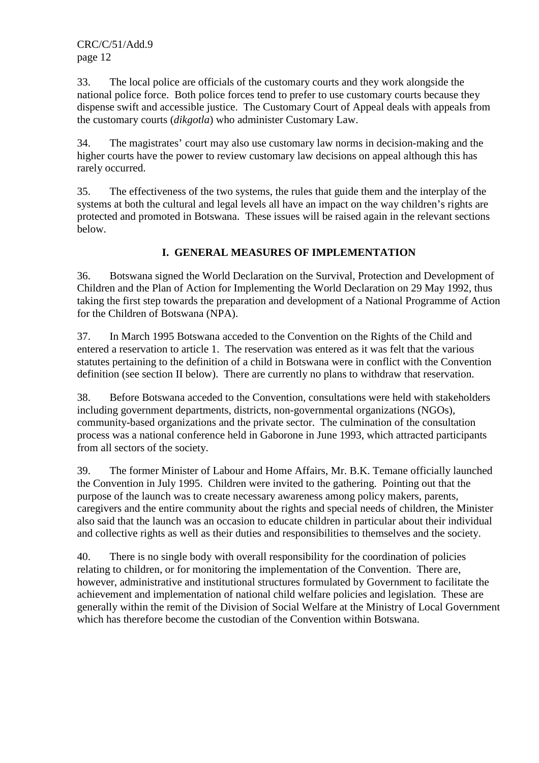33. The local police are officials of the customary courts and they work alongside the national police force. Both police forces tend to prefer to use customary courts because they dispense swift and accessible justice. The Customary Court of Appeal deals with appeals from the customary courts (*dikgotla*) who administer Customary Law.

34. The magistrates' court may also use customary law norms in decision-making and the higher courts have the power to review customary law decisions on appeal although this has rarely occurred.

35. The effectiveness of the two systems, the rules that guide them and the interplay of the systems at both the cultural and legal levels all have an impact on the way children's rights are protected and promoted in Botswana. These issues will be raised again in the relevant sections below.

## I. GENERAL MEASURES OF IMPLEMENTATION

36. Botswana signed the World Declaration on the Survival, Protection and Development of Children and the Plan of Action for Implementing the World Declaration on 29 May 1992, thus taking the first step towards the preparation and development of a National Programme of Action for the Children of Botswana (NPA).

37. In March 1995 Botswana acceded to the Convention on the Rights of the Child and entered a reservation to article 1. The reservation was entered as it was felt that the various statutes pertaining to the definition of a child in Botswana were in conflict with the Convention definition (see section II below). There are currently no plans to withdraw that reservation.

38. Before Botswana acceded to the Convention, consultations were held with stakeholders including government departments, districts, non-governmental organizations (NGOs), community-based organizations and the private sector. The culmination of the consultation process was a national conference held in Gaborone in June 1993, which attracted participants from all sectors of the society.

39. The former Minister of Labour and Home Affairs, Mr. B.K. Temane officially launched the Convention in July 1995. Children were invited to the gathering. Pointing out that the purpose of the launch was to create necessary awareness among policy makers, parents, caregivers and the entire community about the rights and special needs of children, the Minister also said that the launch was an occasion to educate children in particular about their individual and collective rights as well as their duties and responsibilities to themselves and the society.

40. There is no single body with overall responsibility for the coordination of policies relating to children, or for monitoring the implementation of the Convention. There are, however, administrative and institutional structures formulated by Government to facilitate the achievement and implementation of national child welfare policies and legislation. These are generally within the remit of the Division of Social Welfare at the Ministry of Local Government which has therefore become the custodian of the Convention within Botswana.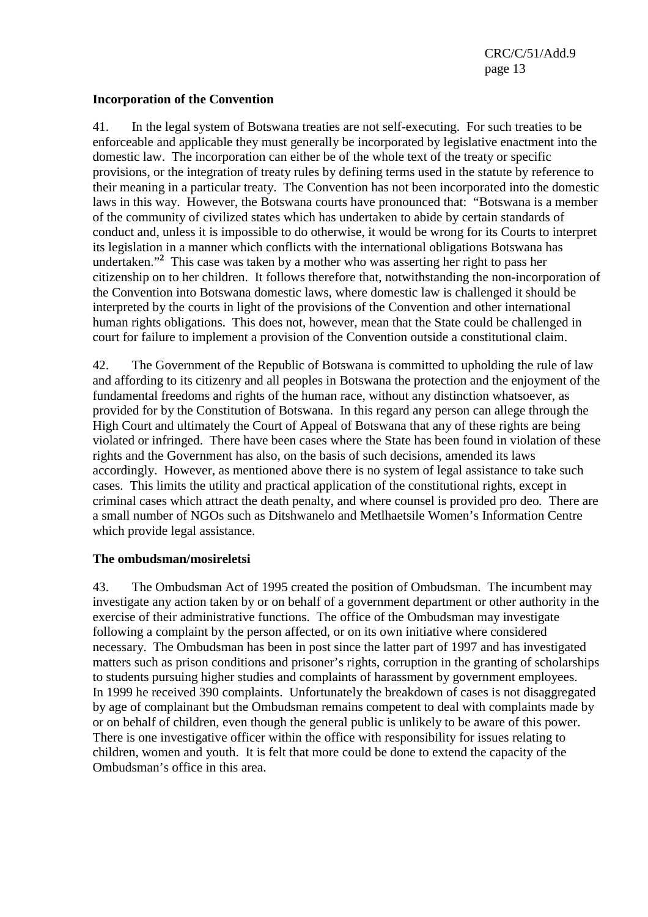**Incorporation of the Convention**

41. In the legal system of Botswana treaties are not self-executing. For such treaties to be enforceable and applicable they must generally be incorporated by legislative enactment into the domestic law. The incorporation can either be of the whole text of the treaty or specific provisions, or the integration of treaty rules by defining terms used in the statute by reference to their meaning in a particular treaty. The Convention has not been incorporated into the domestic laws in this way. However, the Botswana courts have pronounced that: "Botswana is a member of the community of civilized states which has undertaken to abide by certain standards of conduct and, unless it is impossible to do otherwise, it would be wrong for its Courts to interpret its legislation in a manner which conflicts with the international obligations Botswana has undertaken."[2] This case was taken by a mother who was asserting her right to pass her citizenship on to her children. It follows therefore that, notwithstanding the non-incorporation of the Convention into Botswana domestic laws, where domestic law is challenged it should be interpreted by the courts in light of the provisions of the Convention and other international human rights obligations. This does not, however, mean that the State could be challenged in court for failure to implement a provision of the Convention outside a constitutional claim.

42. The Government of the Republic of Botswana is committed to upholding the rule of law and affording to its citizenry and all peoples in Botswana the protection and the enjoyment of the fundamental freedoms and rights of the human race, without any distinction whatsoever, as provided for by the Constitution of Botswana. In this regard any person can allege through the High Court and ultimately the Court of Appeal of Botswana that any of these rights are being violated or infringed. There have been cases where the State has been found in violation of these rights and the Government has also, on the basis of such decisions, amended its laws accordingly. However, as mentioned above there is no system of legal assistance to take such cases. This limits the utility and practical application of the constitutional rights, except in criminal cases which attract the death penalty, and where counsel is provided *pro deo.* There are a small number of NGOs such as Ditshwanelo and Metlhaetsile Women's Information Centre which provide legal assistance.

**The ombudsman/mosireletsi**

43. The Ombudsman Act of 1995 created the position of Ombudsman. The incumbent may investigate any action taken by or on behalf of a government department or other authority in the exercise of their administrative functions. The office of the Ombudsman may investigate following a complaint by the person affected, or on its own initiative where considered necessary. The Ombudsman has been in post since the latter part of 1997 and has investigated matters such as prison conditions and prisoner's rights, corruption in the granting of scholarships to students pursuing higher studies and complaints of harassment by government employees. In 1999 he received 390 complaints. Unfortunately the breakdown of cases is not disaggregated by age of complainant but the Ombudsman remains competent to deal with complaints made by or on behalf of children, even though the general public is unlikely to be aware of this power. There is one investigative officer within the office with responsibility for issues relating to children, women and youth. It is felt that more could be done to extend the capacity of the Ombudsman's office in this area.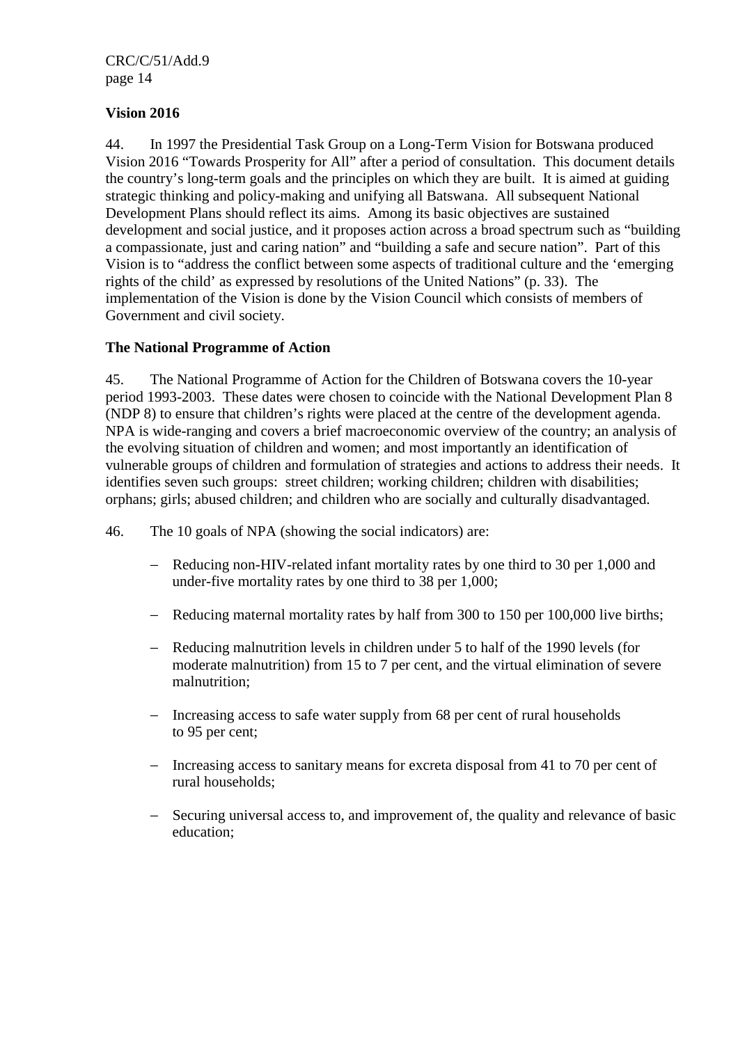### Vision 2016

44. In 1997 the Presidential Task Group on a Long-Term Vision for Botswana produced Vision 2016 "Towards Prosperity for All" after a period of consultation. This document details the country's long-term goals and the principles on which they are built. It is aimed at guiding strategic thinking and policy-making and unifying all Batswana. All subsequent National Development Plans should reflect its aims. Among its basic objectives are sustained development and social justice, and it proposes action across a broad spectrum such as "building a compassionate, just and caring nation" and "building a safe and secure nation". Part of this Vision is to "address the conflict between some aspects of traditional culture and the 'emerging rights of the child' as expressed by resolutions of the United Nations" (p. 33). The implementation of the Vision is done by the Vision Council which consists of members of Government and civil society.

### The National Programme of Action

45. The National Programme of Action for the Children of Botswana covers the 10-year period 1993-2003. These dates were chosen to coincide with the National Development Plan 8 (NDP 8) to ensure that children's rights were placed at the centre of the development agenda. NPA is wide-ranging and covers a brief macroeconomic overview of the country; an analysis of the evolving situation of children and women; and most importantly an identification of vulnerable groups of children and formulation of strategies and actions to address their needs. It identifies seven such groups: street children; working children; children with disabilities; orphans; girls; abused children; and children who are socially and culturally disadvantaged.

46. The 10 goals of NPA (showing the social indicators) are:

- Reducing non-HIV-related infant mortality rates by one third to 30 per 1,000 and under-five mortality rates by one third to 38 per 1,000;
- Reducing maternal mortality rates by half from 300 to 150 per 100,000 live births;
- Reducing malnutrition levels in children under 5 to half of the 1990 levels (for moderate malnutrition) from 15 to 7 per cent, and the virtual elimination of severe malnutrition;
- Increasing access to safe water supply from 68 per cent of rural households to 95 per cent;
- Increasing access to sanitary means for excreta disposal from 41 to 70 per cent of rural households;
- Securing universal access to, and improvement of, the quality and relevance of basic education;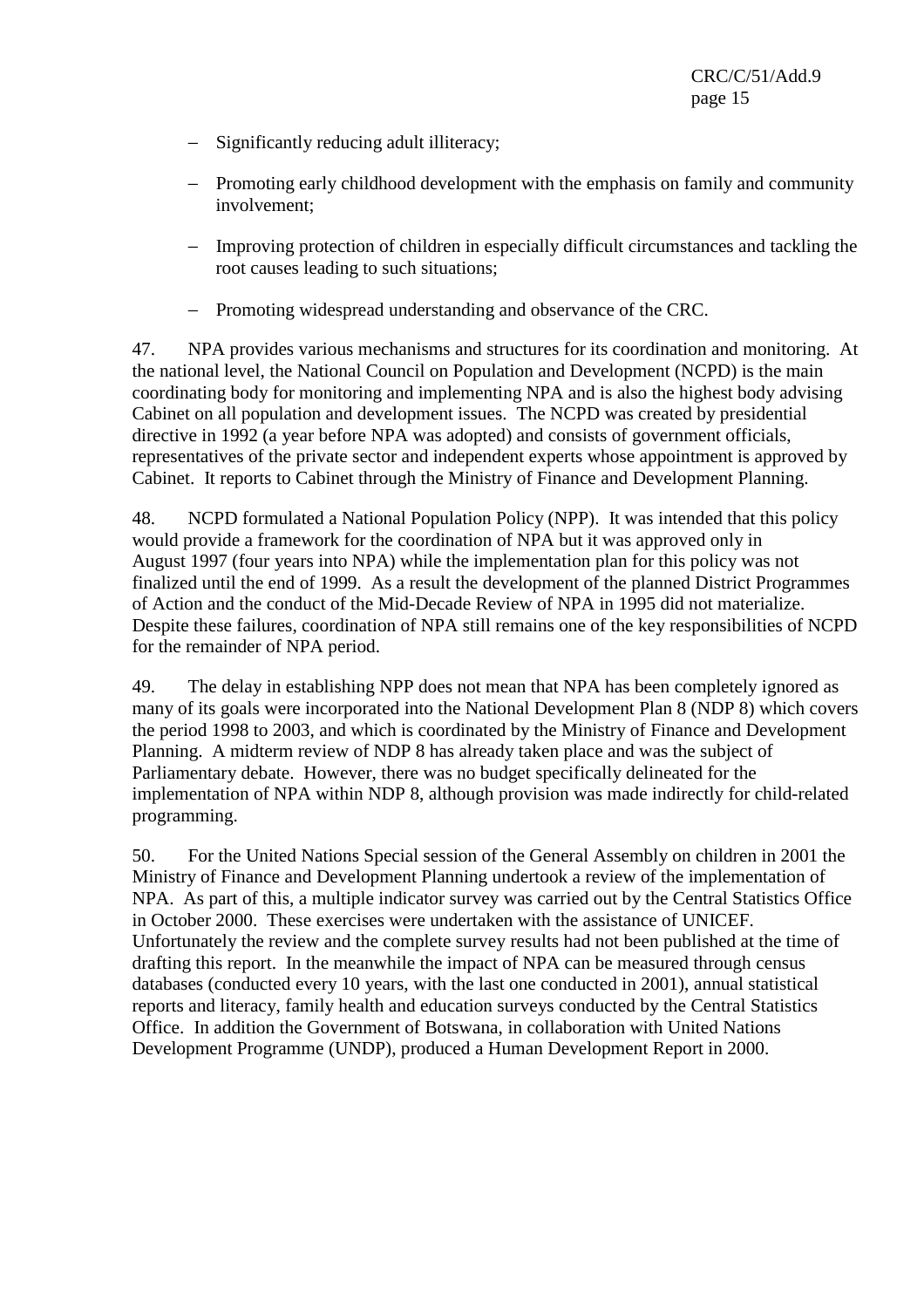- Significantly reducing adult illiteracy;
- Promoting early childhood development with the emphasis on family and community involvement;
- Improving protection of children in especially difficult circumstances and tackling the root causes leading to such situations;
- Promoting widespread understanding and observance of the CRC.

47. NPA provides various mechanisms and structures for its coordination and monitoring. At the national level, the National Council on Population and Development (NCPD) is the main coordinating body for monitoring and implementing NPA and is also the highest body advising Cabinet on all population and development issues. The NCPD was created by presidential directive in 1992 (a year before NPA was adopted) and consists of government officials, representatives of the private sector and independent experts whose appointment is approved by Cabinet. It reports to Cabinet through the Ministry of Finance and Development Planning.

48. NCPD formulated a National Population Policy (NPP). It was intended that this policy would provide a framework for the coordination of NPA but it was approved only in August 1997 (four years into NPA) while the implementation plan for this policy was not finalized until the end of 1999. As a result the development of the planned District Programmes of Action and the conduct of the Mid-Decade Review of NPA in 1995 did not materialize. Despite these failures, coordination of NPA still remains one of the key responsibilities of NCPD for the remainder of NPA period.

49. The delay in establishing NPP does not mean that NPA has been completely ignored as many of its goals were incorporated into the National Development Plan 8 (NDP 8) which covers the period 1998 to 2003, and which is coordinated by the Ministry of Finance and Development Planning. A midterm review of NDP 8 has already taken place and was the subject of Parliamentary debate. However, there was no budget specifically delineated for the implementation of NPA within NDP 8, although provision was made indirectly for child-related programming.

50. For the United Nations Special session of the General Assembly on children in 2001 the Ministry of Finance and Development Planning undertook a review of the implementation of NPA. As part of this, a multiple indicator survey was carried out by the Central Statistics Office in October 2000. These exercises were undertaken with the assistance of UNICEF. Unfortunately the review and the complete survey results had not been published at the time of drafting this report. In the meanwhile the impact of NPA can be measured through census databases (conducted every 10 years, with the last one conducted in 2001), annual statistical reports and literacy, family health and education surveys conducted by the Central Statistics Office. In addition the Government of Botswana, in collaboration with United Nations Development Programme (UNDP), produced a Human Development Report in 2000.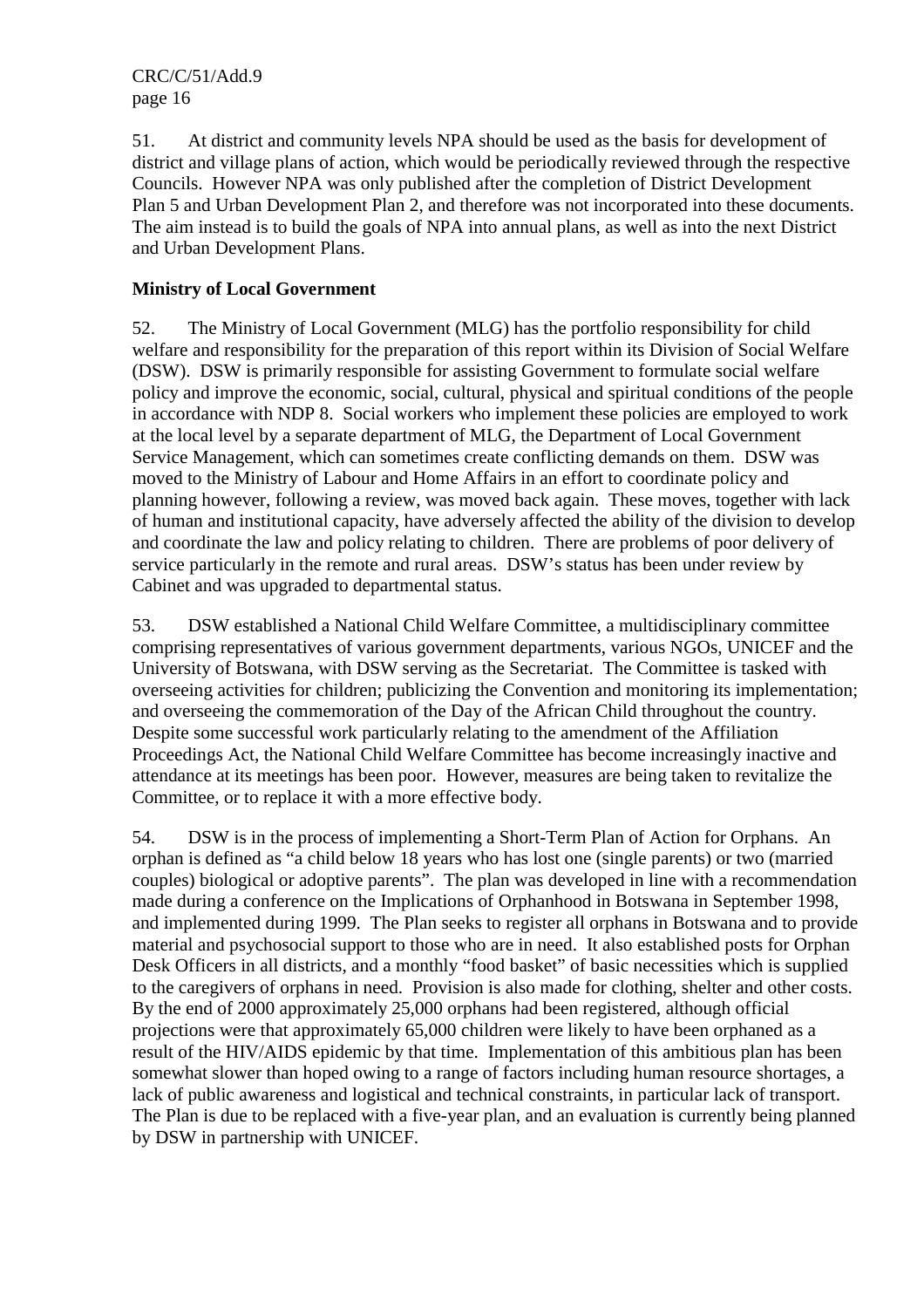51. At district and community levels NPA should be used as the basis for development of district and village plans of action, which would be periodically reviewed through the respective Councils. However NPA was only published after the completion of District Development Plan 5 and Urban Development Plan 2, and therefore was not incorporated into these documents. The aim instead is to build the goals of NPA into annual plans, as well as into the next District and Urban Development Plans.

**Ministry of Local Government**

52. The Ministry of Local Government (MLG) has the portfolio responsibility for child welfare and responsibility for the preparation of this report within its Division of Social Welfare (DSW). DSW is primarily responsible for assisting Government to formulate social welfare policy and improve the economic, social, cultural, physical and spiritual conditions of the people in accordance with NDP 8. Social workers who implement these policies are employed to work at the local level by a separate department of MLG, the Department of Local Government Service Management, which can sometimes create conflicting demands on them. DSW was moved to the Ministry of Labour and Home Affairs in an effort to coordinate policy and planning however, following a review, was moved back again. These moves, together with lack of human and institutional capacity, have adversely affected the ability of the division to develop and coordinate the law and policy relating to children. There are problems of poor delivery of service particularly in the remote and rural areas. DSW's status has been under review by Cabinet and was upgraded to departmental status.

53. DSW established a National Child Welfare Committee, a multidisciplinary committee comprising representatives of various government departments, various NGOs, UNICEF and the University of Botswana, with DSW serving as the Secretariat. The Committee is tasked with overseeing activities for children; publicizing the Convention and monitoring its implementation; and overseeing the commemoration of the Day of the African Child throughout the country. Despite some successful work particularly relating to the amendment of the Affiliation Proceedings Act, the National Child Welfare Committee has become increasingly inactive and attendance at its meetings has been poor. However, measures are being taken to revitalize the Committee, or to replace it with a more effective body.

54. DSW is in the process of implementing a Short-Term Plan of Action for Orphans. An orphan is defined as "a child below 18 years who has lost one (single parents) or two (married couples) biological or adoptive parents". The plan was developed in line with a recommendation made during a conference on the Implications of Orphanhood in Botswana in September 1998, and implemented during 1999. The Plan seeks to register all orphans in Botswana and to provide material and psychosocial support to those who are in need. It also established posts for Orphan Desk Officers in all districts, and a monthly "food basket" of basic necessities which is supplied to the caregivers of orphans in need. Provision is also made for clothing, shelter and other costs. By the end of 2000 approximately 25,000 orphans had been registered, although official projections were that approximately 65,000 children were likely to have been orphaned as a result of the HIV/AIDS epidemic by that time. Implementation of this ambitious plan has been somewhat slower than hoped owing to a range of factors including human resource shortages, a lack of public awareness and logistical and technical constraints, in particular lack of transport. The Plan is due to be replaced with a five-year plan, and an evaluation is currently being planned by DSW in partnership with UNICEF.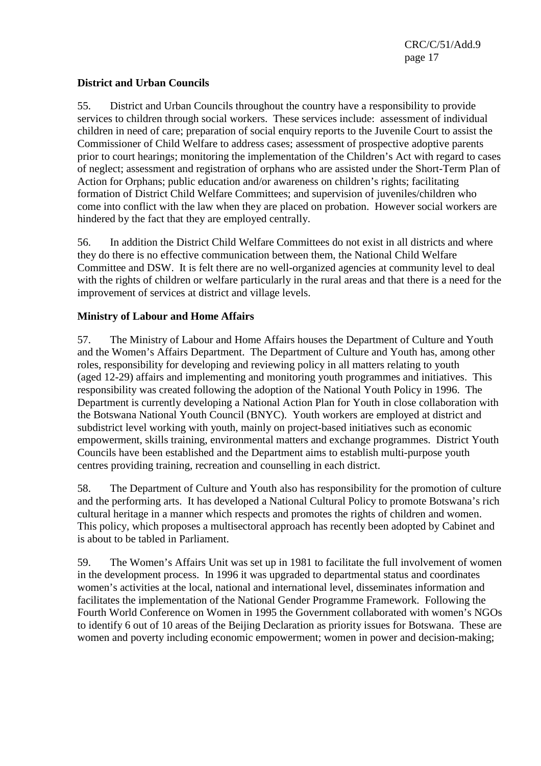**District and Urban Councils**

55. District and Urban Councils throughout the country have a responsibility to provide services to children through social workers. These services include: assessment of individual children in need of care; preparation of social enquiry reports to the Juvenile Court to assist the Commissioner of Child Welfare to address cases; assessment of prospective adoptive parents prior to court hearings; monitoring the implementation of the Children's Act with regard to cases of neglect; assessment and registration of orphans who are assisted under the Short-Term Plan of Action for Orphans; public education and/or awareness on children's rights; facilitating formation of District Child Welfare Committees; and supervision of juveniles/children who come into conflict with the law when they are placed on probation. However social workers are hindered by the fact that they are employed centrally.

56. In addition the District Child Welfare Committees do not exist in all districts and where they do there is no effective communication between them, the National Child Welfare Committee and DSW. It is felt there are no well-organized agencies at community level to deal with the rights of children or welfare particularly in the rural areas and that there is a need for the improvement of services at district and village levels.

**Ministry of Labour and Home Affairs**

57. The Ministry of Labour and Home Affairs houses the Department of Culture and Youth and the Women's Affairs Department. The Department of Culture and Youth has, among other roles, responsibility for developing and reviewing policy in all matters relating to youth (aged 12-29) affairs and implementing and monitoring youth programmes and initiatives. This responsibility was created following the adoption of the National Youth Policy in 1996. The Department is currently developing a National Action Plan for Youth in close collaboration with the Botswana National Youth Council (BNYC). Youth workers are employed at district and subdistrict level working with youth, mainly on project-based initiatives such as economic empowerment, skills training, environmental matters and exchange programmes. District Youth Councils have been established and the Department aims to establish multi-purpose youth centres providing training, recreation and counselling in each district.

58. The Department of Culture and Youth also has responsibility for the promotion of culture and the performing arts. It has developed a National Cultural Policy to promote Botswana's rich cultural heritage in a manner which respects and promotes the rights of children and women. This policy, which proposes a multisectoral approach has recently been adopted by Cabinet and is about to be tabled in Parliament.

59. The Women's Affairs Unit was set up in 1981 to facilitate the full involvement of women in the development process. In 1996 it was upgraded to departmental status and coordinates women's activities at the local, national and international level, disseminates information and facilitates the implementation of the National Gender Programme Framework. Following the Fourth World Conference on Women in 1995 the Government collaborated with women's NGOs to identify 6 out of 10 areas of the Beijing Declaration as priority issues for Botswana. These are women and poverty including economic empowerment; women in power and decision-making;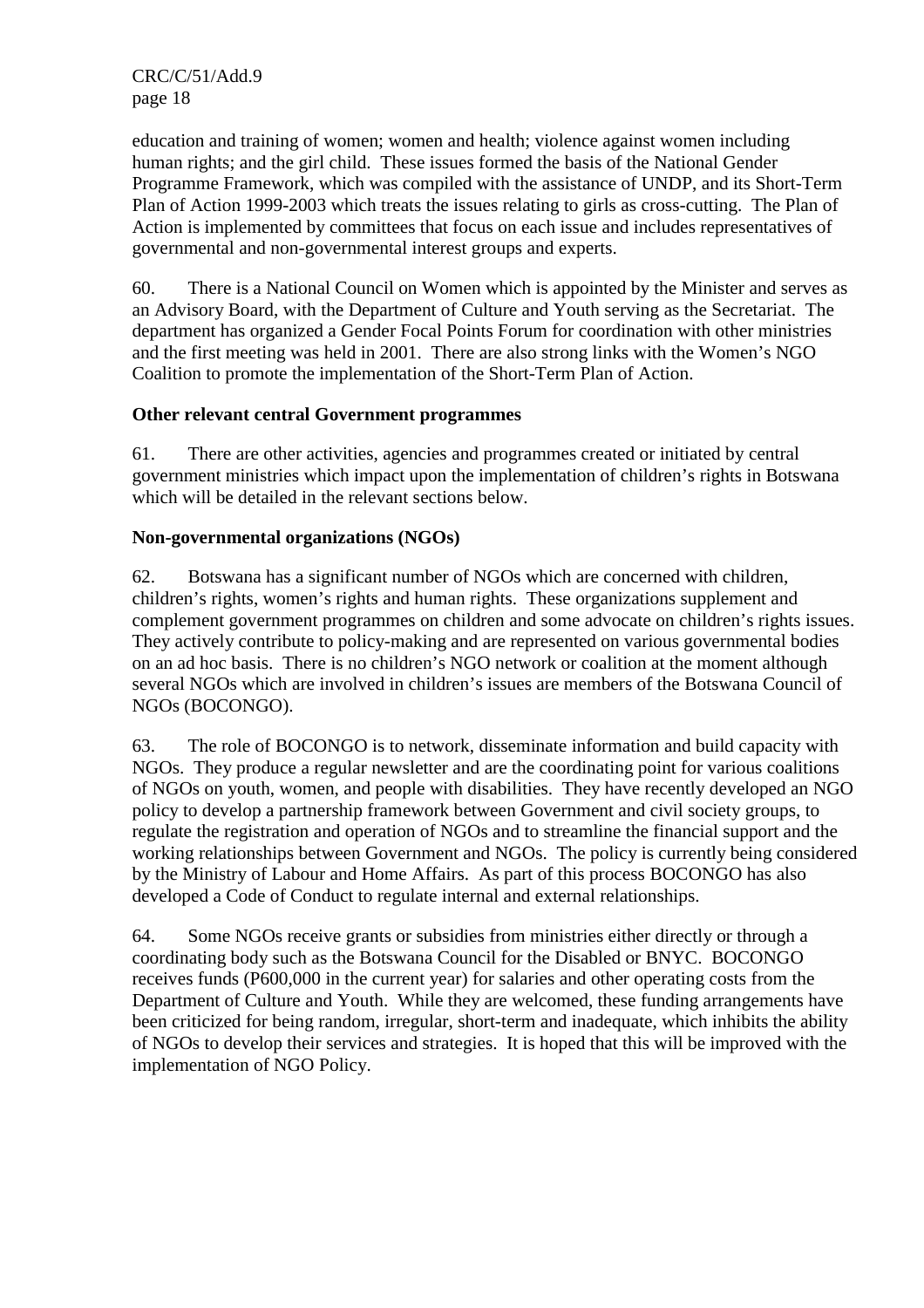education and training of women; women and health; violence against women including human rights; and the girl child. These issues formed the basis of the National Gender Programme Framework, which was compiled with the assistance of UNDP, and its Short-Term Plan of Action 1999-2003 which treats the issues relating to girls as cross-cutting. The Plan of Action is implemented by committees that focus on each issue and includes representatives of governmental and non-governmental interest groups and experts.

60. There is a National Council on Women which is appointed by the Minister and serves as an Advisory Board, with the Department of Culture and Youth serving as the Secretariat. The department has organized a Gender Focal Points Forum for coordination with other ministries and the first meeting was held in 2001. There are also strong links with the Women's NGO Coalition to promote the implementation of the Short-Term Plan of Action.

**Other relevant central Government programmes**

61. There are other activities, agencies and programmes created or initiated by central government ministries which impact upon the implementation of children's rights in Botswana which will be detailed in the relevant sections below.

**Non-governmental organizations (NGOs)**

62. Botswana has a significant number of NGOs which are concerned with children, children's rights, women's rights and human rights. These organizations supplement and complement government programmes on children and some advocate on children's rights issues. They actively contribute to policy-making and are represented on various governmental bodies on an ad hoc basis. There is no children's NGO network or coalition at the moment although several NGOs which are involved in children's issues are members of the Botswana Council of NGOs (BOCONGO).

63. The role of BOCONGO is to network, disseminate information and build capacity with NGOs. They produce a regular newsletter and are the coordinating point for various coalitions of NGOs on youth, women, and people with disabilities. They have recently developed an NGO policy to develop a partnership framework between Government and civil society groups, to regulate the registration and operation of NGOs and to streamline the financial support and the working relationships between Government and NGOs. The policy is currently being considered by the Ministry of Labour and Home Affairs. As part of this process BOCONGO has also developed a Code of Conduct to regulate internal and external relationships.

64. Some NGOs receive grants or subsidies from ministries either directly or through a coordinating body such as the Botswana Council for the Disabled or BNYC. BOCONGO receives funds (P600,000 in the current year) for salaries and other operating costs from the Department of Culture and Youth. While they are welcomed, these funding arrangements have been criticized for being random, irregular, short-term and inadequate, which inhibits the ability of NGOs to develop their services and strategies. It is hoped that this will be improved with the implementation of NGO Policy.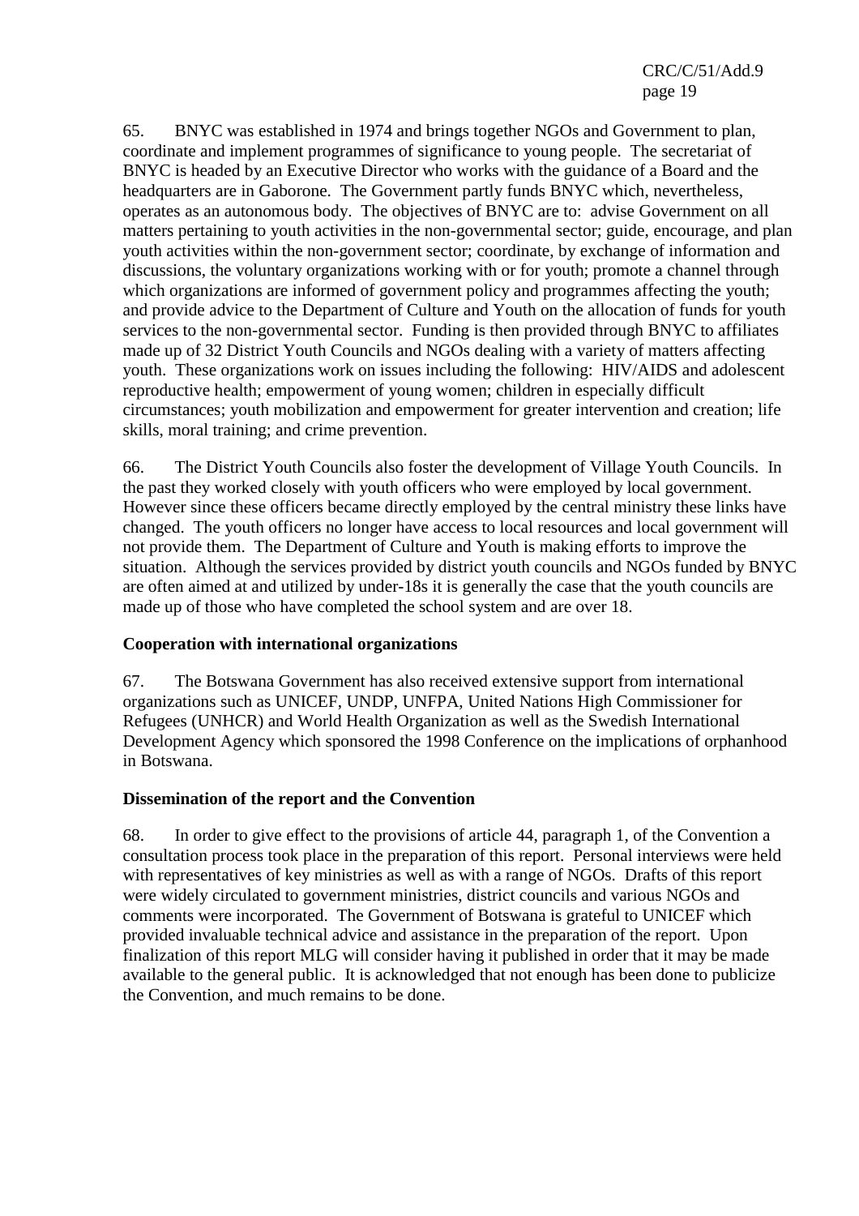65. BNYC was established in 1974 and brings together NGOs and Government to plan, coordinate and implement programmes of significance to young people. The secretariat of BNYC is headed by an Executive Director who works with the guidance of a Board and the headquarters are in Gaborone. The Government partly funds BNYC which, nevertheless, operates as an autonomous body. The objectives of BNYC are to: advise Government on all matters pertaining to youth activities in the non-governmental sector; guide, encourage, and plan youth activities within the non-government sector; coordinate, by exchange of information and discussions, the voluntary organizations working with or for youth; promote a channel through which organizations are informed of government policy and programmes affecting the youth; and provide advice to the Department of Culture and Youth on the allocation of funds for youth services to the non-governmental sector. Funding is then provided through BNYC to affiliates made up of 32 District Youth Councils and NGOs dealing with a variety of matters affecting youth. These organizations work on issues including the following: HIV/AIDS and adolescent reproductive health; empowerment of young women; children in especially difficult circumstances; youth mobilization and empowerment for greater intervention and creation; life skills, moral training; and crime prevention.

66. The District Youth Councils also foster the development of Village Youth Councils. In the past they worked closely with youth officers who were employed by local government. However since these officers became directly employed by the central ministry these links have changed. The youth officers no longer have access to local resources and local government will not provide them. The Department of Culture and Youth is making efforts to improve the situation. Although the services provided by district youth councils and NGOs funded by BNYC are often aimed at and utilized by under-18s it is generally the case that the youth councils are made up of those who have completed the school system and are over 18.

**Cooperation with international organizations**

67. The Botswana Government has also received extensive support from international organizations such as UNICEF, UNDP, UNFPA, United Nations High Commissioner for Refugees (UNHCR) and World Health Organization as well as the Swedish International Development Agency which sponsored the 1998 Conference on the implications of orphanhood in Botswana.

**Dissemination of the report and the Convention**

68. In order to give effect to the provisions of article 44, paragraph 1, of the Convention a consultation process took place in the preparation of this report. Personal interviews were held with representatives of key ministries as well as with a range of NGOs. Drafts of this report were widely circulated to government ministries, district councils and various NGOs and comments were incorporated. The Government of Botswana is grateful to UNICEF which provided invaluable technical advice and assistance in the preparation of the report. Upon finalization of this report MLG will consider having it published in order that it may be made available to the general public. It is acknowledged that not enough has been done to publicize the Convention, and much remains to be done.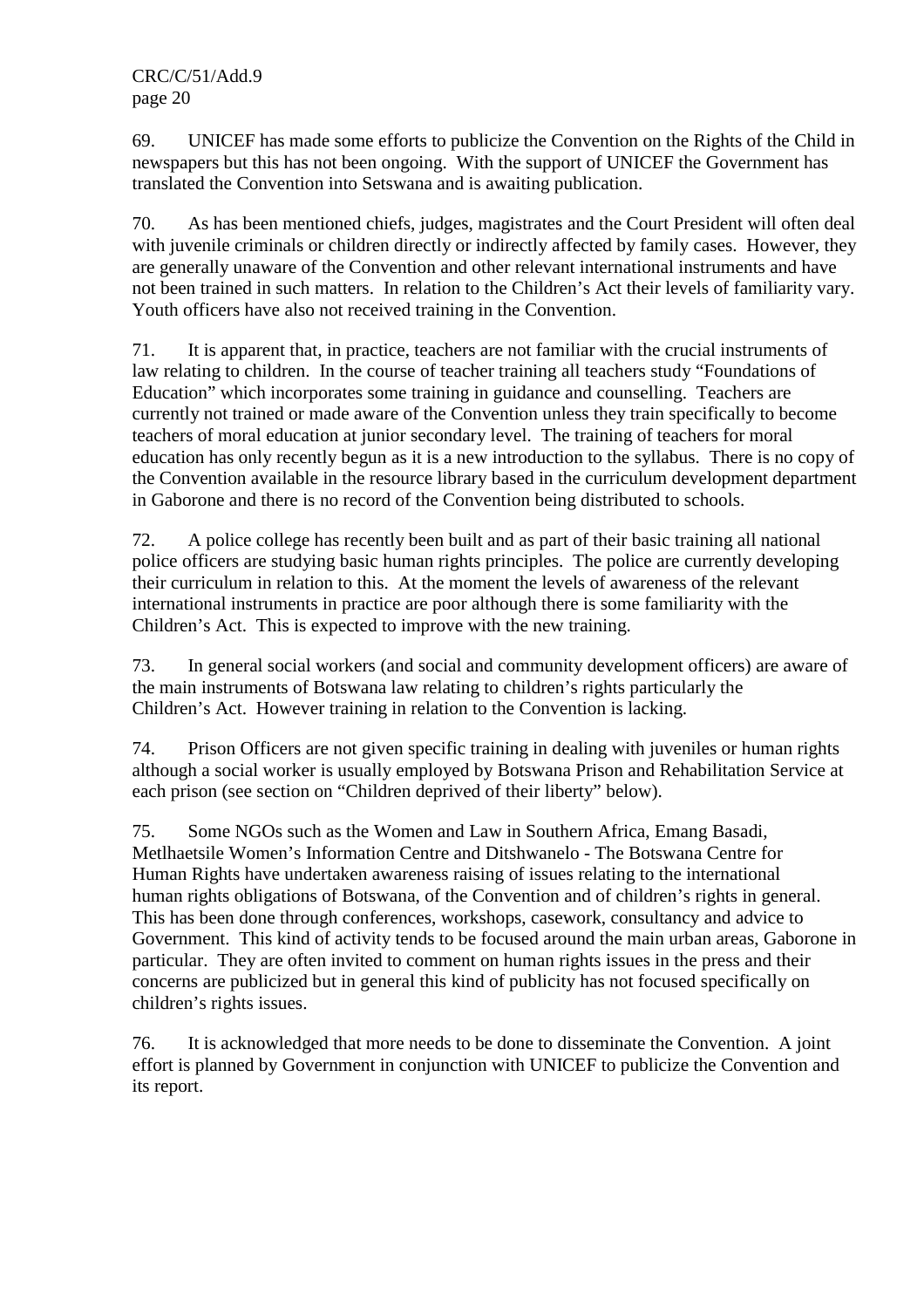69. UNICEF has made some efforts to publicize the Convention on the Rights of the Child in newspapers but this has not been ongoing. With the support of UNICEF the Government has translated the Convention into Setswana and is awaiting publication.

70. As has been mentioned chiefs, judges, magistrates and the Court President will often deal with juvenile criminals or children directly or indirectly affected by family cases. However, they are generally unaware of the Convention and other relevant international instruments and have not been trained in such matters. In relation to the Children's Act their levels of familiarity vary. Youth officers have also not received training in the Convention.

71. It is apparent that, in practice, teachers are not familiar with the crucial instruments of law relating to children. In the course of teacher training all teachers study "Foundations of Education" which incorporates some training in guidance and counselling. Teachers are currently not trained or made aware of the Convention unless they train specifically to become teachers of moral education at junior secondary level. The training of teachers for moral education has only recently begun as it is a new introduction to the syllabus. There is no copy of the Convention available in the resource library based in the curriculum development department in Gaborone and there is no record of the Convention being distributed to schools.

72. A police college has recently been built and as part of their basic training all national police officers are studying basic human rights principles. The police are currently developing their curriculum in relation to this. At the moment the levels of awareness of the relevant international instruments in practice are poor although there is some familiarity with the Children's Act. This is expected to improve with the new training.

73. In general social workers (and social and community development officers) are aware of the main instruments of Botswana law relating to children's rights particularly the Children's Act. However training in relation to the Convention is lacking.

74. Prison Officers are not given specific training in dealing with juveniles or human rights although a social worker is usually employed by Botswana Prison and Rehabilitation Service at each prison (see section on "Children deprived of their liberty" below).

75. Some NGOs such as the Women and Law in Southern Africa, Emang Basadi, Metlhaetsile Women's Information Centre and Ditshwanelo - The Botswana Centre for Human Rights have undertaken awareness raising of issues relating to the international human rights obligations of Botswana, of the Convention and of children's rights in general. This has been done through conferences, workshops, casework, consultancy and advice to Government. This kind of activity tends to be focused around the main urban areas, Gaborone in particular. They are often invited to comment on human rights issues in the press and their concerns are publicized but in general this kind of publicity has not focused specifically on children's rights issues.

76. It is acknowledged that more needs to be done to disseminate the Convention. A joint effort is planned by Government in conjunction with UNICEF to publicize the Convention and its report.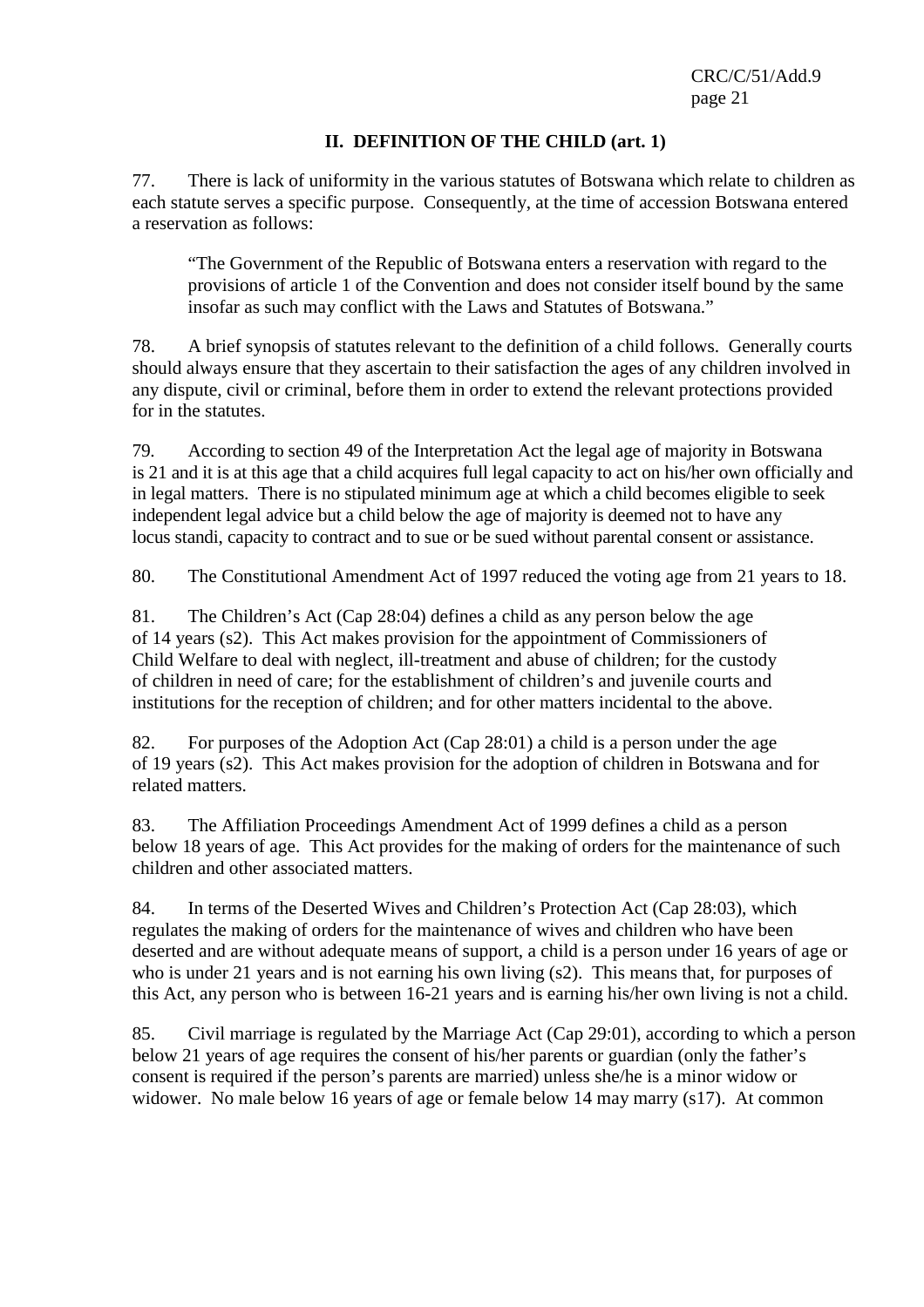## II. DEFINITION OF THE CHILD (art. 1)

77. There is lack of uniformity in the various statutes of Botswana which relate to children as each statute serves a specific purpose. Consequently, at the time of accession Botswana entered a reservation as follows:

> "The Government of the Republic of Botswana enters a reservation with regard to the provisions of article 1 of the Convention and does not consider itself bound by the same insofar as such may conflict with the Laws and Statutes of Botswana."

78. A brief synopsis of statutes relevant to the definition of a child follows. Generally courts should always ensure that they ascertain to their satisfaction the ages of any children involved in any dispute, civil or criminal, before them in order to extend the relevant protections provided for in the statutes.

79. According to section 49 of the Interpretation Act the legal age of majority in Botswana is 21 and it is at this age that a child acquires full legal capacity to act on his/her own officially and in legal matters. There is no stipulated minimum age at which a child becomes eligible to seek independent legal advice but a child below the age of majority is deemed not to have any locus standi, capacity to contract and to sue or be sued without parental consent or assistance.

80. The Constitutional Amendment Act of 1997 reduced the voting age from 21 years to 18.

81. The Children's Act (Cap 28:04) defines a child as any person below the age of 14 years (s2). This Act makes provision for the appointment of Commissioners of Child Welfare to deal with neglect, ill-treatment and abuse of children; for the custody of children in need of care; for the establishment of children's and juvenile courts and institutions for the reception of children; and for other matters incidental to the above.

82. For purposes of the Adoption Act (Cap 28:01) a child is a person under the age of 19 years (s2). This Act makes provision for the adoption of children in Botswana and for related matters.

83. The Affiliation Proceedings Amendment Act of 1999 defines a child as a person below 18 years of age. This Act provides for the making of orders for the maintenance of such children and other associated matters.

84. In terms of the Deserted Wives and Children's Protection Act (Cap 28:03), which regulates the making of orders for the maintenance of wives and children who have been deserted and are without adequate means of support, a child is a person under 16 years of age or who is under 21 years and is not earning his own living (s2). This means that, for purposes of this Act, any person who is between 16-21 years and is earning his/her own living is not a child.

85. Civil marriage is regulated by the Marriage Act (Cap 29:01), according to which a person below 21 years of age requires the consent of his/her parents or guardian (only the father's consent is required if the person's parents are married) unless she/he is a minor widow or widower. No male below 16 years of age or female below 14 may marry (s17). At common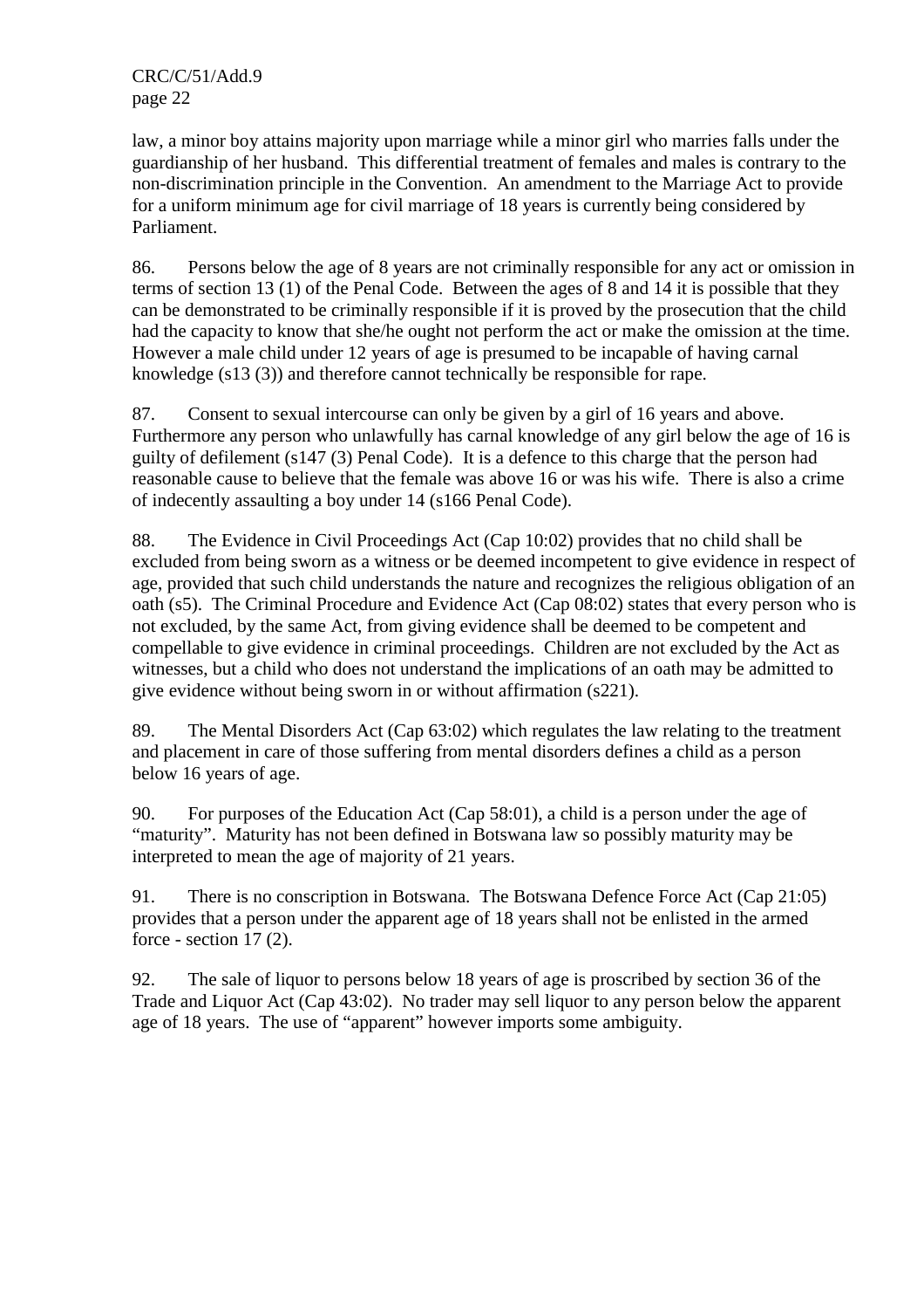law, a minor boy attains majority upon marriage while a minor girl who marries falls under the guardianship of her husband. This differential treatment of females and males is contrary to the non-discrimination principle in the Convention. An amendment to the Marriage Act to provide for a uniform minimum age for civil marriage of 18 years is currently being considered by Parliament.

86. Persons below the age of 8 years are not criminally responsible for any act or omission in terms of section 13 (1) of the Penal Code. Between the ages of 8 and 14 it is possible that they can be demonstrated to be criminally responsible if it is proved by the prosecution that the child had the capacity to know that she/he ought not perform the act or make the omission at the time. However a male child under 12 years of age is presumed to be incapable of having carnal knowledge (s13 (3)) and therefore cannot technically be responsible for rape.

87. Consent to sexual intercourse can only be given by a girl of 16 years and above. Furthermore any person who unlawfully has carnal knowledge of any girl below the age of 16 is guilty of defilement (s147 (3) Penal Code). It is a defence to this charge that the person had reasonable cause to believe that the female was above 16 or was his wife. There is also a crime of indecently assaulting a boy under 14 (s166 Penal Code).

88. The Evidence in Civil Proceedings Act (Cap 10:02) provides that no child shall be excluded from being sworn as a witness or be deemed incompetent to give evidence in respect of age, provided that such child understands the nature and recognizes the religious obligation of an oath (s5). The Criminal Procedure and Evidence Act (Cap 08:02) states that every person who is not excluded, by the same Act, from giving evidence shall be deemed to be competent and compellable to give evidence in criminal proceedings. Children are not excluded by the Act as witnesses, but a child who does not understand the implications of an oath may be admitted to give evidence without being sworn in or without affirmation (s221).

89. The Mental Disorders Act (Cap 63:02) which regulates the law relating to the treatment and placement in care of those suffering from mental disorders defines a child as a person below 16 years of age.

90. For purposes of the Education Act (Cap 58:01), a child is a person under the age of "maturity". Maturity has not been defined in Botswana law so possibly maturity may be interpreted to mean the age of majority of 21 years.

91. There is no conscription in Botswana. The Botswana Defence Force Act (Cap 21:05) provides that a person under the apparent age of 18 years shall not be enlisted in the armed force - section 17 (2).

92. The sale of liquor to persons below 18 years of age is proscribed by section 36 of the Trade and Liquor Act (Cap 43:02). No trader may sell liquor to any person below the apparent age of 18 years. The use of "apparent" however imports some ambiguity.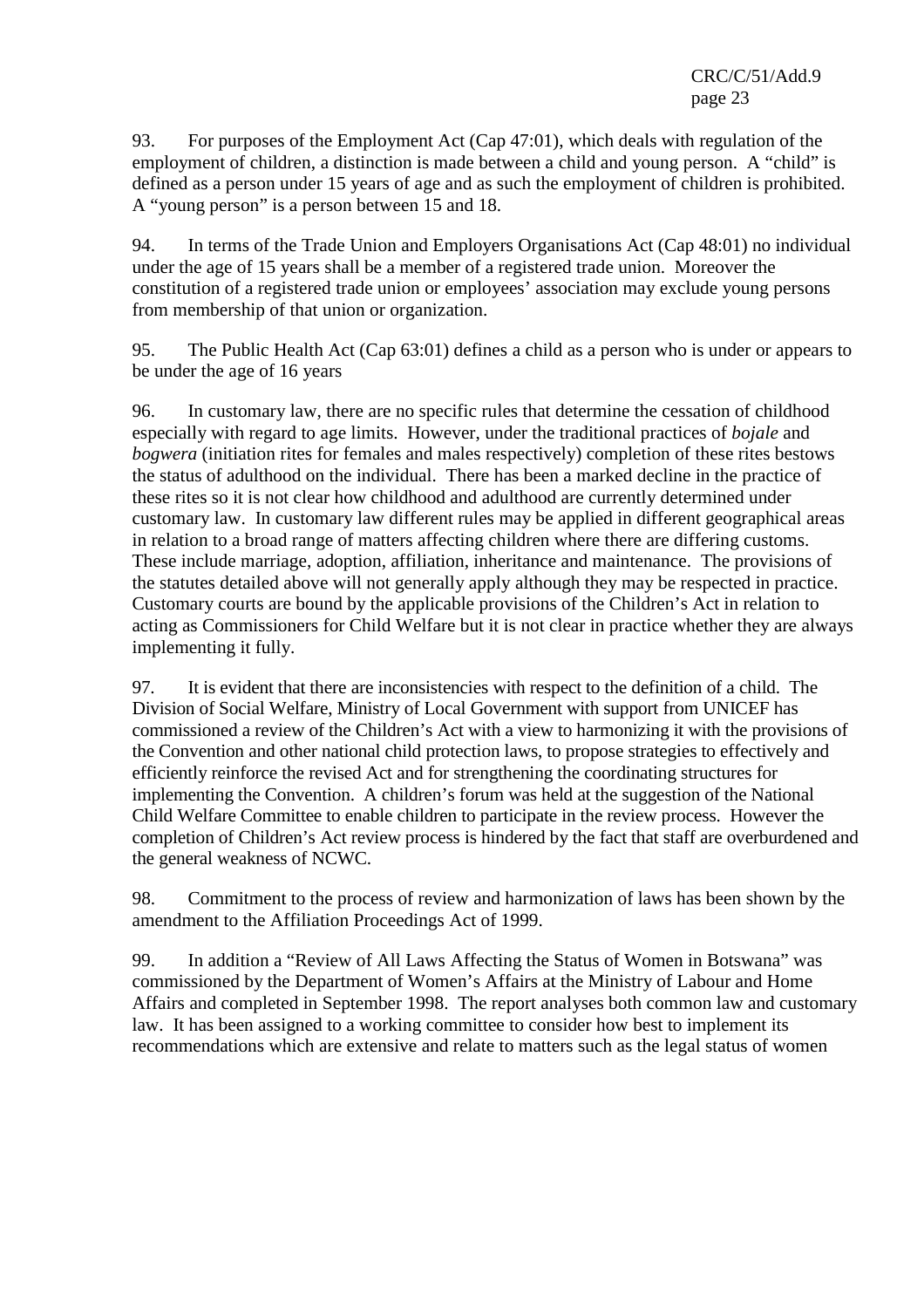93. For purposes of the Employment Act (Cap 47:01), which deals with regulation of the employment of children, a distinction is made between a child and young person. A "child" is defined as a person under 15 years of age and as such the employment of children is prohibited. A "young person" is a person between 15 and 18.

94. In terms of the Trade Union and Employers Organisations Act (Cap 48:01) no individual under the age of 15 years shall be a member of a registered trade union. Moreover the constitution of a registered trade union or employees' association may exclude young persons from membership of that union or organization.

95. The Public Health Act (Cap 63:01) defines a child as a person who is under or appears to be under the age of 16 years

96. In customary law, there are no specific rules that determine the cessation of childhood especially with regard to age limits. However, under the traditional practices of *bojale* and *bogwera* (initiation rites for females and males respectively) completion of these rites bestows the status of adulthood on the individual. There has been a marked decline in the practice of these rites so it is not clear how childhood and adulthood are currently determined under customary law. In customary law different rules may be applied in different geographical areas in relation to a broad range of matters affecting children where there are differing customs. These include marriage, adoption, affiliation, inheritance and maintenance. The provisions of the statutes detailed above will not generally apply although they may be respected in practice. Customary courts are bound by the applicable provisions of the Children's Act in relation to acting as Commissioners for Child Welfare but it is not clear in practice whether they are always implementing it fully.

97. It is evident that there are inconsistencies with respect to the definition of a child. The Division of Social Welfare, Ministry of Local Government with support from UNICEF has commissioned a review of the Children's Act with a view to harmonizing it with the provisions of the Convention and other national child protection laws, to propose strategies to effectively and efficiently reinforce the revised Act and for strengthening the coordinating structures for implementing the Convention. A children's forum was held at the suggestion of the National Child Welfare Committee to enable children to participate in the review process. However the completion of Children's Act review process is hindered by the fact that staff are overburdened and the general weakness of NCWC.

98. Commitment to the process of review and harmonization of laws has been shown by the amendment to the Affiliation Proceedings Act of 1999.

99. In addition a "Review of All Laws Affecting the Status of Women in Botswana" was commissioned by the Department of Women's Affairs at the Ministry of Labour and Home Affairs and completed in September 1998. The report analyses both common law and customary law. It has been assigned to a working committee to consider how best to implement its recommendations which are extensive and relate to matters such as the legal status of women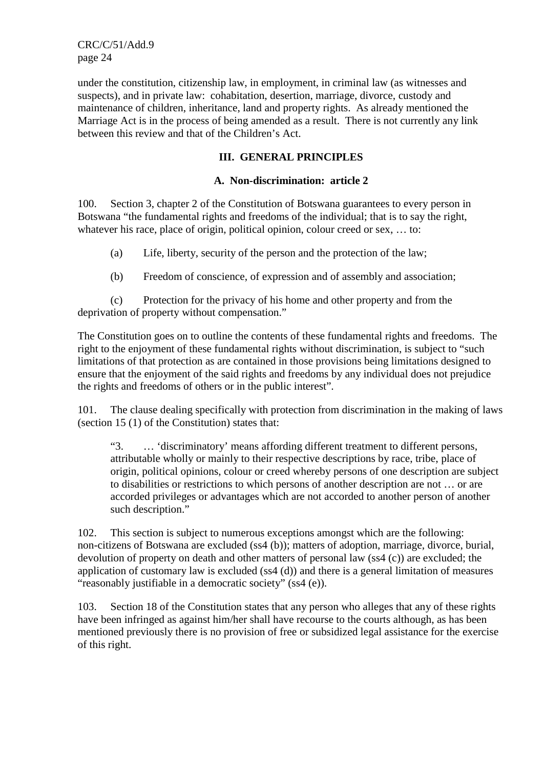under the constitution, citizenship law, in employment, in criminal law (as witnesses and suspects), and in private law: cohabitation, desertion, marriage, divorce, custody and maintenance of children, inheritance, land and property rights. As already mentioned the Marriage Act is in the process of being amended as a result. There is not currently any link between this review and that of the Children's Act.

## III. GENERAL PRINCIPLES

### A. Non-discrimination: article 2

100. Section 3, chapter 2 of the Constitution of Botswana guarantees to every person in Botswana "the fundamental rights and freedoms of the individual; that is to say the right, whatever his race, place of origin, political opinion, colour creed or sex, … to:

(a) Life, liberty, security of the person and the protection of the law;

(b) Freedom of conscience, of expression and of assembly and association;

(c) Protection for the privacy of his home and other property and from the deprivation of property without compensation."

The Constitution goes on to outline the contents of these fundamental rights and freedoms. The right to the enjoyment of these fundamental rights without discrimination, is subject to "such limitations of that protection as are contained in those provisions being limitations designed to ensure that the enjoyment of the said rights and freedoms by any individual does not prejudice the rights and freedoms of others or in the public interest".

101. The clause dealing specifically with protection from discrimination in the making of laws (section 15 (1) of the Constitution) states that:

> "3. … 'discriminatory' means affording different treatment to different persons, attributable wholly or mainly to their respective descriptions by race, tribe, place of origin, political opinions, colour or creed whereby persons of one description are subject to disabilities or restrictions to which persons of another description are not … or are accorded privileges or advantages which are not accorded to another person of another such description."

102. This section is subject to numerous exceptions amongst which are the following: non-citizens of Botswana are excluded (ss4 (b)); matters of adoption, marriage, divorce, burial, devolution of property on death and other matters of personal law (ss4 (c)) are excluded; the application of customary law is excluded (ss4 (d)) and there is a general limitation of measures "reasonably justifiable in a democratic society" (ss4 (e)).

103. Section 18 of the Constitution states that any person who alleges that any of these rights have been infringed as against him/her shall have recourse to the courts although, as has been mentioned previously there is no provision of free or subsidized legal assistance for the exercise of this right.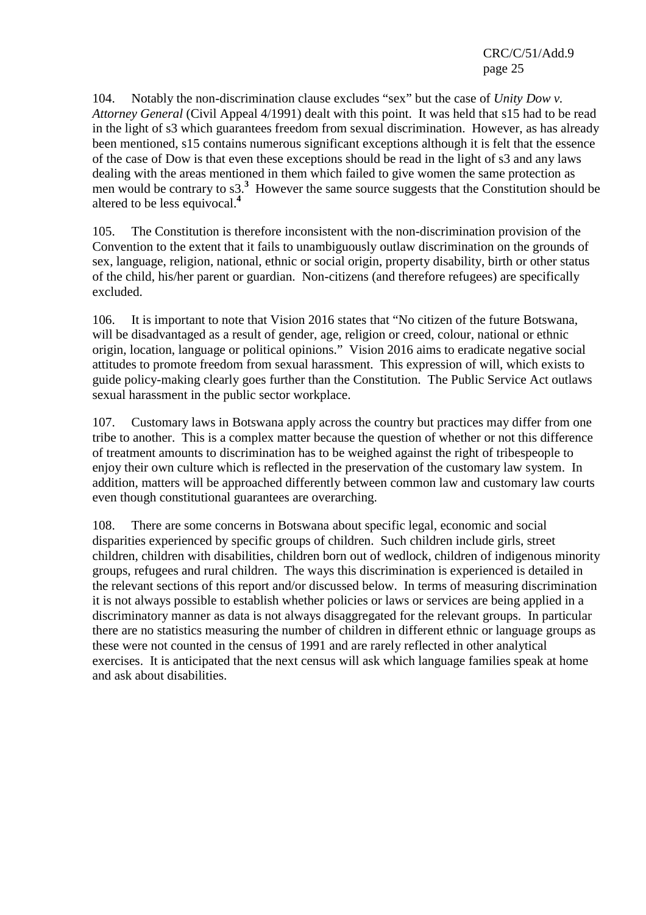104. Notably the non-discrimination clause excludes "sex" but the case of *Unity Dow v. Attorney General* (Civil Appeal 4/1991) dealt with this point. It was held that s15 had to be read in the light of s3 which guarantees freedom from sexual discrimination. However, as has already been mentioned, s15 contains numerous significant exceptions although it is felt that the essence of the case of Dow is that even these exceptions should be read in the light of s3 and any laws dealing with the areas mentioned in them which failed to give women the same protection as men would be contrary to s3.[3] However the same source suggests that the Constitution should be altered to be less equivocal.[4]

105. The Constitution is therefore inconsistent with the non-discrimination provision of the Convention to the extent that it fails to unambiguously outlaw discrimination on the grounds of sex, language, religion, national, ethnic or social origin, property disability, birth or other status of the child, his/her parent or guardian. Non-citizens (and therefore refugees) are specifically excluded.

106. It is important to note that Vision 2016 states that "No citizen of the future Botswana, will be disadvantaged as a result of gender, age, religion or creed, colour, national or ethnic origin, location, language or political opinions." Vision 2016 aims to eradicate negative social attitudes to promote freedom from sexual harassment. This expression of will, which exists to guide policy-making clearly goes further than the Constitution. The Public Service Act outlaws sexual harassment in the public sector workplace.

107. Customary laws in Botswana apply across the country but practices may differ from one tribe to another. This is a complex matter because the question of whether or not this difference of treatment amounts to discrimination has to be weighed against the right of tribespeople to enjoy their own culture which is reflected in the preservation of the customary law system. In addition, matters will be approached differently between common law and customary law courts even though constitutional guarantees are overarching.

108. There are some concerns in Botswana about specific legal, economic and social disparities experienced by specific groups of children. Such children include girls, street children, children with disabilities, children born out of wedlock, children of indigenous minority groups, refugees and rural children. The ways this discrimination is experienced is detailed in the relevant sections of this report and/or discussed below. In terms of measuring discrimination it is not always possible to establish whether policies or laws or services are being applied in a discriminatory manner as data is not always disaggregated for the relevant groups. In particular there are no statistics measuring the number of children in different ethnic or language groups as these were not counted in the census of 1991 and are rarely reflected in other analytical exercises. It is anticipated that the next census will ask which language families speak at home and ask about disabilities.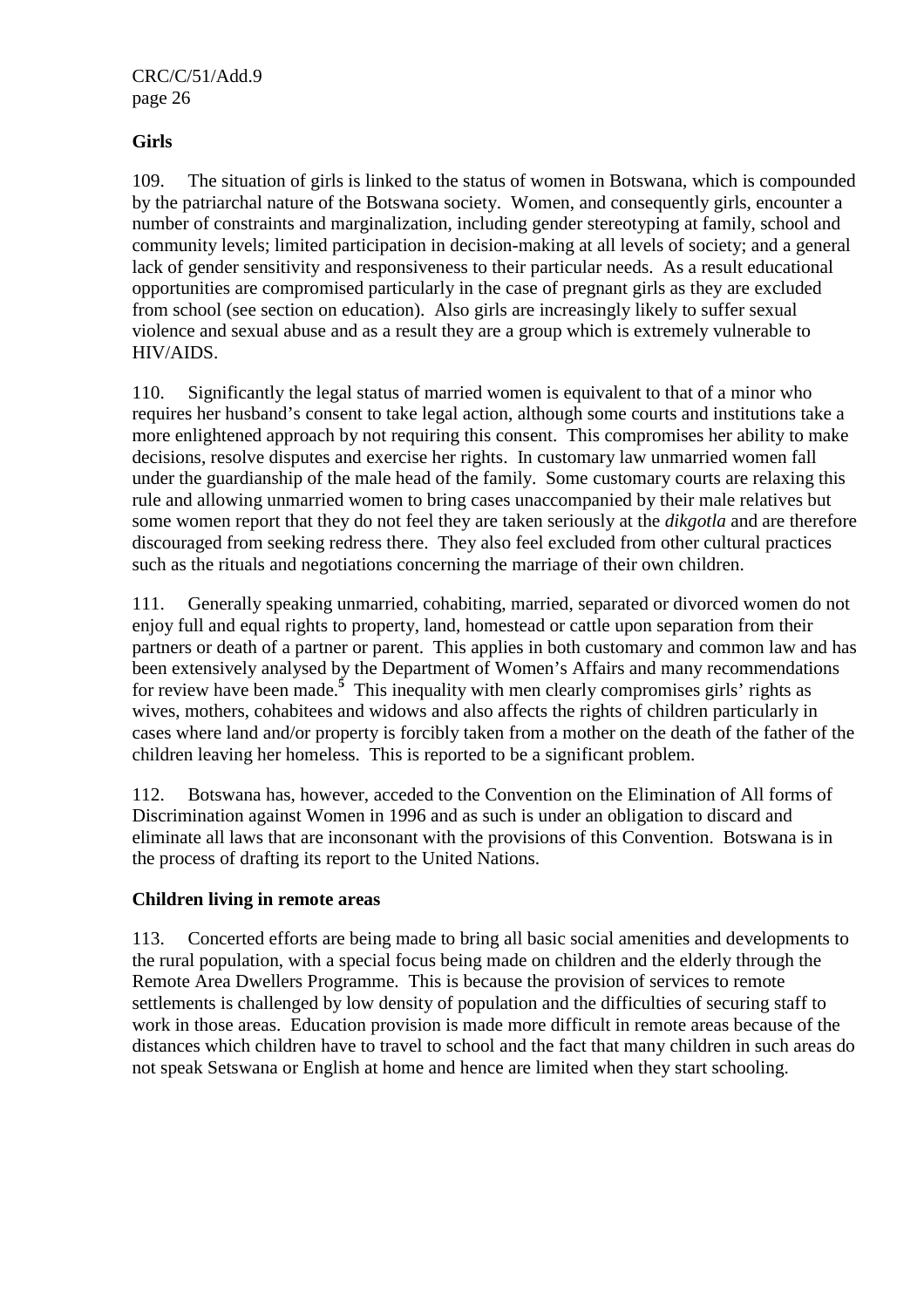**Girls**

109. The situation of girls is linked to the status of women in Botswana, which is compounded by the patriarchal nature of the Botswana society. Women, and consequently girls, encounter a number of constraints and marginalization, including gender stereotyping at family, school and community levels; limited participation in decision-making at all levels of society; and a general lack of gender sensitivity and responsiveness to their particular needs. As a result educational opportunities are compromised particularly in the case of pregnant girls as they are excluded from school (see section on education). Also girls are increasingly likely to suffer sexual violence and sexual abuse and as a result they are a group which is extremely vulnerable to HIV/AIDS.

110. Significantly the legal status of married women is equivalent to that of a minor who requires her husband's consent to take legal action, although some courts and institutions take a more enlightened approach by not requiring this consent. This compromises her ability to make decisions, resolve disputes and exercise her rights. In customary law unmarried women fall under the guardianship of the male head of the family. Some customary courts are relaxing this rule and allowing unmarried women to bring cases unaccompanied by their male relatives but some women report that they do not feel they are taken seriously at the *dikgotla* and are therefore discouraged from seeking redress there. They also feel excluded from other cultural practices such as the rituals and negotiations concerning the marriage of their own children.

111. Generally speaking unmarried, cohabiting, married, separated or divorced women do not enjoy full and equal rights to property, land, homestead or cattle upon separation from their partners or death of a partner or parent. This applies in both customary and common law and has been extensively analysed by the Department of Women's Affairs and many recommendations for review have been made.[5] This inequality with men clearly compromises girls' rights as wives, mothers, cohabitees and widows and also affects the rights of children particularly in cases where land and/or property is forcibly taken from a mother on the death of the father of the children leaving her homeless. This is reported to be a significant problem.

112. Botswana has, however, acceded to the Convention on the Elimination of All forms of Discrimination against Women in 1996 and as such is under an obligation to discard and eliminate all laws that are inconsonant with the provisions of this Convention. Botswana is in the process of drafting its report to the United Nations.

**Children living in remote areas**

113. Concerted efforts are being made to bring all basic social amenities and developments to the rural population, with a special focus being made on children and the elderly through the Remote Area Dwellers Programme. This is because the provision of services to remote settlements is challenged by low density of population and the difficulties of securing staff to work in those areas. Education provision is made more difficult in remote areas because of the distances which children have to travel to school and the fact that many children in such areas do not speak Setswana or English at home and hence are limited when they start schooling.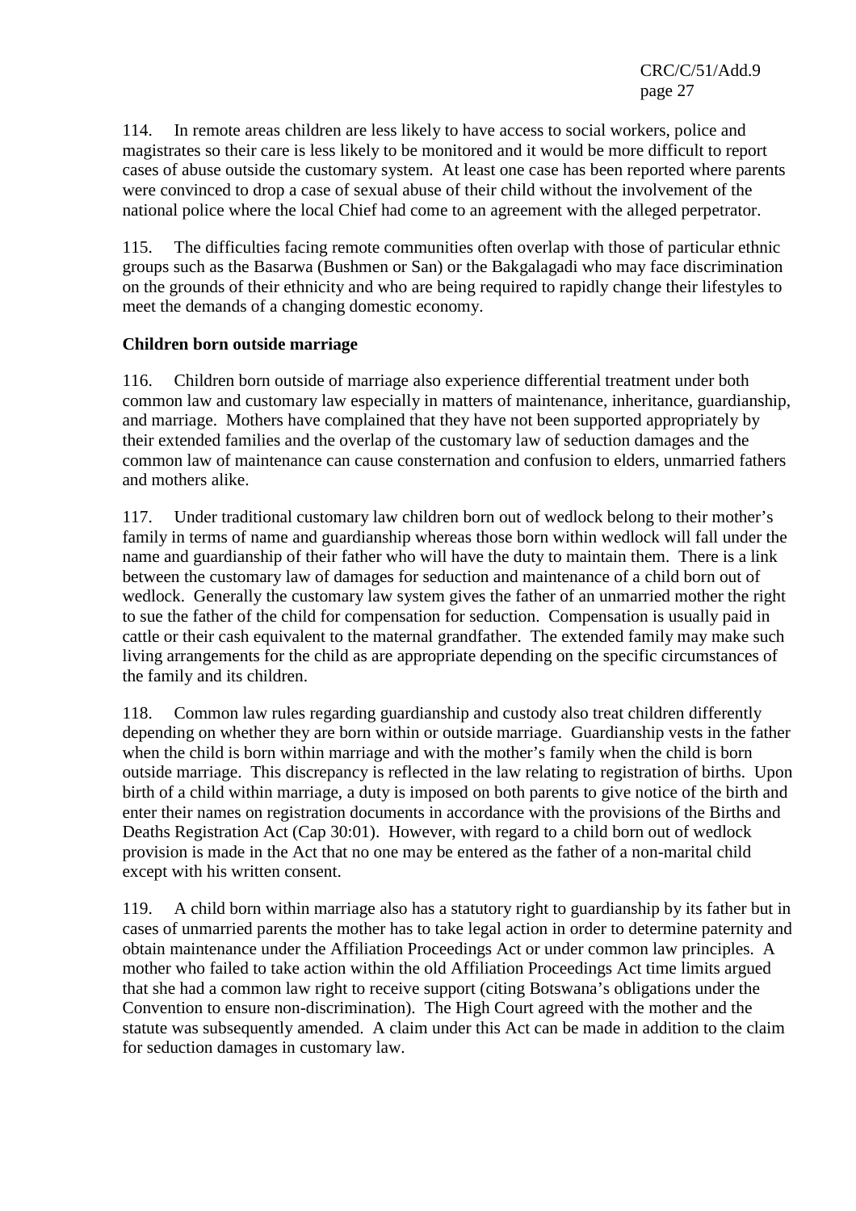114. In remote areas children are less likely to have access to social workers, police and magistrates so their care is less likely to be monitored and it would be more difficult to report cases of abuse outside the customary system. At least one case has been reported where parents were convinced to drop a case of sexual abuse of their child without the involvement of the national police where the local Chief had come to an agreement with the alleged perpetrator.

115. The difficulties facing remote communities often overlap with those of particular ethnic groups such as the Basarwa (Bushmen or San) or the Bakgalagadi who may face discrimination on the grounds of their ethnicity and who are being required to rapidly change their lifestyles to meet the demands of a changing domestic economy.

**Children born outside marriage**

116. Children born outside of marriage also experience differential treatment under both common law and customary law especially in matters of maintenance, inheritance, guardianship, and marriage. Mothers have complained that they have not been supported appropriately by their extended families and the overlap of the customary law of seduction damages and the common law of maintenance can cause consternation and confusion to elders, unmarried fathers and mothers alike.

117. Under traditional customary law children born out of wedlock belong to their mother's family in terms of name and guardianship whereas those born within wedlock will fall under the name and guardianship of their father who will have the duty to maintain them. There is a link between the customary law of damages for seduction and maintenance of a child born out of wedlock. Generally the customary law system gives the father of an unmarried mother the right to sue the father of the child for compensation for seduction. Compensation is usually paid in cattle or their cash equivalent to the maternal grandfather. The extended family may make such living arrangements for the child as are appropriate depending on the specific circumstances of the family and its children.

118. Common law rules regarding guardianship and custody also treat children differently depending on whether they are born within or outside marriage. Guardianship vests in the father when the child is born within marriage and with the mother's family when the child is born outside marriage. This discrepancy is reflected in the law relating to registration of births. Upon birth of a child within marriage, a duty is imposed on both parents to give notice of the birth and enter their names on registration documents in accordance with the provisions of the Births and Deaths Registration Act (Cap 30:01). However, with regard to a child born out of wedlock provision is made in the Act that no one may be entered as the father of a non-marital child except with his written consent.

119. A child born within marriage also has a statutory right to guardianship by its father but in cases of unmarried parents the mother has to take legal action in order to determine paternity and obtain maintenance under the Affiliation Proceedings Act or under common law principles. A mother who failed to take action within the old Affiliation Proceedings Act time limits argued that she had a common law right to receive support (citing Botswana's obligations under the Convention to ensure non-discrimination). The High Court agreed with the mother and the statute was subsequently amended. A claim under this Act can be made in addition to the claim for seduction damages in customary law.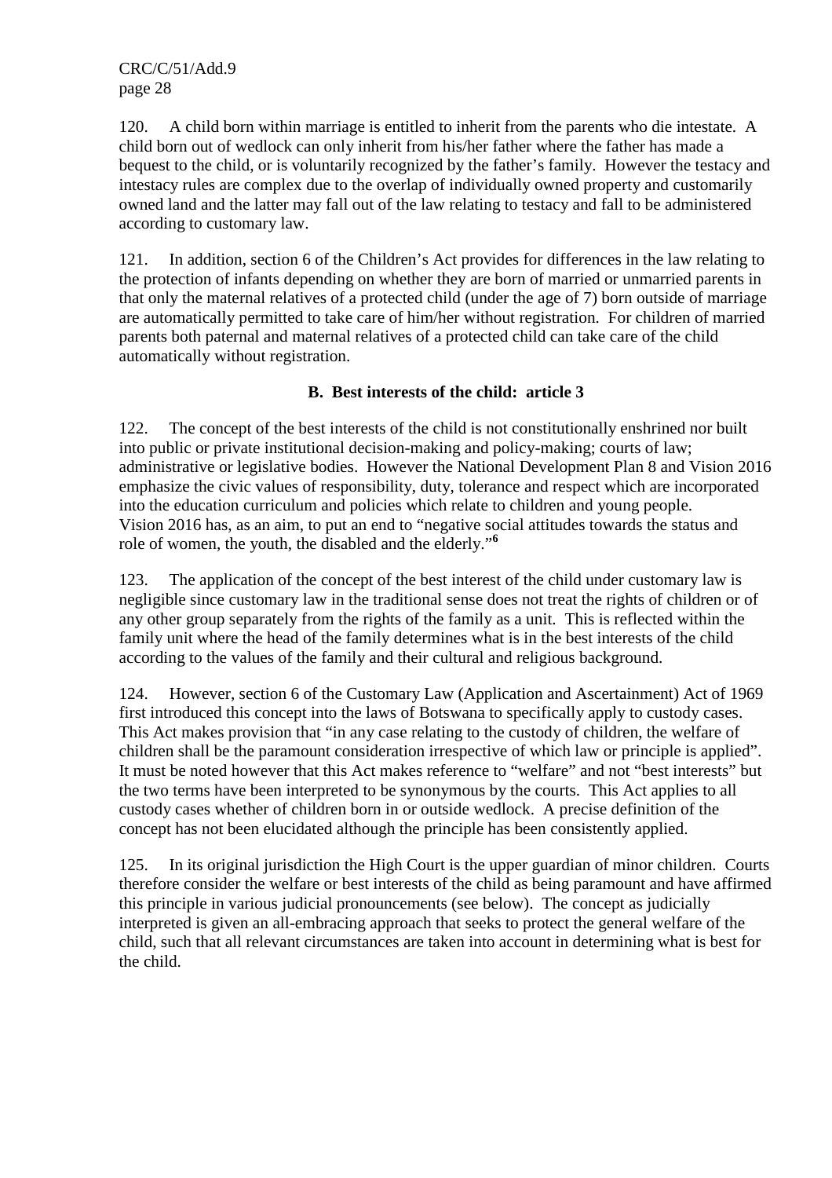120. A child born within marriage is entitled to inherit from the parents who die intestate. A child born out of wedlock can only inherit from his/her father where the father has made a bequest to the child, or is voluntarily recognized by the father's family. However the testacy and intestacy rules are complex due to the overlap of individually owned property and customarily owned land and the latter may fall out of the law relating to testacy and fall to be administered according to customary law.

121. In addition, section 6 of the Children's Act provides for differences in the law relating to the protection of infants depending on whether they are born of married or unmarried parents in that only the maternal relatives of a protected child (under the age of 7) born outside of marriage are automatically permitted to take care of him/her without registration. For children of married parents both paternal and maternal relatives of a protected child can take care of the child automatically without registration.

### B. Best interests of the child: article 3

122. The concept of the best interests of the child is not constitutionally enshrined nor built into public or private institutional decision-making and policy-making; courts of law; administrative or legislative bodies. However the National Development Plan 8 and Vision 2016 emphasize the civic values of responsibility, duty, tolerance and respect which are incorporated into the education curriculum and policies which relate to children and young people. Vision 2016 has, as an aim, to put an end to "negative social attitudes towards the status and role of women, the youth, the disabled and the elderly."[6]

123. The application of the concept of the best interest of the child under customary law is negligible since customary law in the traditional sense does not treat the rights of children or of any other group separately from the rights of the family as a unit. This is reflected within the family unit where the head of the family determines what is in the best interests of the child according to the values of the family and their cultural and religious background.

124. However, section 6 of the Customary Law (Application and Ascertainment) Act of 1969 first introduced this concept into the laws of Botswana to specifically apply to custody cases. This Act makes provision that "in any case relating to the custody of children, the welfare of children shall be the paramount consideration irrespective of which law or principle is applied". It must be noted however that this Act makes reference to "welfare" and not "best interests" but the two terms have been interpreted to be synonymous by the courts. This Act applies to all custody cases whether of children born in or outside wedlock. A precise definition of the concept has not been elucidated although the principle has been consistently applied.

125. In its original jurisdiction the High Court is the upper guardian of minor children. Courts therefore consider the welfare or best interests of the child as being paramount and have affirmed this principle in various judicial pronouncements (see below). The concept as judicially interpreted is given an all-embracing approach that seeks to protect the general welfare of the child, such that all relevant circumstances are taken into account in determining what is best for the child.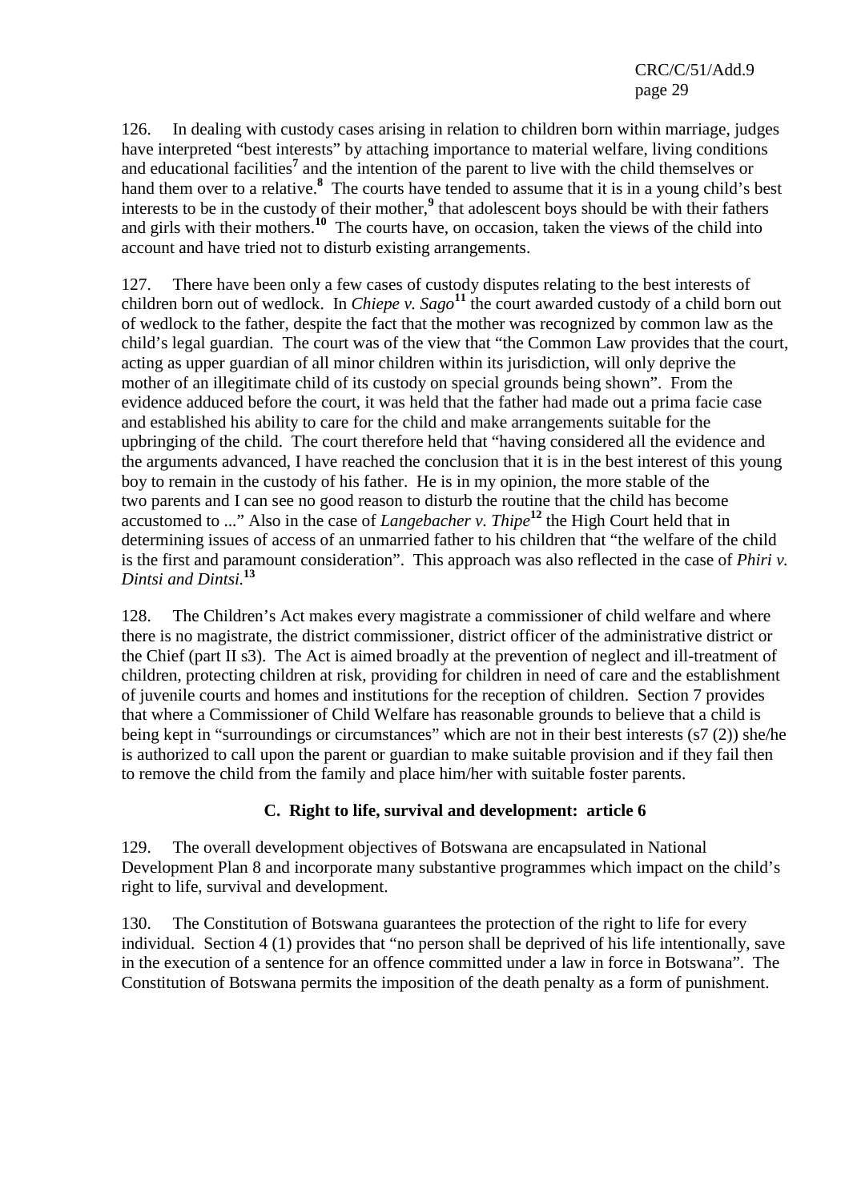126. In dealing with custody cases arising in relation to children born within marriage, judges have interpreted "best interests" by attaching importance to material welfare, living conditions and educational facilities[7] and the intention of the parent to live with the child themselves or hand them over to a relative.[8] The courts have tended to assume that it is in a young child's best interests to be in the custody of their mother,[9] that adolescent boys should be with their fathers and girls with their mothers.[10] The courts have, on occasion, taken the views of the child into account and have tried not to disturb existing arrangements.

127. There have been only a few cases of custody disputes relating to the best interests of children born out of wedlock. In *Chiepe v. Sago*[11] the court awarded custody of a child born out of wedlock to the father, despite the fact that the mother was recognized by common law as the child's legal guardian. The court was of the view that "the Common Law provides that the court, acting as upper guardian of all minor children within its jurisdiction, will only deprive the mother of an illegitimate child of its custody on special grounds being shown". From the evidence adduced before the court, it was held that the father had made out a prima facie case and established his ability to care for the child and make arrangements suitable for the upbringing of the child. The court therefore held that "having considered all the evidence and the arguments advanced, I have reached the conclusion that it is in the best interest of this young boy to remain in the custody of his father. He is in my opinion, the more stable of the two parents and I can see no good reason to disturb the routine that the child has become accustomed to ..." Also in the case of *Langebacher v. Thipe*[12] the High Court held that in determining issues of access of an unmarried father to his children that "the welfare of the child is the first and paramount consideration". This approach was also reflected in the case of *Phiri v. Dintsi and Dintsi.*[13]

128. The Children's Act makes every magistrate a commissioner of child welfare and where there is no magistrate, the district commissioner, district officer of the administrative district or the Chief (part II s3). The Act is aimed broadly at the prevention of neglect and ill-treatment of children, protecting children at risk, providing for children in need of care and the establishment of juvenile courts and homes and institutions for the reception of children. Section 7 provides that where a Commissioner of Child Welfare has reasonable grounds to believe that a child is being kept in "surroundings or circumstances" which are not in their best interests (s7 (2)) she/he is authorized to call upon the parent or guardian to make suitable provision and if they fail then to remove the child from the family and place him/her with suitable foster parents.

### C. Right to life, survival and development: article 6

129. The overall development objectives of Botswana are encapsulated in National Development Plan 8 and incorporate many substantive programmes which impact on the child's right to life, survival and development.

130. The Constitution of Botswana guarantees the protection of the right to life for every individual. Section 4 (1) provides that "no person shall be deprived of his life intentionally, save in the execution of a sentence for an offence committed under a law in force in Botswana". The Constitution of Botswana permits the imposition of the death penalty as a form of punishment.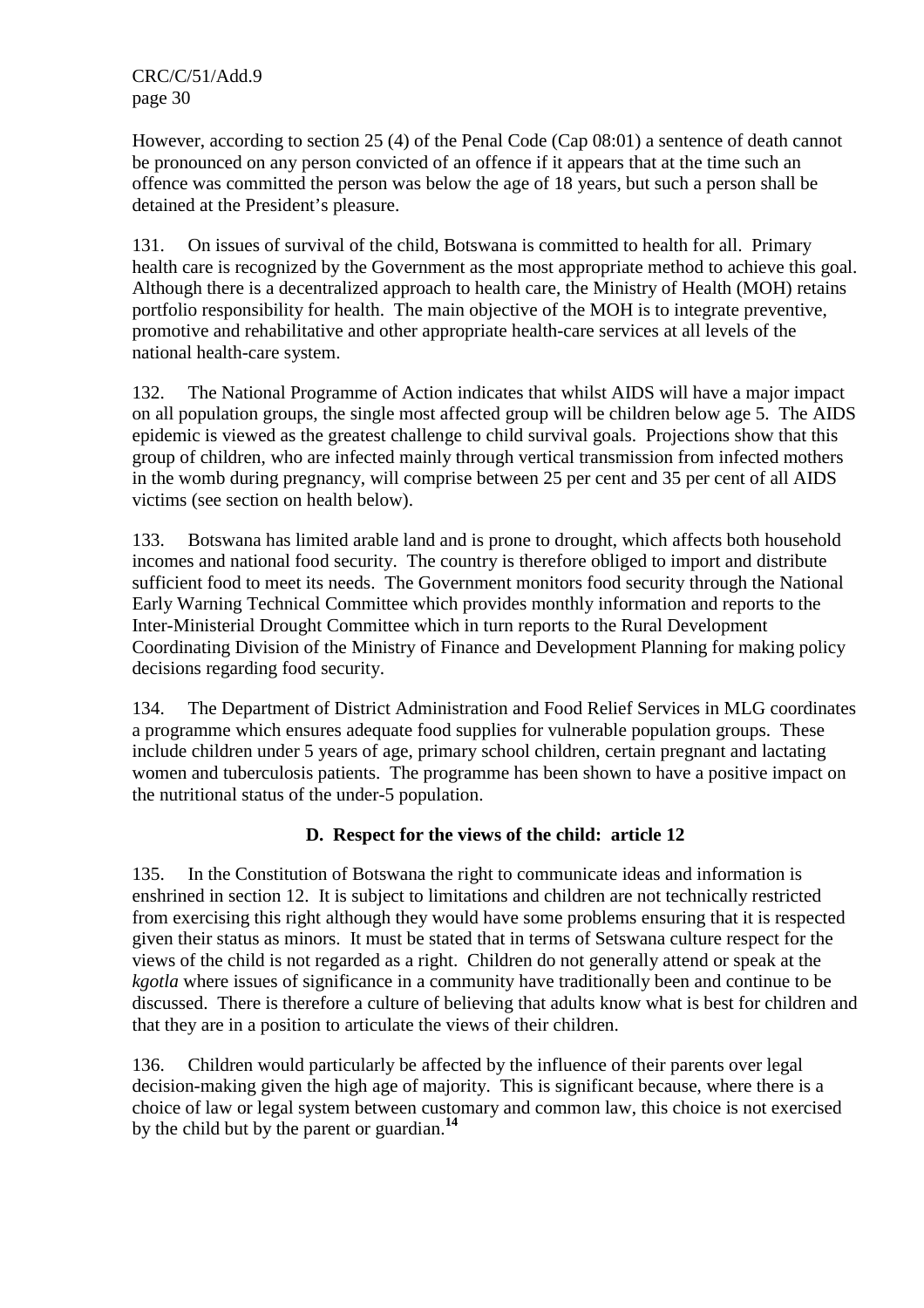However, according to section 25 (4) of the Penal Code (Cap 08:01) a sentence of death cannot be pronounced on any person convicted of an offence if it appears that at the time such an offence was committed the person was below the age of 18 years, but such a person shall be detained at the President's pleasure.

131. On issues of survival of the child, Botswana is committed to health for all. Primary health care is recognized by the Government as the most appropriate method to achieve this goal. Although there is a decentralized approach to health care, the Ministry of Health (MOH) retains portfolio responsibility for health. The main objective of the MOH is to integrate preventive, promotive and rehabilitative and other appropriate health-care services at all levels of the national health-care system.

132. The National Programme of Action indicates that whilst AIDS will have a major impact on all population groups, the single most affected group will be children below age 5. The AIDS epidemic is viewed as the greatest challenge to child survival goals. Projections show that this group of children, who are infected mainly through vertical transmission from infected mothers in the womb during pregnancy, will comprise between 25 per cent and 35 per cent of all AIDS victims (see section on health below).

133. Botswana has limited arable land and is prone to drought, which affects both household incomes and national food security. The country is therefore obliged to import and distribute sufficient food to meet its needs. The Government monitors food security through the National Early Warning Technical Committee which provides monthly information and reports to the Inter-Ministerial Drought Committee which in turn reports to the Rural Development Coordinating Division of the Ministry of Finance and Development Planning for making policy decisions regarding food security.

134. The Department of District Administration and Food Relief Services in MLG coordinates a programme which ensures adequate food supplies for vulnerable population groups. These include children under 5 years of age, primary school children, certain pregnant and lactating women and tuberculosis patients. The programme has been shown to have a positive impact on the nutritional status of the under-5 population.

### D. Respect for the views of the child: article 12

135. In the Constitution of Botswana the right to communicate ideas and information is enshrined in section 12. It is subject to limitations and children are not technically restricted from exercising this right although they would have some problems ensuring that it is respected given their status as minors. It must be stated that in terms of Setswana culture respect for the views of the child is not regarded as a right. Children do not generally attend or speak at the *kgotla* where issues of significance in a community have traditionally been and continue to be discussed. There is therefore a culture of believing that adults know what is best for children and that they are in a position to articulate the views of their children.

136. Children would particularly be affected by the influence of their parents over legal decision-making given the high age of majority. This is significant because, where there is a choice of law or legal system between customary and common law, this choice is not exercised by the child but by the parent or guardian.[14]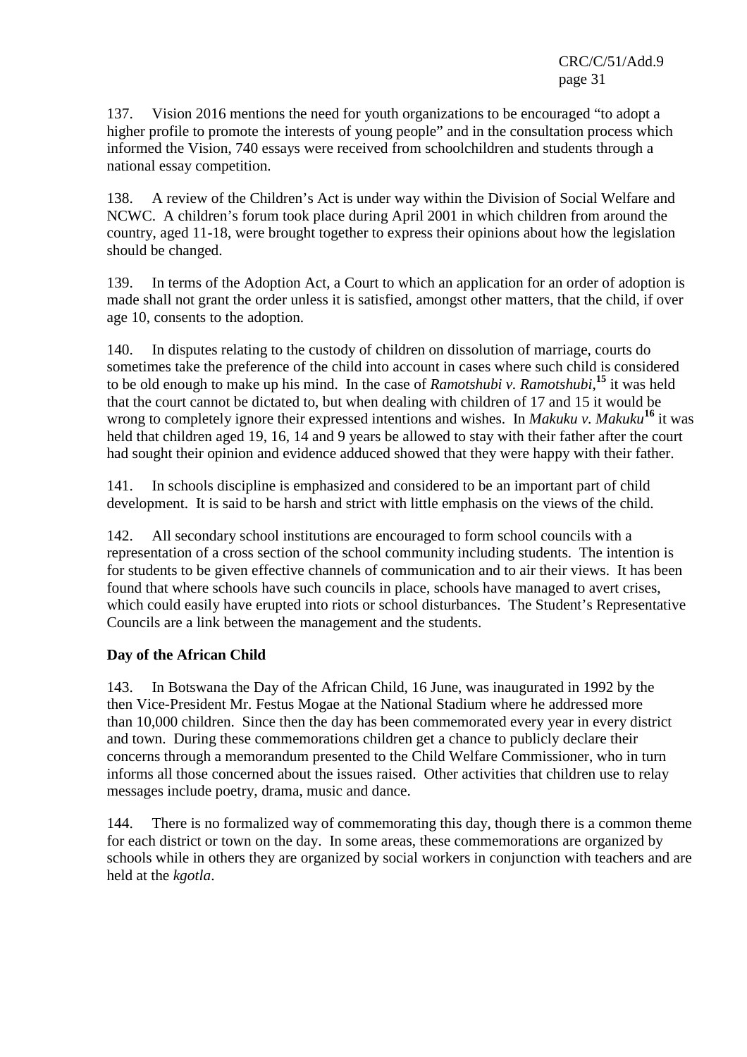137. Vision 2016 mentions the need for youth organizations to be encouraged "to adopt a higher profile to promote the interests of young people" and in the consultation process which informed the Vision, 740 essays were received from schoolchildren and students through a national essay competition.

138. A review of the Children's Act is under way within the Division of Social Welfare and NCWC. A children's forum took place during April 2001 in which children from around the country, aged 11-18, were brought together to express their opinions about how the legislation should be changed.

139. In terms of the Adoption Act, a Court to which an application for an order of adoption is made shall not grant the order unless it is satisfied, amongst other matters, that the child, if over age 10, consents to the adoption.

140. In disputes relating to the custody of children on dissolution of marriage, courts do sometimes take the preference of the child into account in cases where such child is considered to be old enough to make up his mind. In the case of *Ramotshubi v. Ramotshubi*,[15] it was held that the court cannot be dictated to, but when dealing with children of 17 and 15 it would be wrong to completely ignore their expressed intentions and wishes. In *Makuku v. Makuku*[16] it was held that children aged 19, 16, 14 and 9 years be allowed to stay with their father after the court had sought their opinion and evidence adduced showed that they were happy with their father.

141. In schools discipline is emphasized and considered to be an important part of child development. It is said to be harsh and strict with little emphasis on the views of the child.

142. All secondary school institutions are encouraged to form school councils with a representation of a cross section of the school community including students. The intention is for students to be given effective channels of communication and to air their views. It has been found that where schools have such councils in place, schools have managed to avert crises, which could easily have erupted into riots or school disturbances. The Student's Representative Councils are a link between the management and the students.

**Day of the African Child**

143. In Botswana the Day of the African Child, 16 June, was inaugurated in 1992 by the then Vice-President Mr. Festus Mogae at the National Stadium where he addressed more than 10,000 children. Since then the day has been commemorated every year in every district and town. During these commemorations children get a chance to publicly declare their concerns through a memorandum presented to the Child Welfare Commissioner, who in turn informs all those concerned about the issues raised. Other activities that children use to relay messages include poetry, drama, music and dance.

144. There is no formalized way of commemorating this day, though there is a common theme for each district or town on the day. In some areas, these commemorations are organized by schools while in others they are organized by social workers in conjunction with teachers and are held at the *kgotla*.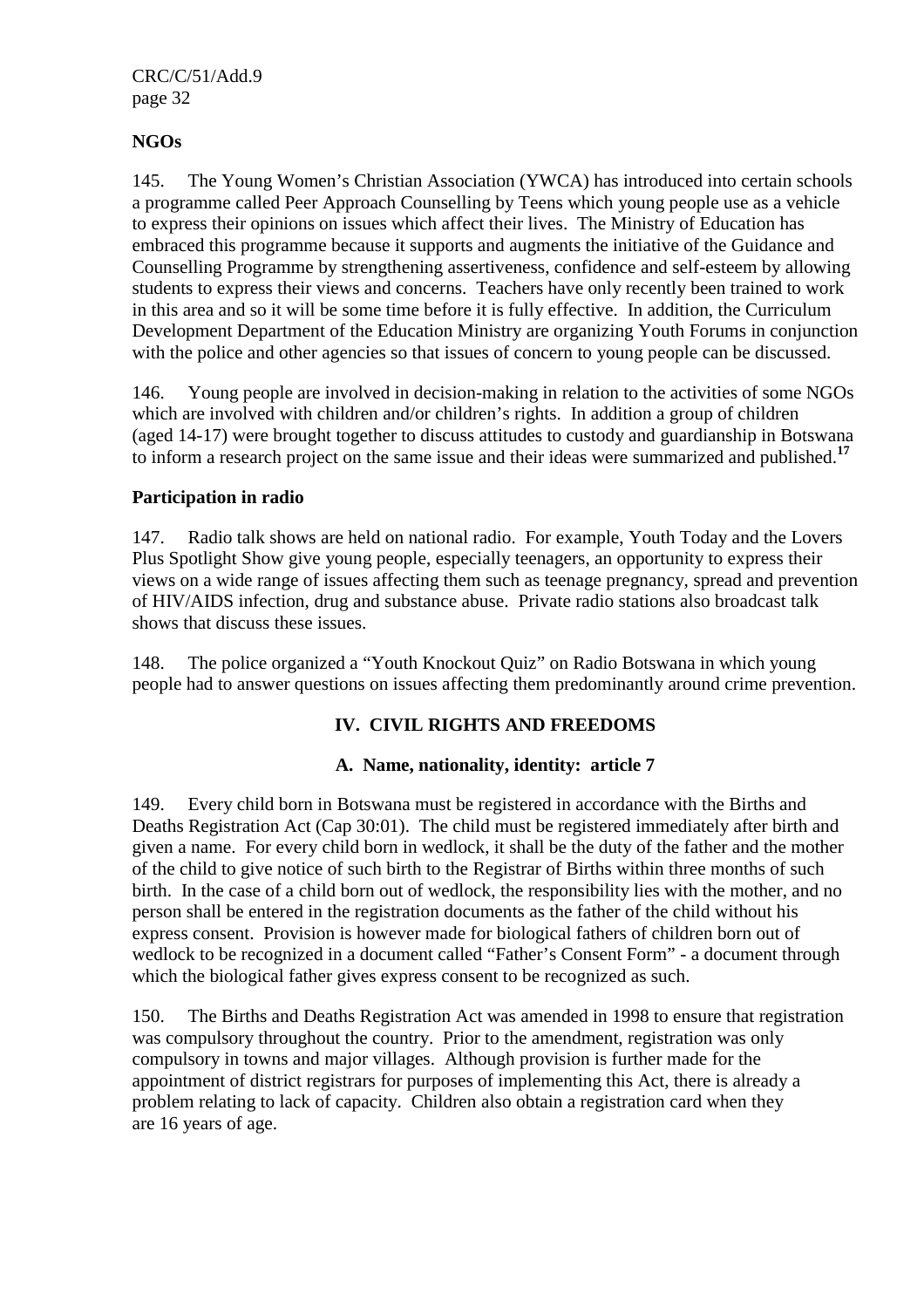**NGOs**

145. The Young Women's Christian Association (YWCA) has introduced into certain schools a programme called Peer Approach Counselling by Teens which young people use as a vehicle to express their opinions on issues which affect their lives. The Ministry of Education has embraced this programme because it supports and augments the initiative of the Guidance and Counselling Programme by strengthening assertiveness, confidence and self-esteem by allowing students to express their views and concerns. Teachers have only recently been trained to work in this area and so it will be some time before it is fully effective. In addition, the Curriculum Development Department of the Education Ministry are organizing Youth Forums in conjunction with the police and other agencies so that issues of concern to young people can be discussed.

146. Young people are involved in decision-making in relation to the activities of some NGOs which are involved with children and/or children's rights. In addition a group of children (aged 14-17) were brought together to discuss attitudes to custody and guardianship in Botswana to inform a research project on the same issue and their ideas were summarized and published.[17]

**Participation in radio**

147. Radio talk shows are held on national radio. For example, Youth Today and the Lovers Plus Spotlight Show give young people, especially teenagers, an opportunity to express their views on a wide range of issues affecting them such as teenage pregnancy, spread and prevention of HIV/AIDS infection, drug and substance abuse. Private radio stations also broadcast talk shows that discuss these issues.

148. The police organized a "Youth Knockout Quiz" on Radio Botswana in which young people had to answer questions on issues affecting them predominantly around crime prevention.

## IV. CIVIL RIGHTS AND FREEDOMS

### A. Name, nationality, identity: article 7

149. Every child born in Botswana must be registered in accordance with the Births and Deaths Registration Act (Cap 30:01). The child must be registered immediately after birth and given a name. For every child born in wedlock, it shall be the duty of the father and the mother of the child to give notice of such birth to the Registrar of Births within three months of such birth. In the case of a child born out of wedlock, the responsibility lies with the mother, and no person shall be entered in the registration documents as the father of the child without his express consent. Provision is however made for biological fathers of children born out of wedlock to be recognized in a document called "Father's Consent Form" - a document through which the biological father gives express consent to be recognized as such.

150. The Births and Deaths Registration Act was amended in 1998 to ensure that registration was compulsory throughout the country. Prior to the amendment, registration was only compulsory in towns and major villages. Although provision is further made for the appointment of district registrars for purposes of implementing this Act, there is already a problem relating to lack of capacity. Children also obtain a registration card when they are 16 years of age.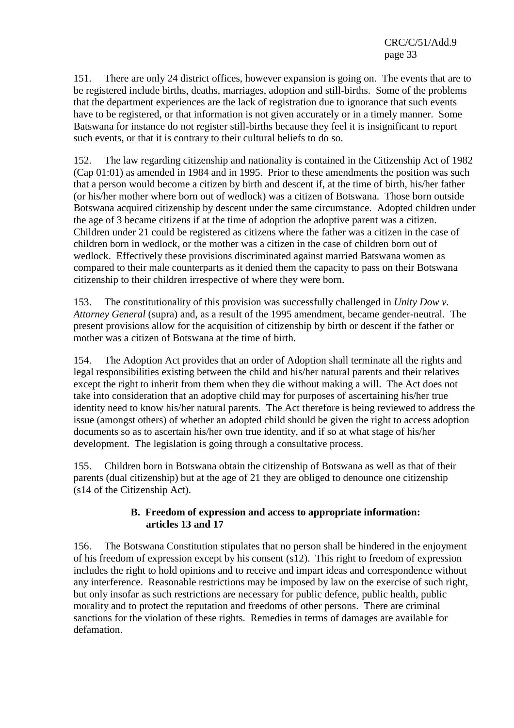151. There are only 24 district offices, however expansion is going on. The events that are to be registered include births, deaths, marriages, adoption and still-births. Some of the problems that the department experiences are the lack of registration due to ignorance that such events have to be registered, or that information is not given accurately or in a timely manner. Some Batswana for instance do not register still-births because they feel it is insignificant to report such events, or that it is contrary to their cultural beliefs to do so.

152. The law regarding citizenship and nationality is contained in the Citizenship Act of 1982 (Cap 01:01) as amended in 1984 and in 1995. Prior to these amendments the position was such that a person would become a citizen by birth and descent if, at the time of birth, his/her father (or his/her mother where born out of wedlock) was a citizen of Botswana. Those born outside Botswana acquired citizenship by descent under the same circumstance. Adopted children under the age of 3 became citizens if at the time of adoption the adoptive parent was a citizen. Children under 21 could be registered as citizens where the father was a citizen in the case of children born in wedlock, or the mother was a citizen in the case of children born out of wedlock. Effectively these provisions discriminated against married Batswana women as compared to their male counterparts as it denied them the capacity to pass on their Botswana citizenship to their children irrespective of where they were born.

153. The constitutionality of this provision was successfully challenged in *Unity Dow v. Attorney General* (supra) and, as a result of the 1995 amendment, became gender-neutral. The present provisions allow for the acquisition of citizenship by birth or descent if the father or mother was a citizen of Botswana at the time of birth.

154. The Adoption Act provides that an order of Adoption shall terminate all the rights and legal responsibilities existing between the child and his/her natural parents and their relatives except the right to inherit from them when they die without making a will. The Act does not take into consideration that an adoptive child may for purposes of ascertaining his/her true identity need to know his/her natural parents. The Act therefore is being reviewed to address the issue (amongst others) of whether an adopted child should be given the right to access adoption documents so as to ascertain his/her own true identity, and if so at what stage of his/her development. The legislation is going through a consultative process.

155. Children born in Botswana obtain the citizenship of Botswana as well as that of their parents (dual citizenship) but at the age of 21 they are obliged to denounce one citizenship (s14 of the Citizenship Act).

## B. Freedom of expression and access to appropriate information: articles 13 and 17

156. The Botswana Constitution stipulates that no person shall be hindered in the enjoyment of his freedom of expression except by his consent (s12). This right to freedom of expression includes the right to hold opinions and to receive and impart ideas and correspondence without any interference. Reasonable restrictions may be imposed by law on the exercise of such right, but only insofar as such restrictions are necessary for public defence, public health, public morality and to protect the reputation and freedoms of other persons. There are criminal sanctions for the violation of these rights. Remedies in terms of damages are available for defamation.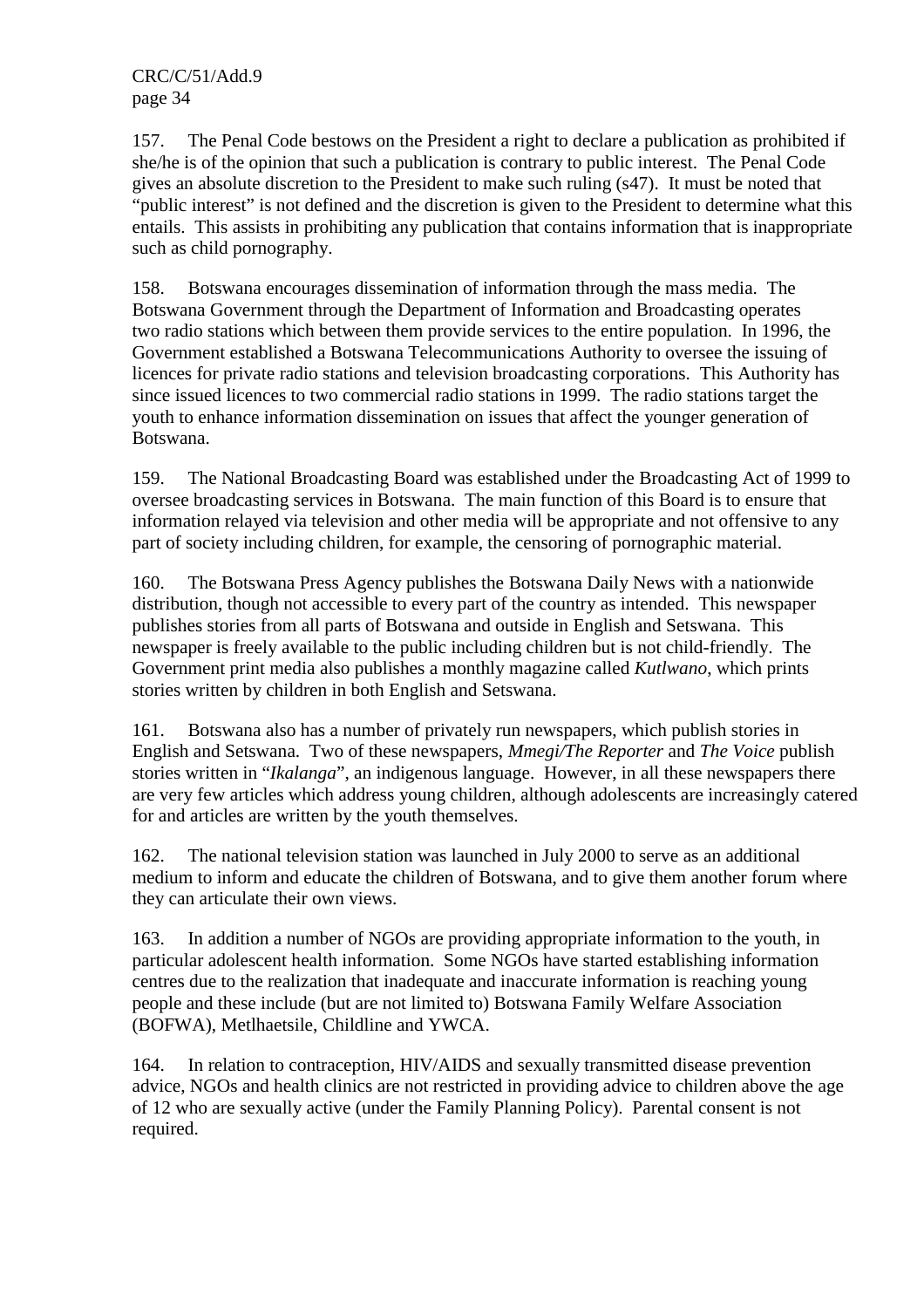157. The Penal Code bestows on the President a right to declare a publication as prohibited if she/he is of the opinion that such a publication is contrary to public interest. The Penal Code gives an absolute discretion to the President to make such ruling (s47). It must be noted that "public interest" is not defined and the discretion is given to the President to determine what this entails. This assists in prohibiting any publication that contains information that is inappropriate such as child pornography.

158. Botswana encourages dissemination of information through the mass media. The Botswana Government through the Department of Information and Broadcasting operates two radio stations which between them provide services to the entire population. In 1996, the Government established a Botswana Telecommunications Authority to oversee the issuing of licences for private radio stations and television broadcasting corporations. This Authority has since issued licences to two commercial radio stations in 1999. The radio stations target the youth to enhance information dissemination on issues that affect the younger generation of Botswana.

159. The National Broadcasting Board was established under the Broadcasting Act of 1999 to oversee broadcasting services in Botswana. The main function of this Board is to ensure that information relayed via television and other media will be appropriate and not offensive to any part of society including children, for example, the censoring of pornographic material.

160. The Botswana Press Agency publishes the Botswana Daily News with a nationwide distribution, though not accessible to every part of the country as intended. This newspaper publishes stories from all parts of Botswana and outside in English and Setswana. This newspaper is freely available to the public including children but is not child-friendly. The Government print media also publishes a monthly magazine called *Kutlwano*, which prints stories written by children in both English and Setswana.

161. Botswana also has a number of privately run newspapers, which publish stories in English and Setswana. Two of these newspapers, *Mmegi/The Reporter* and *The Voice* publish stories written in "*Ikalanga*", an indigenous language. However, in all these newspapers there are very few articles which address young children, although adolescents are increasingly catered for and articles are written by the youth themselves.

162. The national television station was launched in July 2000 to serve as an additional medium to inform and educate the children of Botswana, and to give them another forum where they can articulate their own views.

163. In addition a number of NGOs are providing appropriate information to the youth, in particular adolescent health information. Some NGOs have started establishing information centres due to the realization that inadequate and inaccurate information is reaching young people and these include (but are not limited to) Botswana Family Welfare Association (BOFWA), Metlhaetsile, Childline and YWCA.

164. In relation to contraception, HIV/AIDS and sexually transmitted disease prevention advice, NGOs and health clinics are not restricted in providing advice to children above the age of 12 who are sexually active (under the Family Planning Policy). Parental consent is not required.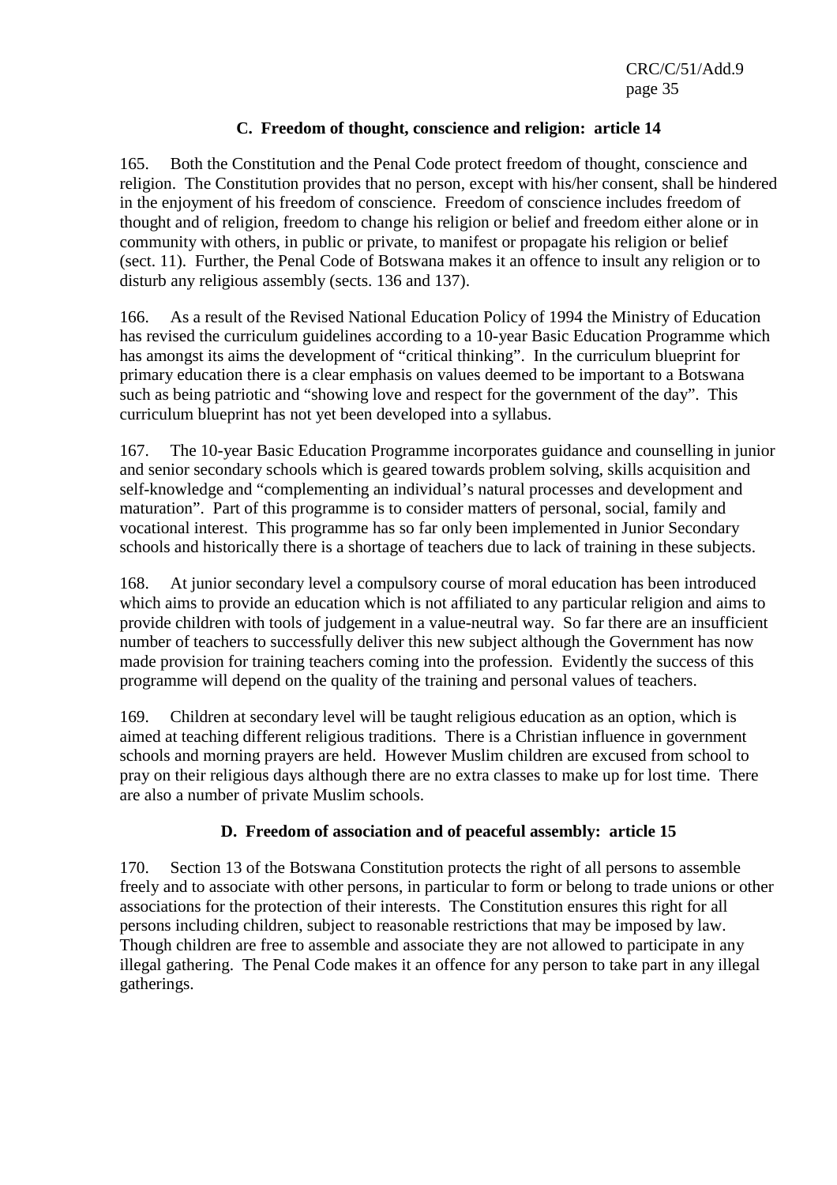### C. Freedom of thought, conscience and religion: article 14

165. Both the Constitution and the Penal Code protect freedom of thought, conscience and religion. The Constitution provides that no person, except with his/her consent, shall be hindered in the enjoyment of his freedom of conscience. Freedom of conscience includes freedom of thought and of religion, freedom to change his religion or belief and freedom either alone or in community with others, in public or private, to manifest or propagate his religion or belief (sect. 11). Further, the Penal Code of Botswana makes it an offence to insult any religion or to disturb any religious assembly (sects. 136 and 137).

166. As a result of the Revised National Education Policy of 1994 the Ministry of Education has revised the curriculum guidelines according to a 10-year Basic Education Programme which has amongst its aims the development of "critical thinking". In the curriculum blueprint for primary education there is a clear emphasis on values deemed to be important to a Botswana such as being patriotic and "showing love and respect for the government of the day". This curriculum blueprint has not yet been developed into a syllabus.

167. The 10-year Basic Education Programme incorporates guidance and counselling in junior and senior secondary schools which is geared towards problem solving, skills acquisition and self-knowledge and "complementing an individual's natural processes and development and maturation". Part of this programme is to consider matters of personal, social, family and vocational interest. This programme has so far only been implemented in Junior Secondary schools and historically there is a shortage of teachers due to lack of training in these subjects.

168. At junior secondary level a compulsory course of moral education has been introduced which aims to provide an education which is not affiliated to any particular religion and aims to provide children with tools of judgement in a value-neutral way. So far there are an insufficient number of teachers to successfully deliver this new subject although the Government has now made provision for training teachers coming into the profession. Evidently the success of this programme will depend on the quality of the training and personal values of teachers.

169. Children at secondary level will be taught religious education as an option, which is aimed at teaching different religious traditions. There is a Christian influence in government schools and morning prayers are held. However Muslim children are excused from school to pray on their religious days although there are no extra classes to make up for lost time. There are also a number of private Muslim schools.

### D. Freedom of association and of peaceful assembly: article 15

170. Section 13 of the Botswana Constitution protects the right of all persons to assemble freely and to associate with other persons, in particular to form or belong to trade unions or other associations for the protection of their interests. The Constitution ensures this right for all persons including children, subject to reasonable restrictions that may be imposed by law. Though children are free to assemble and associate they are not allowed to participate in any illegal gathering. The Penal Code makes it an offence for any person to take part in any illegal gatherings.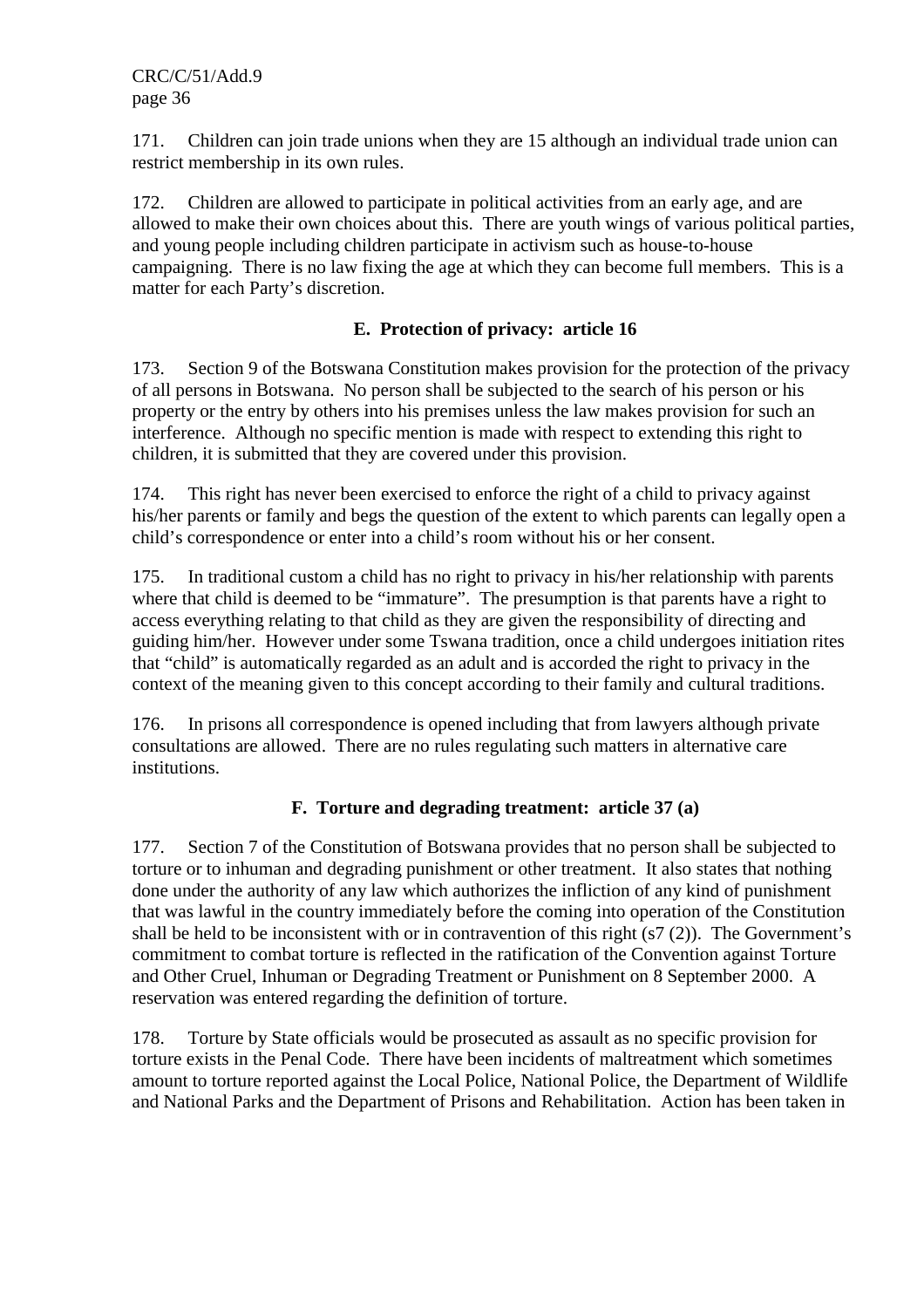171. Children can join trade unions when they are 15 although an individual trade union can restrict membership in its own rules.

172. Children are allowed to participate in political activities from an early age, and are allowed to make their own choices about this. There are youth wings of various political parties, and young people including children participate in activism such as house-to-house campaigning. There is no law fixing the age at which they can become full members. This is a matter for each Party's discretion.

### E. Protection of privacy: article 16

173. Section 9 of the Botswana Constitution makes provision for the protection of the privacy of all persons in Botswana. No person shall be subjected to the search of his person or his property or the entry by others into his premises unless the law makes provision for such an interference. Although no specific mention is made with respect to extending this right to children, it is submitted that they are covered under this provision.

174. This right has never been exercised to enforce the right of a child to privacy against his/her parents or family and begs the question of the extent to which parents can legally open a child's correspondence or enter into a child's room without his or her consent.

175. In traditional custom a child has no right to privacy in his/her relationship with parents where that child is deemed to be "immature". The presumption is that parents have a right to access everything relating to that child as they are given the responsibility of directing and guiding him/her. However under some Tswana tradition, once a child undergoes initiation rites that "child" is automatically regarded as an adult and is accorded the right to privacy in the context of the meaning given to this concept according to their family and cultural traditions.

176. In prisons all correspondence is opened including that from lawyers although private consultations are allowed. There are no rules regulating such matters in alternative care institutions.

### F. Torture and degrading treatment: article 37 (a)

177. Section 7 of the Constitution of Botswana provides that no person shall be subjected to torture or to inhuman and degrading punishment or other treatment. It also states that nothing done under the authority of any law which authorizes the infliction of any kind of punishment that was lawful in the country immediately before the coming into operation of the Constitution shall be held to be inconsistent with or in contravention of this right (s7 (2)). The Government's commitment to combat torture is reflected in the ratification of the Convention against Torture and Other Cruel, Inhuman or Degrading Treatment or Punishment on 8 September 2000. A reservation was entered regarding the definition of torture.

178. Torture by State officials would be prosecuted as assault as no specific provision for torture exists in the Penal Code. There have been incidents of maltreatment which sometimes amount to torture reported against the Local Police, National Police, the Department of Wildlife and National Parks and the Department of Prisons and Rehabilitation. Action has been taken in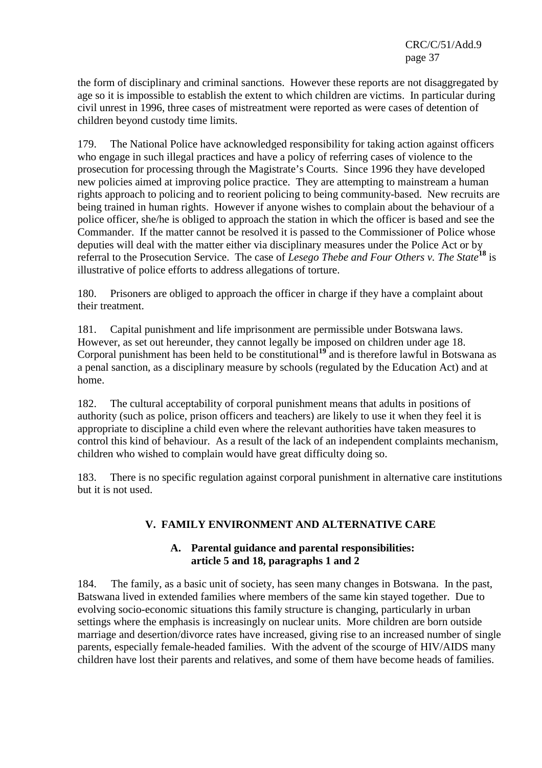the form of disciplinary and criminal sanctions. However these reports are not disaggregated by age so it is impossible to establish the extent to which children are victims. In particular during civil unrest in 1996, three cases of mistreatment were reported as were cases of detention of children beyond custody time limits.

179. The National Police have acknowledged responsibility for taking action against officers who engage in such illegal practices and have a policy of referring cases of violence to the prosecution for processing through the Magistrate's Courts. Since 1996 they have developed new policies aimed at improving police practice. They are attempting to mainstream a human rights approach to policing and to reorient policing to being community-based. New recruits are being trained in human rights. However if anyone wishes to complain about the behaviour of a police officer, she/he is obliged to approach the station in which the officer is based and see the Commander. If the matter cannot be resolved it is passed to the Commissioner of Police whose deputies will deal with the matter either via disciplinary measures under the Police Act or by referral to the Prosecution Service. The case of *Lesego Thebe and Four Others v. The State*[18] is illustrative of police efforts to address allegations of torture.

180. Prisoners are obliged to approach the officer in charge if they have a complaint about their treatment.

181. Capital punishment and life imprisonment are permissible under Botswana laws. However, as set out hereunder, they cannot legally be imposed on children under age 18. Corporal punishment has been held to be constitutional[19] and is therefore lawful in Botswana as a penal sanction, as a disciplinary measure by schools (regulated by the Education Act) and at home.

182. The cultural acceptability of corporal punishment means that adults in positions of authority (such as police, prison officers and teachers) are likely to use it when they feel it is appropriate to discipline a child even where the relevant authorities have taken measures to control this kind of behaviour. As a result of the lack of an independent complaints mechanism, children who wished to complain would have great difficulty doing so.

183. There is no specific regulation against corporal punishment in alternative care institutions but it is not used.

## V. FAMILY ENVIRONMENT AND ALTERNATIVE CARE

### A. Parental guidance and parental responsibilities: article 5 and 18, paragraphs 1 and 2

184. The family, as a basic unit of society, has seen many changes in Botswana. In the past, Batswana lived in extended families where members of the same kin stayed together. Due to evolving socio-economic situations this family structure is changing, particularly in urban settings where the emphasis is increasingly on nuclear units. More children are born outside marriage and desertion/divorce rates have increased, giving rise to an increased number of single parents, especially female-headed families. With the advent of the scourge of HIV/AIDS many children have lost their parents and relatives, and some of them have become heads of families.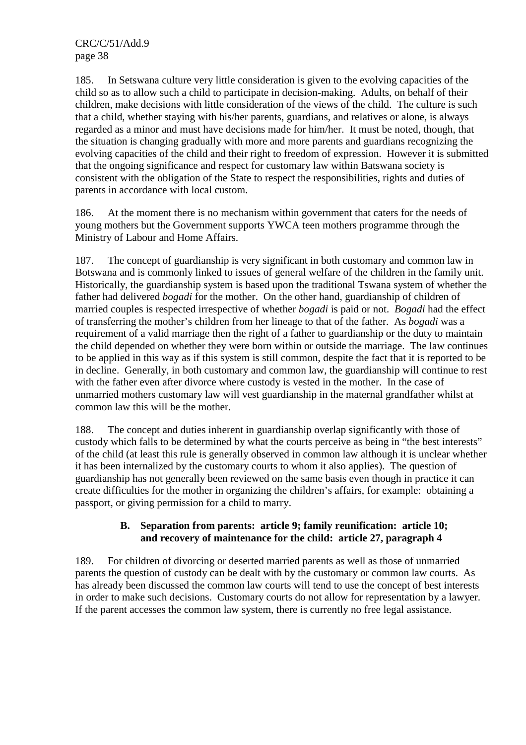185. In Setswana culture very little consideration is given to the evolving capacities of the child so as to allow such a child to participate in decision-making. Adults, on behalf of their children, make decisions with little consideration of the views of the child. The culture is such that a child, whether staying with his/her parents, guardians, and relatives or alone, is always regarded as a minor and must have decisions made for him/her. It must be noted, though, that the situation is changing gradually with more and more parents and guardians recognizing the evolving capacities of the child and their right to freedom of expression. However it is submitted that the ongoing significance and respect for customary law within Batswana society is consistent with the obligation of the State to respect the responsibilities, rights and duties of parents in accordance with local custom.

186. At the moment there is no mechanism within government that caters for the needs of young mothers but the Government supports YWCA teen mothers programme through the Ministry of Labour and Home Affairs.

187. The concept of guardianship is very significant in both customary and common law in Botswana and is commonly linked to issues of general welfare of the children in the family unit. Historically, the guardianship system is based upon the traditional Tswana system of whether the father had delivered *bogadi* for the mother. On the other hand, guardianship of children of married couples is respected irrespective of whether *bogadi* is paid or not. *Bogadi* had the effect of transferring the mother's children from her lineage to that of the father. As *bogadi* was a requirement of a valid marriage then the right of a father to guardianship or the duty to maintain the child depended on whether they were born within or outside the marriage. The law continues to be applied in this way as if this system is still common, despite the fact that it is reported to be in decline. Generally, in both customary and common law, the guardianship will continue to rest with the father even after divorce where custody is vested in the mother. In the case of unmarried mothers customary law will vest guardianship in the maternal grandfather whilst at common law this will be the mother.

188. The concept and duties inherent in guardianship overlap significantly with those of custody which falls to be determined by what the courts perceive as being in "the best interests" of the child (at least this rule is generally observed in common law although it is unclear whether it has been internalized by the customary courts to whom it also applies). The question of guardianship has not generally been reviewed on the same basis even though in practice it can create difficulties for the mother in organizing the children's affairs, for example: obtaining a passport, or giving permission for a child to marry.

### B. Separation from parents: article 9; family reunification: article 10; and recovery of maintenance for the child: article 27, paragraph 4

189. For children of divorcing or deserted married parents as well as those of unmarried parents the question of custody can be dealt with by the customary or common law courts. As has already been discussed the common law courts will tend to use the concept of best interests in order to make such decisions. Customary courts do not allow for representation by a lawyer. If the parent accesses the common law system, there is currently no free legal assistance.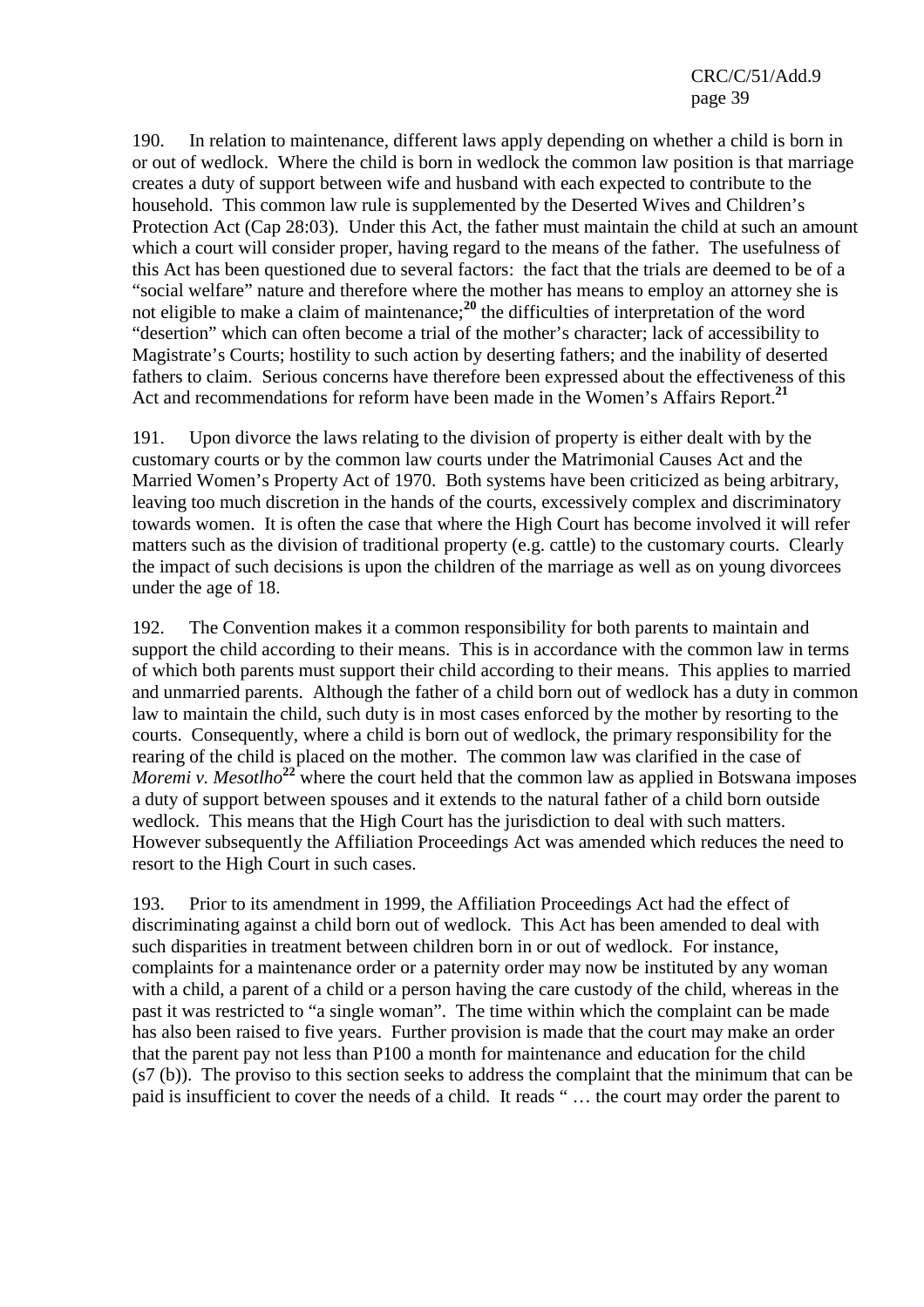190. In relation to maintenance, different laws apply depending on whether a child is born in or out of wedlock. Where the child is born in wedlock the common law position is that marriage creates a duty of support between wife and husband with each expected to contribute to the household. This common law rule is supplemented by the Deserted Wives and Children's Protection Act (Cap 28:03). Under this Act, the father must maintain the child at such an amount which a court will consider proper, having regard to the means of the father. The usefulness of this Act has been questioned due to several factors: the fact that the trials are deemed to be of a "social welfare" nature and therefore where the mother has means to employ an attorney she is not eligible to make a claim of maintenance;[20] the difficulties of interpretation of the word "desertion" which can often become a trial of the mother's character; lack of accessibility to Magistrate's Courts; hostility to such action by deserting fathers; and the inability of deserted fathers to claim. Serious concerns have therefore been expressed about the effectiveness of this Act and recommendations for reform have been made in the Women's Affairs Report.[21]

191. Upon divorce the laws relating to the division of property is either dealt with by the customary courts or by the common law courts under the Matrimonial Causes Act and the Married Women's Property Act of 1970. Both systems have been criticized as being arbitrary, leaving too much discretion in the hands of the courts, excessively complex and discriminatory towards women. It is often the case that where the High Court has become involved it will refer matters such as the division of traditional property (e.g. cattle) to the customary courts. Clearly the impact of such decisions is upon the children of the marriage as well as on young divorcees under the age of 18.

192. The Convention makes it a common responsibility for both parents to maintain and support the child according to their means. This is in accordance with the common law in terms of which both parents must support their child according to their means. This applies to married and unmarried parents. Although the father of a child born out of wedlock has a duty in common law to maintain the child, such duty is in most cases enforced by the mother by resorting to the courts. Consequently, where a child is born out of wedlock, the primary responsibility for the rearing of the child is placed on the mother. The common law was clarified in the case of *Moremi v. Mesotlho*[22] where the court held that the common law as applied in Botswana imposes a duty of support between spouses and it extends to the natural father of a child born outside wedlock. This means that the High Court has the jurisdiction to deal with such matters. However subsequently the Affiliation Proceedings Act was amended which reduces the need to resort to the High Court in such cases.

193. Prior to its amendment in 1999, the Affiliation Proceedings Act had the effect of discriminating against a child born out of wedlock. This Act has been amended to deal with such disparities in treatment between children born in or out of wedlock. For instance, complaints for a maintenance order or a paternity order may now be instituted by any woman with a child, a parent of a child or a person having the care custody of the child, whereas in the past it was restricted to "a single woman". The time within which the complaint can be made has also been raised to five years. Further provision is made that the court may make an order that the parent pay not less than P100 a month for maintenance and education for the child (s7 (b)). The proviso to this section seeks to address the complaint that the minimum that can be paid is insufficient to cover the needs of a child. It reads " … the court may order the parent to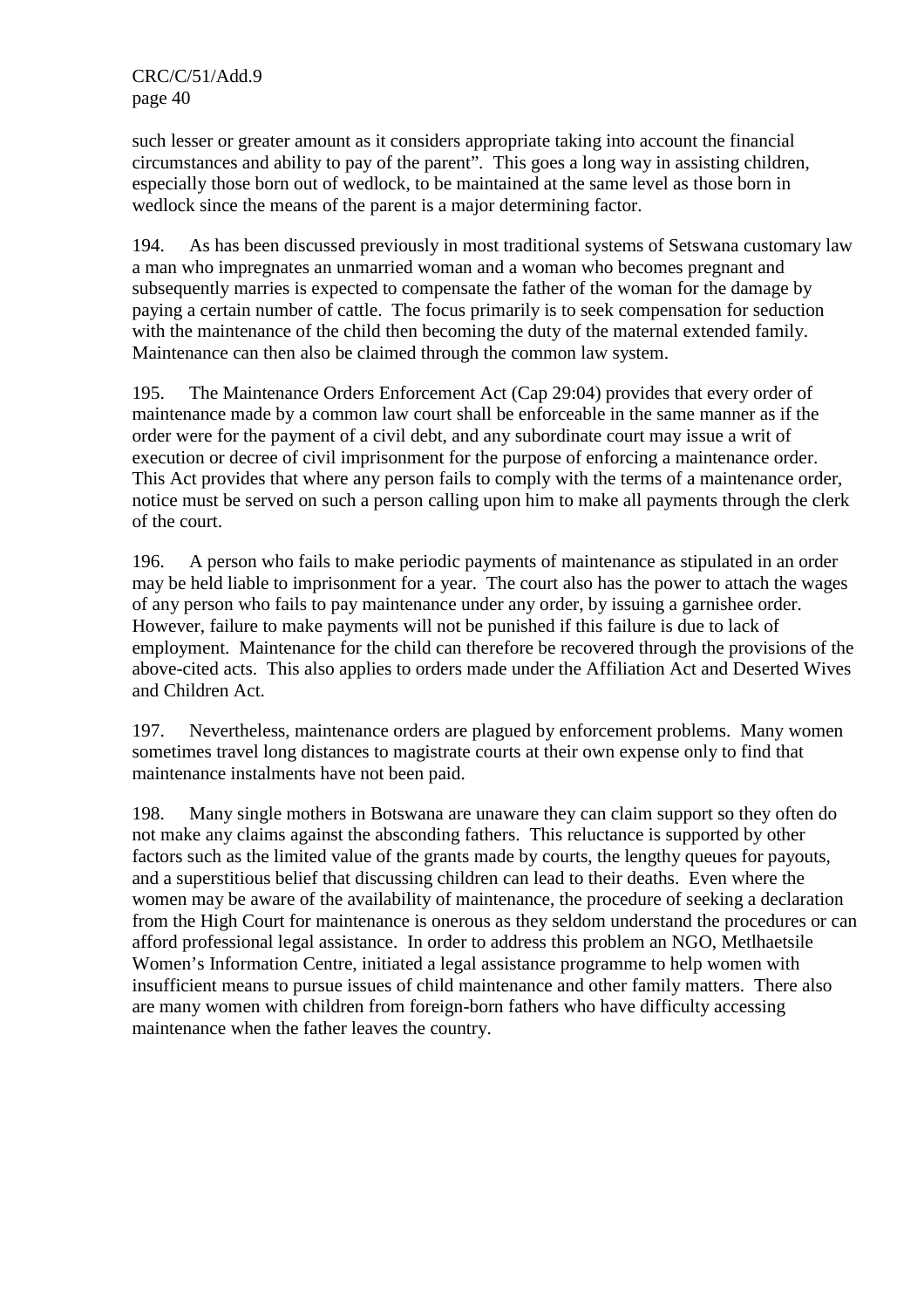such lesser or greater amount as it considers appropriate taking into account the financial circumstances and ability to pay of the parent". This goes a long way in assisting children, especially those born out of wedlock, to be maintained at the same level as those born in wedlock since the means of the parent is a major determining factor.

194. As has been discussed previously in most traditional systems of Setswana customary law a man who impregnates an unmarried woman and a woman who becomes pregnant and subsequently marries is expected to compensate the father of the woman for the damage by paying a certain number of cattle. The focus primarily is to seek compensation for seduction with the maintenance of the child then becoming the duty of the maternal extended family. Maintenance can then also be claimed through the common law system.

195. The Maintenance Orders Enforcement Act (Cap 29:04) provides that every order of maintenance made by a common law court shall be enforceable in the same manner as if the order were for the payment of a civil debt, and any subordinate court may issue a writ of execution or decree of civil imprisonment for the purpose of enforcing a maintenance order. This Act provides that where any person fails to comply with the terms of a maintenance order, notice must be served on such a person calling upon him to make all payments through the clerk of the court.

196. A person who fails to make periodic payments of maintenance as stipulated in an order may be held liable to imprisonment for a year. The court also has the power to attach the wages of any person who fails to pay maintenance under any order, by issuing a garnishee order. However, failure to make payments will not be punished if this failure is due to lack of employment. Maintenance for the child can therefore be recovered through the provisions of the above-cited acts. This also applies to orders made under the Affiliation Act and Deserted Wives and Children Act.

197. Nevertheless, maintenance orders are plagued by enforcement problems. Many women sometimes travel long distances to magistrate courts at their own expense only to find that maintenance instalments have not been paid.

198. Many single mothers in Botswana are unaware they can claim support so they often do not make any claims against the absconding fathers. This reluctance is supported by other factors such as the limited value of the grants made by courts, the lengthy queues for payouts, and a superstitious belief that discussing children can lead to their deaths. Even where the women may be aware of the availability of maintenance, the procedure of seeking a declaration from the High Court for maintenance is onerous as they seldom understand the procedures or can afford professional legal assistance. In order to address this problem an NGO, Metlhaetsile Women's Information Centre, initiated a legal assistance programme to help women with insufficient means to pursue issues of child maintenance and other family matters. There also are many women with children from foreign-born fathers who have difficulty accessing maintenance when the father leaves the country.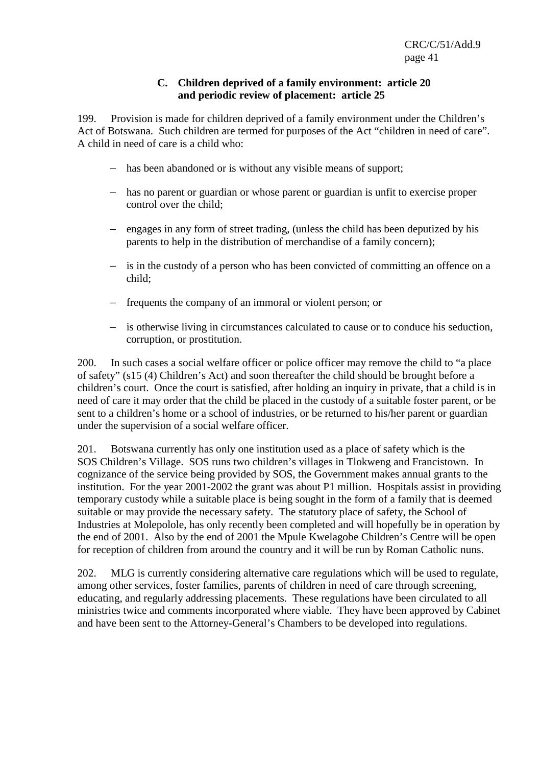### C. Children deprived of a family environment: article 20 and periodic review of placement: article 25

199. Provision is made for children deprived of a family environment under the Children's Act of Botswana. Such children are termed for purposes of the Act "children in need of care". A child in need of care is a child who:

- has been abandoned or is without any visible means of support;
- has no parent or guardian or whose parent or guardian is unfit to exercise proper control over the child;
- engages in any form of street trading, (unless the child has been deputized by his parents to help in the distribution of merchandise of a family concern);
- is in the custody of a person who has been convicted of committing an offence on a child;
- frequents the company of an immoral or violent person; or
- is otherwise living in circumstances calculated to cause or to conduce his seduction, corruption, or prostitution.

200. In such cases a social welfare officer or police officer may remove the child to "a place of safety" (s15 (4) Children's Act) and soon thereafter the child should be brought before a children's court. Once the court is satisfied, after holding an inquiry in private, that a child is in need of care it may order that the child be placed in the custody of a suitable foster parent, or be sent to a children's home or a school of industries, or be returned to his/her parent or guardian under the supervision of a social welfare officer.

201. Botswana currently has only one institution used as a place of safety which is the SOS Children's Village. SOS runs two children's villages in Tlokweng and Francistown. In cognizance of the service being provided by SOS, the Government makes annual grants to the institution. For the year 2001-2002 the grant was about P1 million. Hospitals assist in providing temporary custody while a suitable place is being sought in the form of a family that is deemed suitable or may provide the necessary safety. The statutory place of safety, the School of Industries at Molepolole, has only recently been completed and will hopefully be in operation by the end of 2001. Also by the end of 2001 the Mpule Kwelagobe Children's Centre will be open for reception of children from around the country and it will be run by Roman Catholic nuns.

202. MLG is currently considering alternative care regulations which will be used to regulate, among other services, foster families, parents of children in need of care through screening, educating, and regularly addressing placements. These regulations have been circulated to all ministries twice and comments incorporated where viable. They have been approved by Cabinet and have been sent to the Attorney-General's Chambers to be developed into regulations.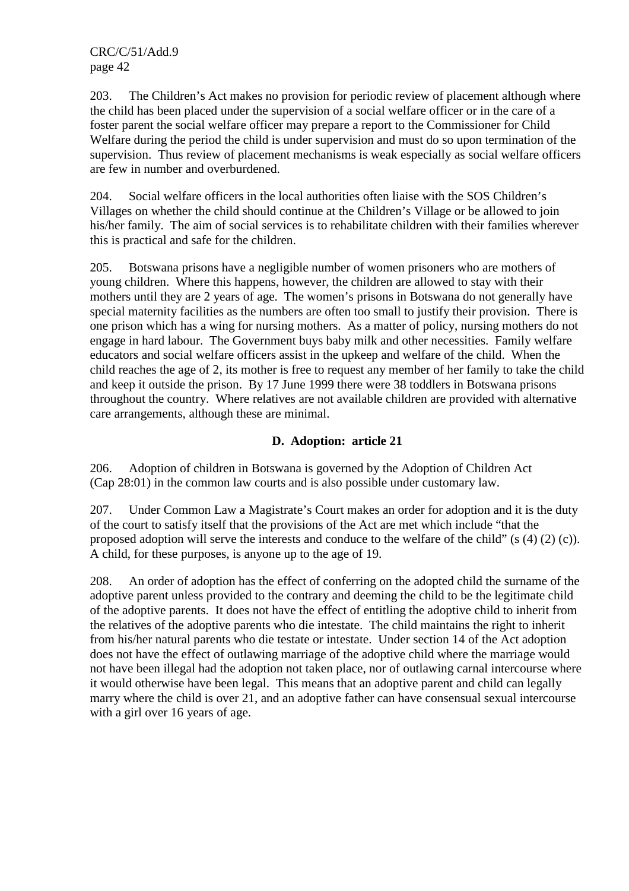203. The Children's Act makes no provision for periodic review of placement although where the child has been placed under the supervision of a social welfare officer or in the care of a foster parent the social welfare officer may prepare a report to the Commissioner for Child Welfare during the period the child is under supervision and must do so upon termination of the supervision. Thus review of placement mechanisms is weak especially as social welfare officers are few in number and overburdened.

204. Social welfare officers in the local authorities often liaise with the SOS Children's Villages on whether the child should continue at the Children's Village or be allowed to join his/her family. The aim of social services is to rehabilitate children with their families wherever this is practical and safe for the children.

205. Botswana prisons have a negligible number of women prisoners who are mothers of young children. Where this happens, however, the children are allowed to stay with their mothers until they are 2 years of age. The women's prisons in Botswana do not generally have special maternity facilities as the numbers are often too small to justify their provision. There is one prison which has a wing for nursing mothers. As a matter of policy, nursing mothers do not engage in hard labour. The Government buys baby milk and other necessities. Family welfare educators and social welfare officers assist in the upkeep and welfare of the child. When the child reaches the age of 2, its mother is free to request any member of her family to take the child and keep it outside the prison. By 17 June 1999 there were 38 toddlers in Botswana prisons throughout the country. Where relatives are not available children are provided with alternative care arrangements, although these are minimal.

### D. Adoption: article 21

206. Adoption of children in Botswana is governed by the Adoption of Children Act (Cap 28:01) in the common law courts and is also possible under customary law.

207. Under Common Law a Magistrate's Court makes an order for adoption and it is the duty of the court to satisfy itself that the provisions of the Act are met which include "that the proposed adoption will serve the interests and conduce to the welfare of the child" (s (4) (2) (c)). A child, for these purposes, is anyone up to the age of 19.

208. An order of adoption has the effect of conferring on the adopted child the surname of the adoptive parent unless provided to the contrary and deeming the child to be the legitimate child of the adoptive parents. It does not have the effect of entitling the adoptive child to inherit from the relatives of the adoptive parents who die intestate. The child maintains the right to inherit from his/her natural parents who die testate or intestate. Under section 14 of the Act adoption does not have the effect of outlawing marriage of the adoptive child where the marriage would not have been illegal had the adoption not taken place, nor of outlawing carnal intercourse where it would otherwise have been legal. This means that an adoptive parent and child can legally marry where the child is over 21, and an adoptive father can have consensual sexual intercourse with a girl over 16 years of age.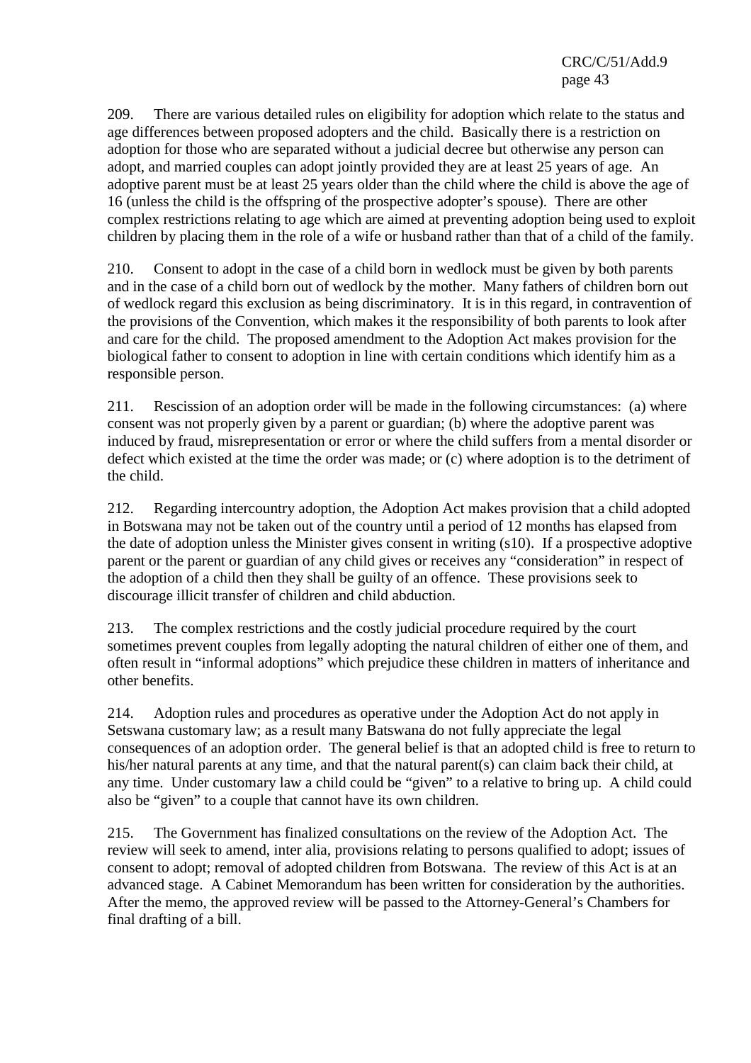209. There are various detailed rules on eligibility for adoption which relate to the status and age differences between proposed adopters and the child. Basically there is a restriction on adoption for those who are separated without a judicial decree but otherwise any person can adopt, and married couples can adopt jointly provided they are at least 25 years of age. An adoptive parent must be at least 25 years older than the child where the child is above the age of 16 (unless the child is the offspring of the prospective adopter's spouse). There are other complex restrictions relating to age which are aimed at preventing adoption being used to exploit children by placing them in the role of a wife or husband rather than that of a child of the family.

210. Consent to adopt in the case of a child born in wedlock must be given by both parents and in the case of a child born out of wedlock by the mother. Many fathers of children born out of wedlock regard this exclusion as being discriminatory. It is in this regard, in contravention of the provisions of the Convention, which makes it the responsibility of both parents to look after and care for the child. The proposed amendment to the Adoption Act makes provision for the biological father to consent to adoption in line with certain conditions which identify him as a responsible person.

211. Rescission of an adoption order will be made in the following circumstances: (a) where consent was not properly given by a parent or guardian; (b) where the adoptive parent was induced by fraud, misrepresentation or error or where the child suffers from a mental disorder or defect which existed at the time the order was made; or (c) where adoption is to the detriment of the child.

212. Regarding intercountry adoption, the Adoption Act makes provision that a child adopted in Botswana may not be taken out of the country until a period of 12 months has elapsed from the date of adoption unless the Minister gives consent in writing (s10). If a prospective adoptive parent or the parent or guardian of any child gives or receives any "consideration" in respect of the adoption of a child then they shall be guilty of an offence. These provisions seek to discourage illicit transfer of children and child abduction.

213. The complex restrictions and the costly judicial procedure required by the court sometimes prevent couples from legally adopting the natural children of either one of them, and often result in "informal adoptions" which prejudice these children in matters of inheritance and other benefits.

214. Adoption rules and procedures as operative under the Adoption Act do not apply in Setswana customary law; as a result many Batswana do not fully appreciate the legal consequences of an adoption order. The general belief is that an adopted child is free to return to his/her natural parents at any time, and that the natural parent(s) can claim back their child, at any time. Under customary law a child could be "given" to a relative to bring up. A child could also be "given" to a couple that cannot have its own children.

215. The Government has finalized consultations on the review of the Adoption Act. The review will seek to amend, inter alia, provisions relating to persons qualified to adopt; issues of consent to adopt; removal of adopted children from Botswana. The review of this Act is at an advanced stage. A Cabinet Memorandum has been written for consideration by the authorities. After the memo, the approved review will be passed to the Attorney-General's Chambers for final drafting of a bill.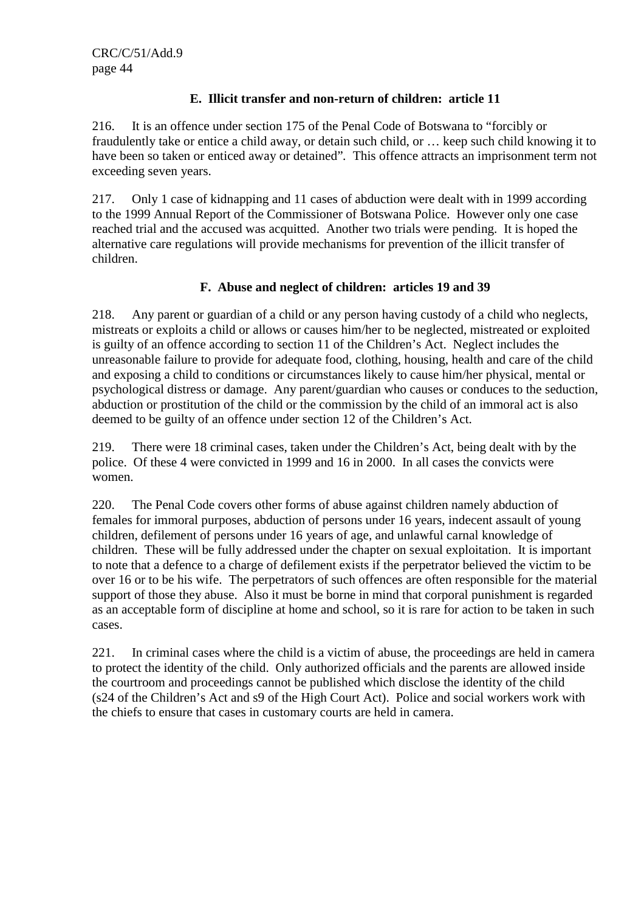### E. Illicit transfer and non-return of children: article 11

216. It is an offence under section 175 of the Penal Code of Botswana to "forcibly or fraudulently take or entice a child away, or detain such child, or … keep such child knowing it to have been so taken or enticed away or detained". This offence attracts an imprisonment term not exceeding seven years.

217. Only 1 case of kidnapping and 11 cases of abduction were dealt with in 1999 according to the 1999 Annual Report of the Commissioner of Botswana Police. However only one case reached trial and the accused was acquitted. Another two trials were pending. It is hoped the alternative care regulations will provide mechanisms for prevention of the illicit transfer of children.

### F. Abuse and neglect of children: articles 19 and 39

218. Any parent or guardian of a child or any person having custody of a child who neglects, mistreats or exploits a child or allows or causes him/her to be neglected, mistreated or exploited is guilty of an offence according to section 11 of the Children's Act. Neglect includes the unreasonable failure to provide for adequate food, clothing, housing, health and care of the child and exposing a child to conditions or circumstances likely to cause him/her physical, mental or psychological distress or damage. Any parent/guardian who causes or conduces to the seduction, abduction or prostitution of the child or the commission by the child of an immoral act is also deemed to be guilty of an offence under section 12 of the Children's Act.

219. There were 18 criminal cases, taken under the Children's Act, being dealt with by the police. Of these 4 were convicted in 1999 and 16 in 2000. In all cases the convicts were women.

220. The Penal Code covers other forms of abuse against children namely abduction of females for immoral purposes, abduction of persons under 16 years, indecent assault of young children, defilement of persons under 16 years of age, and unlawful carnal knowledge of children. These will be fully addressed under the chapter on sexual exploitation. It is important to note that a defence to a charge of defilement exists if the perpetrator believed the victim to be over 16 or to be his wife. The perpetrators of such offences are often responsible for the material support of those they abuse. Also it must be borne in mind that corporal punishment is regarded as an acceptable form of discipline at home and school, so it is rare for action to be taken in such cases.

221. In criminal cases where the child is a victim of abuse, the proceedings are held in camera to protect the identity of the child. Only authorized officials and the parents are allowed inside the courtroom and proceedings cannot be published which disclose the identity of the child (s24 of the Children's Act and s9 of the High Court Act). Police and social workers work with the chiefs to ensure that cases in customary courts are held in camera.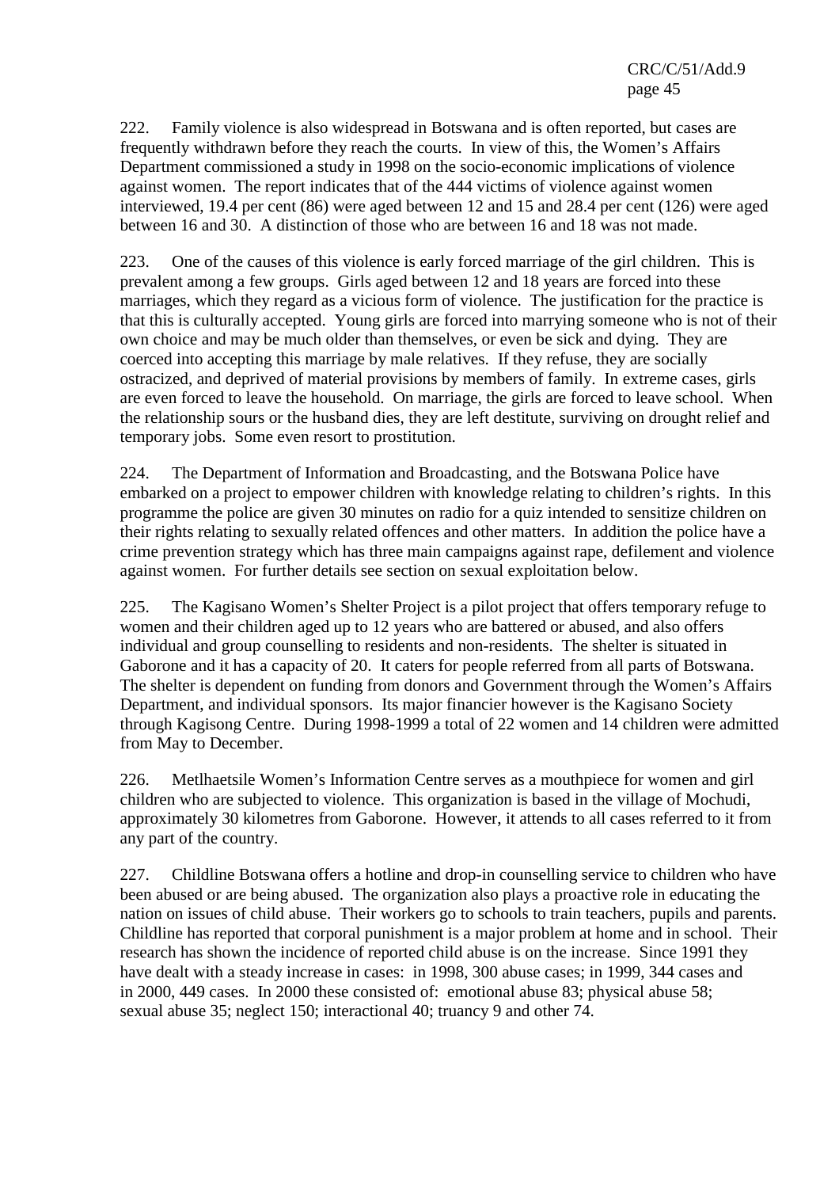222. Family violence is also widespread in Botswana and is often reported, but cases are frequently withdrawn before they reach the courts. In view of this, the Women's Affairs Department commissioned a study in 1998 on the socio-economic implications of violence against women. The report indicates that of the 444 victims of violence against women interviewed, 19.4 per cent (86) were aged between 12 and 15 and 28.4 per cent (126) were aged between 16 and 30. A distinction of those who are between 16 and 18 was not made.

223. One of the causes of this violence is early forced marriage of the girl children. This is prevalent among a few groups. Girls aged between 12 and 18 years are forced into these marriages, which they regard as a vicious form of violence. The justification for the practice is that this is culturally accepted. Young girls are forced into marrying someone who is not of their own choice and may be much older than themselves, or even be sick and dying. They are coerced into accepting this marriage by male relatives. If they refuse, they are socially ostracized, and deprived of material provisions by members of family. In extreme cases, girls are even forced to leave the household. On marriage, the girls are forced to leave school. When the relationship sours or the husband dies, they are left destitute, surviving on drought relief and temporary jobs. Some even resort to prostitution.

224. The Department of Information and Broadcasting, and the Botswana Police have embarked on a project to empower children with knowledge relating to children's rights. In this programme the police are given 30 minutes on radio for a quiz intended to sensitize children on their rights relating to sexually related offences and other matters. In addition the police have a crime prevention strategy which has three main campaigns against rape, defilement and violence against women. For further details see section on sexual exploitation below.

225. The Kagisano Women's Shelter Project is a pilot project that offers temporary refuge to women and their children aged up to 12 years who are battered or abused, and also offers individual and group counselling to residents and non-residents. The shelter is situated in Gaborone and it has a capacity of 20. It caters for people referred from all parts of Botswana. The shelter is dependent on funding from donors and Government through the Women's Affairs Department, and individual sponsors. Its major financier however is the Kagisano Society through Kagisong Centre. During 1998-1999 a total of 22 women and 14 children were admitted from May to December.

226. Metlhaetsile Women's Information Centre serves as a mouthpiece for women and girl children who are subjected to violence. This organization is based in the village of Mochudi, approximately 30 kilometres from Gaborone. However, it attends to all cases referred to it from any part of the country.

227. Childline Botswana offers a hotline and drop-in counselling service to children who have been abused or are being abused. The organization also plays a proactive role in educating the nation on issues of child abuse. Their workers go to schools to train teachers, pupils and parents. Childline has reported that corporal punishment is a major problem at home and in school. Their research has shown the incidence of reported child abuse is on the increase. Since 1991 they have dealt with a steady increase in cases: in 1998, 300 abuse cases; in 1999, 344 cases and in 2000, 449 cases. In 2000 these consisted of: emotional abuse 83; physical abuse 58; sexual abuse 35; neglect 150; interactional 40; truancy 9 and other 74.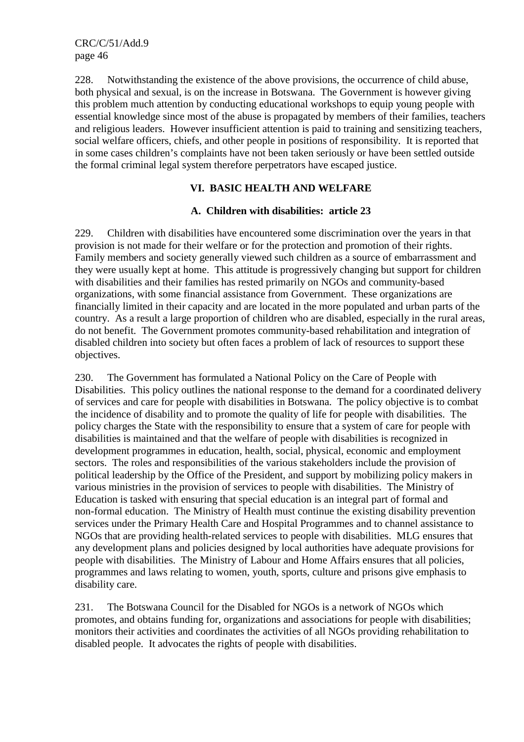228. Notwithstanding the existence of the above provisions, the occurrence of child abuse, both physical and sexual, is on the increase in Botswana. The Government is however giving this problem much attention by conducting educational workshops to equip young people with essential knowledge since most of the abuse is propagated by members of their families, teachers and religious leaders. However insufficient attention is paid to training and sensitizing teachers, social welfare officers, chiefs, and other people in positions of responsibility. It is reported that in some cases children's complaints have not been taken seriously or have been settled outside the formal criminal legal system therefore perpetrators have escaped justice.

## VI. BASIC HEALTH AND WELFARE

### A. Children with disabilities: article 23

229. Children with disabilities have encountered some discrimination over the years in that provision is not made for their welfare or for the protection and promotion of their rights. Family members and society generally viewed such children as a source of embarrassment and they were usually kept at home. This attitude is progressively changing but support for children with disabilities and their families has rested primarily on NGOs and community-based organizations, with some financial assistance from Government. These organizations are financially limited in their capacity and are located in the more populated and urban parts of the country. As a result a large proportion of children who are disabled, especially in the rural areas, do not benefit. The Government promotes community-based rehabilitation and integration of disabled children into society but often faces a problem of lack of resources to support these objectives.

230. The Government has formulated a National Policy on the Care of People with Disabilities. This policy outlines the national response to the demand for a coordinated delivery of services and care for people with disabilities in Botswana. The policy objective is to combat the incidence of disability and to promote the quality of life for people with disabilities. The policy charges the State with the responsibility to ensure that a system of care for people with disabilities is maintained and that the welfare of people with disabilities is recognized in development programmes in education, health, social, physical, economic and employment sectors. The roles and responsibilities of the various stakeholders include the provision of political leadership by the Office of the President, and support by mobilizing policy makers in various ministries in the provision of services to people with disabilities. The Ministry of Education is tasked with ensuring that special education is an integral part of formal and non-formal education. The Ministry of Health must continue the existing disability prevention services under the Primary Health Care and Hospital Programmes and to channel assistance to NGOs that are providing health-related services to people with disabilities. MLG ensures that any development plans and policies designed by local authorities have adequate provisions for people with disabilities. The Ministry of Labour and Home Affairs ensures that all policies, programmes and laws relating to women, youth, sports, culture and prisons give emphasis to disability care.

231. The Botswana Council for the Disabled for NGOs is a network of NGOs which promotes, and obtains funding for, organizations and associations for people with disabilities; monitors their activities and coordinates the activities of all NGOs providing rehabilitation to disabled people. It advocates the rights of people with disabilities.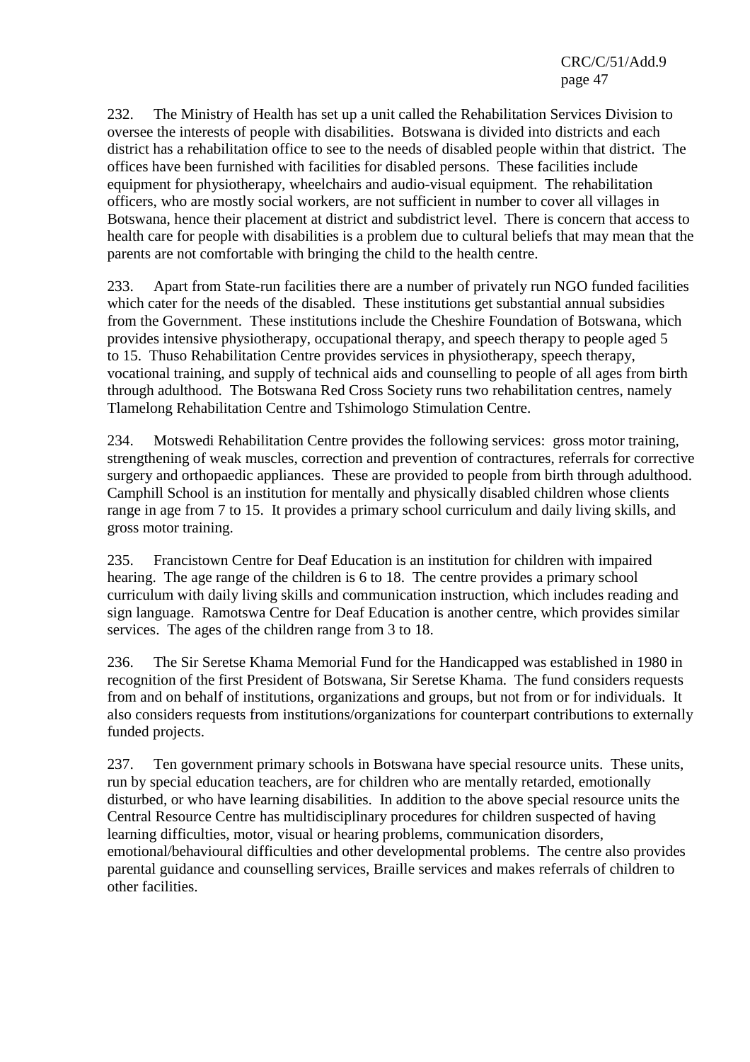232. The Ministry of Health has set up a unit called the Rehabilitation Services Division to oversee the interests of people with disabilities. Botswana is divided into districts and each district has a rehabilitation office to see to the needs of disabled people within that district. The offices have been furnished with facilities for disabled persons. These facilities include equipment for physiotherapy, wheelchairs and audio-visual equipment. The rehabilitation officers, who are mostly social workers, are not sufficient in number to cover all villages in Botswana, hence their placement at district and subdistrict level. There is concern that access to health care for people with disabilities is a problem due to cultural beliefs that may mean that the parents are not comfortable with bringing the child to the health centre.

233. Apart from State-run facilities there are a number of privately run NGO funded facilities which cater for the needs of the disabled. These institutions get substantial annual subsidies from the Government. These institutions include the Cheshire Foundation of Botswana, which provides intensive physiotherapy, occupational therapy, and speech therapy to people aged 5 to 15. Thuso Rehabilitation Centre provides services in physiotherapy, speech therapy, vocational training, and supply of technical aids and counselling to people of all ages from birth through adulthood. The Botswana Red Cross Society runs two rehabilitation centres, namely Tlamelong Rehabilitation Centre and Tshimologo Stimulation Centre.

234. Motswedi Rehabilitation Centre provides the following services: gross motor training, strengthening of weak muscles, correction and prevention of contractures, referrals for corrective surgery and orthopaedic appliances. These are provided to people from birth through adulthood. Camphill School is an institution for mentally and physically disabled children whose clients range in age from 7 to 15. It provides a primary school curriculum and daily living skills, and gross motor training.

235. Francistown Centre for Deaf Education is an institution for children with impaired hearing. The age range of the children is 6 to 18. The centre provides a primary school curriculum with daily living skills and communication instruction, which includes reading and sign language. Ramotswa Centre for Deaf Education is another centre, which provides similar services. The ages of the children range from 3 to 18.

236. The Sir Seretse Khama Memorial Fund for the Handicapped was established in 1980 in recognition of the first President of Botswana, Sir Seretse Khama. The fund considers requests from and on behalf of institutions, organizations and groups, but not from or for individuals. It also considers requests from institutions/organizations for counterpart contributions to externally funded projects.

237. Ten government primary schools in Botswana have special resource units. These units, run by special education teachers, are for children who are mentally retarded, emotionally disturbed, or who have learning disabilities. In addition to the above special resource units the Central Resource Centre has multidisciplinary procedures for children suspected of having learning difficulties, motor, visual or hearing problems, communication disorders, emotional/behavioural difficulties and other developmental problems. The centre also provides parental guidance and counselling services, Braille services and makes referrals of children to other facilities.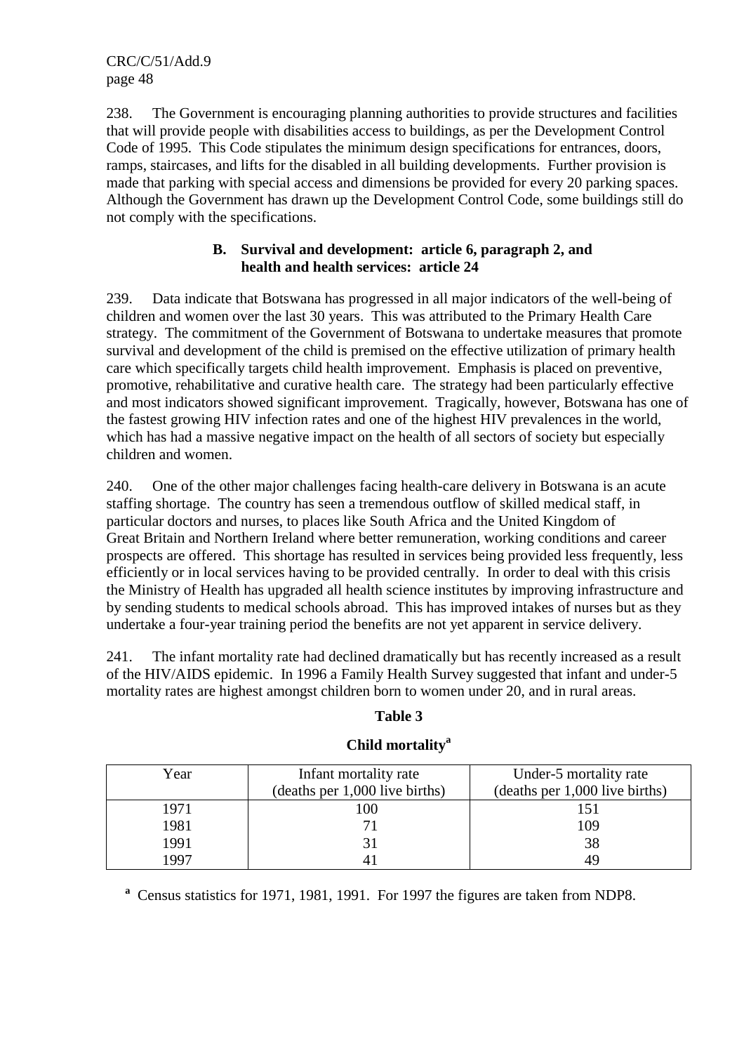238. The Government is encouraging planning authorities to provide structures and facilities that will provide people with disabilities access to buildings, as per the Development Control Code of 1995. This Code stipulates the minimum design specifications for entrances, doors, ramps, staircases, and lifts for the disabled in all building developments. Further provision is made that parking with special access and dimensions be provided for every 20 parking spaces. Although the Government has drawn up the Development Control Code, some buildings still do not comply with the specifications.

### B. Survival and development: article 6, paragraph 2, and health and health services: article 24

239. Data indicate that Botswana has progressed in all major indicators of the well-being of children and women over the last 30 years. This was attributed to the Primary Health Care strategy. The commitment of the Government of Botswana to undertake measures that promote survival and development of the child is premised on the effective utilization of primary health care which specifically targets child health improvement. Emphasis is placed on preventive, promotive, rehabilitative and curative health care. The strategy had been particularly effective and most indicators showed significant improvement. Tragically, however, Botswana has one of the fastest growing HIV infection rates and one of the highest HIV prevalences in the world, which has had a massive negative impact on the health of all sectors of society but especially children and women.

240. One of the other major challenges facing health-care delivery in Botswana is an acute staffing shortage. The country has seen a tremendous outflow of skilled medical staff, in particular doctors and nurses, to places like South Africa and the United Kingdom of Great Britain and Northern Ireland where better remuneration, working conditions and career prospects are offered. This shortage has resulted in services being provided less frequently, less efficiently or in local services having to be provided centrally. In order to deal with this crisis the Ministry of Health has upgraded all health science institutes by improving infrastructure and by sending students to medical schools abroad. This has improved intakes of nurses but as they undertake a four-year training period the benefits are not yet apparent in service delivery.

241. The infant mortality rate had declined dramatically but has recently increased as a result of the HIV/AIDS epidemic. In 1996 a Family Health Survey suggested that infant and under-5 mortality rates are highest amongst children born to women under 20, and in rural areas.

**Table 3**

**Child mortality[a]**

| Year | Infant mortality rate (deaths per 1,000 live births) | Under-5 mortality rate (deaths per 1,000 live births) |
|---|---|---|
| 1971 | 100 | 151 |
| 1981 | 71 | 109 |
| 1991 | 31 | 38 |
| 1997 | 41 | 49 |

[a] Census statistics for 1971, 1981, 1991. For 1997 the figures are taken from NDP8.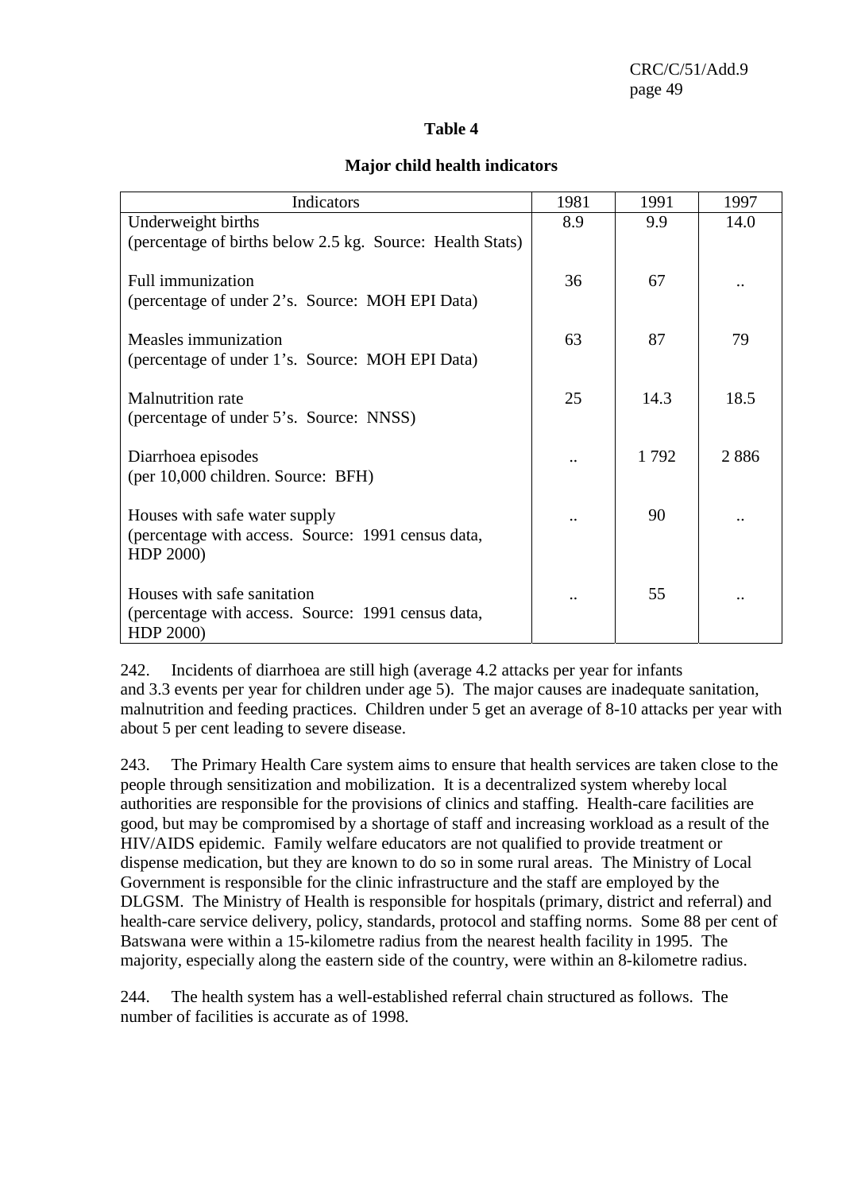**Table 4**

**Major child health indicators**

| Indicators | 1981 | 1991 | 1997 |
|---|---|---|---|
| Underweight births (percentage of births below 2.5 kg. Source: Health Stats) | 8.9 | 9.9 | 14.0 |
| Full immunization (percentage of under 2's. Source: MOH EPI Data) | 36 | 67 | .. |
| Measles immunization (percentage of under 1's. Source: MOH EPI Data) | 63 | 87 | 79 |
| Malnutrition rate (percentage of under 5's. Source: NNSS) | 25 | 14.3 | 18.5 |
| Diarrhoea episodes (per 10,000 children. Source: BFH) | .. | 1 792 | 2 886 |
| Houses with safe water supply (percentage with access. Source: 1991 census data, HDP 2000) | .. | 90 | .. |
| Houses with safe sanitation (percentage with access. Source: 1991 census data, HDP 2000) | .. | 55 | .. |

242. Incidents of diarrhoea are still high (average 4.2 attacks per year for infants and 3.3 events per year for children under age 5). The major causes are inadequate sanitation, malnutrition and feeding practices. Children under 5 get an average of 8-10 attacks per year with about 5 per cent leading to severe disease.

243. The Primary Health Care system aims to ensure that health services are taken close to the people through sensitization and mobilization. It is a decentralized system whereby local authorities are responsible for the provisions of clinics and staffing. Health-care facilities are good, but may be compromised by a shortage of staff and increasing workload as a result of the HIV/AIDS epidemic. Family welfare educators are not qualified to provide treatment or dispense medication, but they are known to do so in some rural areas. The Ministry of Local Government is responsible for the clinic infrastructure and the staff are employed by the DLGSM. The Ministry of Health is responsible for hospitals (primary, district and referral) and health-care service delivery, policy, standards, protocol and staffing norms. Some 88 per cent of Batswana were within a 15-kilometre radius from the nearest health facility in 1995. The majority, especially along the eastern side of the country, were within an 8-kilometre radius.

244. The health system has a well-established referral chain structured as follows. The number of facilities is accurate as of 1998.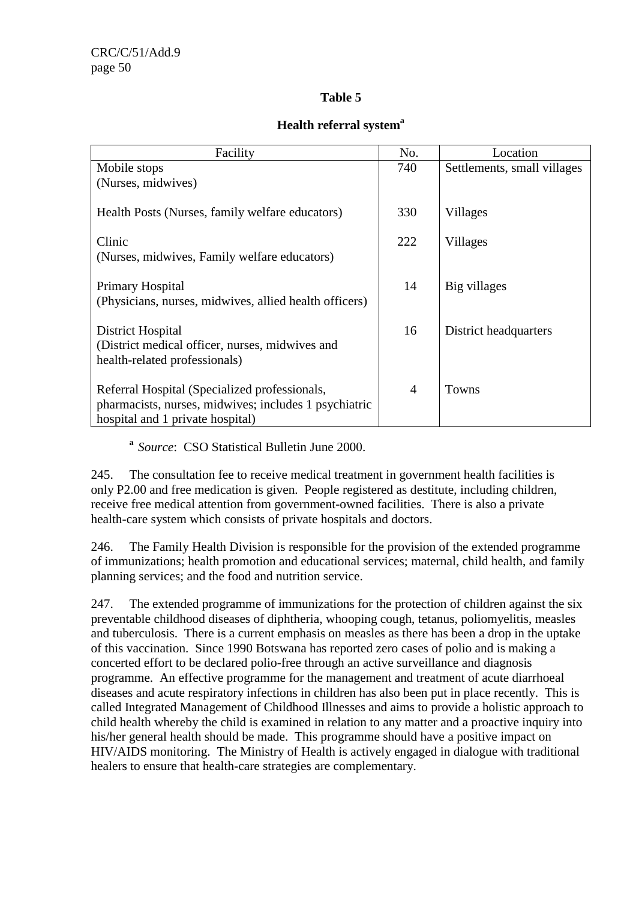**Table 5**

**Health referral system[a]**

| Facility | No. | Location |
| --- | --- | --- |
| Mobile stops (Nurses, midwives) | 740 | Settlements, small villages |
| Health Posts (Nurses, family welfare educators) | 330 | Villages |
| Clinic (Nurses, midwives, Family welfare educators) | 222 | Villages |
| Primary Hospital (Physicians, nurses, midwives, allied health officers) | 14 | Big villages |
| District Hospital (District medical officer, nurses, midwives and health-related professionals) | 16 | District headquarters |
| Referral Hospital (Specialized professionals, pharmacists, nurses, midwives; includes 1 psychiatric hospital and 1 private hospital) | 4 | Towns |

[a] *Source*: CSO Statistical Bulletin June 2000.

245. The consultation fee to receive medical treatment in government health facilities is only P2.00 and free medication is given. People registered as destitute, including children, receive free medical attention from government-owned facilities. There is also a private health-care system which consists of private hospitals and doctors.

246. The Family Health Division is responsible for the provision of the extended programme of immunizations; health promotion and educational services; maternal, child health, and family planning services; and the food and nutrition service.

247. The extended programme of immunizations for the protection of children against the six preventable childhood diseases of diphtheria, whooping cough, tetanus, poliomyelitis, measles and tuberculosis. There is a current emphasis on measles as there has been a drop in the uptake of this vaccination. Since 1990 Botswana has reported zero cases of polio and is making a concerted effort to be declared polio-free through an active surveillance and diagnosis programme. An effective programme for the management and treatment of acute diarrhoeal diseases and acute respiratory infections in children has also been put in place recently. This is called Integrated Management of Childhood Illnesses and aims to provide a holistic approach to child health whereby the child is examined in relation to any matter and a proactive inquiry into his/her general health should be made. This programme should have a positive impact on HIV/AIDS monitoring. The Ministry of Health is actively engaged in dialogue with traditional healers to ensure that health-care strategies are complementary.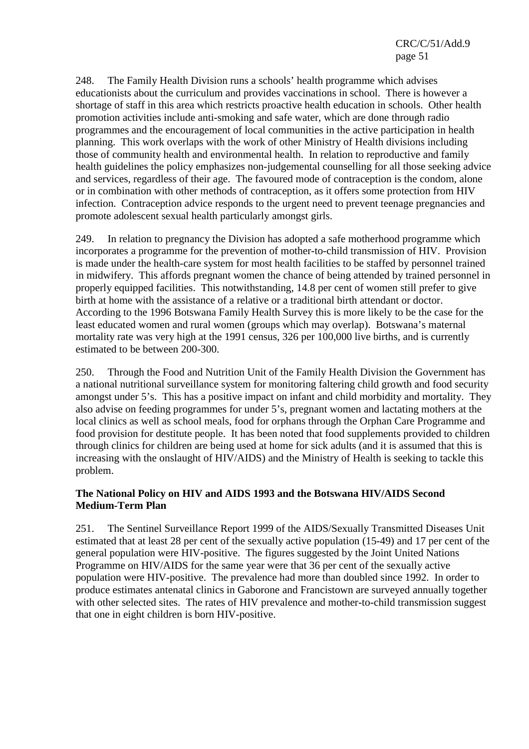248. The Family Health Division runs a schools' health programme which advises educationists about the curriculum and provides vaccinations in school. There is however a shortage of staff in this area which restricts proactive health education in schools. Other health promotion activities include anti-smoking and safe water, which are done through radio programmes and the encouragement of local communities in the active participation in health planning. This work overlaps with the work of other Ministry of Health divisions including those of community health and environmental health. In relation to reproductive and family health guidelines the policy emphasizes non-judgemental counselling for all those seeking advice and services, regardless of their age. The favoured mode of contraception is the condom, alone or in combination with other methods of contraception, as it offers some protection from HIV infection. Contraception advice responds to the urgent need to prevent teenage pregnancies and promote adolescent sexual health particularly amongst girls.

249. In relation to pregnancy the Division has adopted a safe motherhood programme which incorporates a programme for the prevention of mother-to-child transmission of HIV. Provision is made under the health-care system for most health facilities to be staffed by personnel trained in midwifery. This affords pregnant women the chance of being attended by trained personnel in properly equipped facilities. This notwithstanding, 14.8 per cent of women still prefer to give birth at home with the assistance of a relative or a traditional birth attendant or doctor. According to the 1996 Botswana Family Health Survey this is more likely to be the case for the least educated women and rural women (groups which may overlap). Botswana's maternal mortality rate was very high at the 1991 census, 326 per 100,000 live births, and is currently estimated to be between 200-300.

250. Through the Food and Nutrition Unit of the Family Health Division the Government has a national nutritional surveillance system for monitoring faltering child growth and food security amongst under 5's. This has a positive impact on infant and child morbidity and mortality. They also advise on feeding programmes for under 5's, pregnant women and lactating mothers at the local clinics as well as school meals, food for orphans through the Orphan Care Programme and food provision for destitute people. It has been noted that food supplements provided to children through clinics for children are being used at home for sick adults (and it is assumed that this is increasing with the onslaught of HIV/AIDS) and the Ministry of Health is seeking to tackle this problem.

**The National Policy on HIV and AIDS 1993 and the Botswana HIV/AIDS Second Medium-Term Plan**

251. The Sentinel Surveillance Report 1999 of the AIDS/Sexually Transmitted Diseases Unit estimated that at least 28 per cent of the sexually active population (15-49) and 17 per cent of the general population were HIV-positive. The figures suggested by the Joint United Nations Programme on HIV/AIDS for the same year were that 36 per cent of the sexually active population were HIV-positive. The prevalence had more than doubled since 1992. In order to produce estimates antenatal clinics in Gaborone and Francistown are surveyed annually together with other selected sites. The rates of HIV prevalence and mother-to-child transmission suggest that one in eight children is born HIV-positive.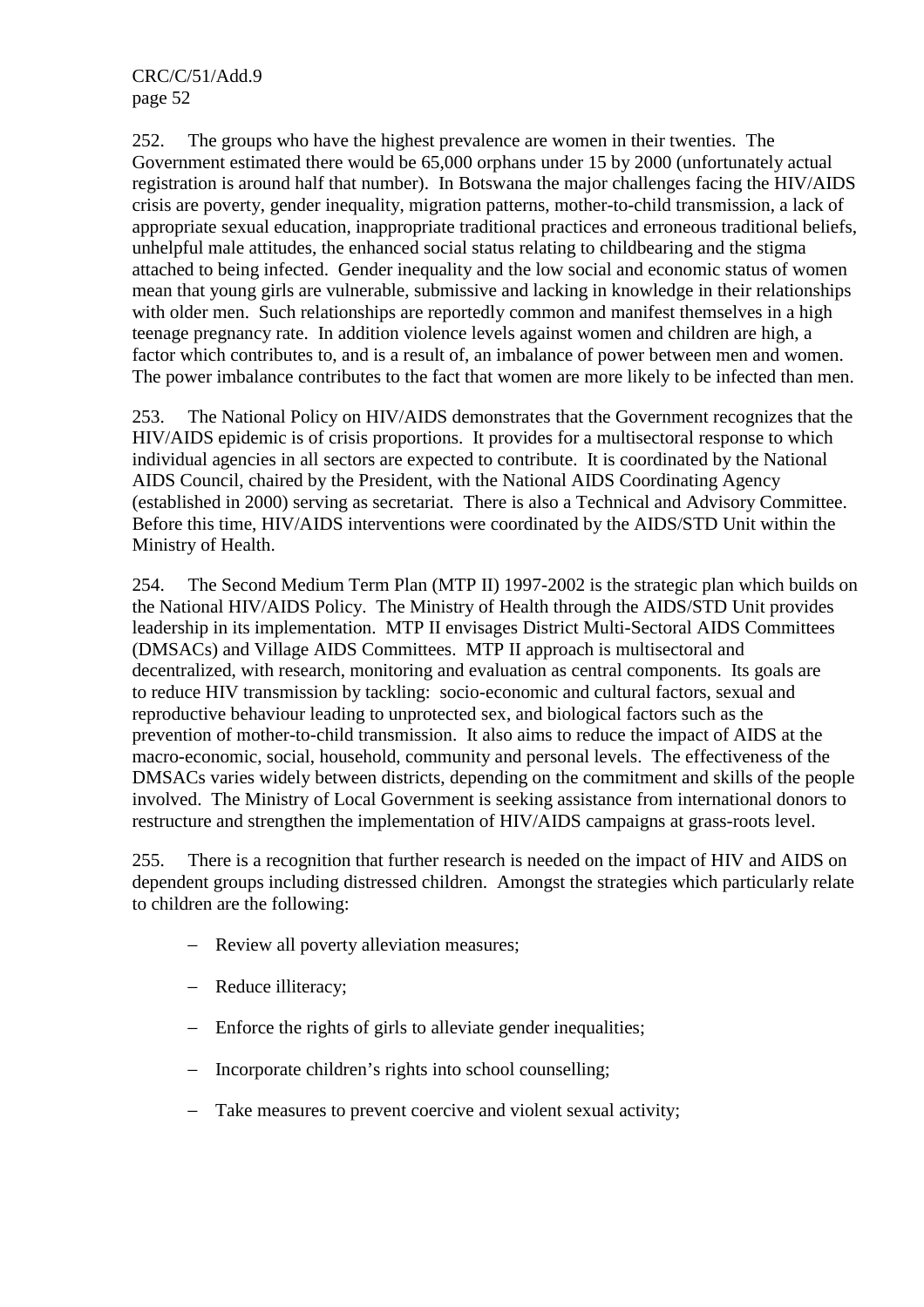252. The groups who have the highest prevalence are women in their twenties. The Government estimated there would be 65,000 orphans under 15 by 2000 (unfortunately actual registration is around half that number). In Botswana the major challenges facing the HIV/AIDS crisis are poverty, gender inequality, migration patterns, mother-to-child transmission, a lack of appropriate sexual education, inappropriate traditional practices and erroneous traditional beliefs, unhelpful male attitudes, the enhanced social status relating to childbearing and the stigma attached to being infected. Gender inequality and the low social and economic status of women mean that young girls are vulnerable, submissive and lacking in knowledge in their relationships with older men. Such relationships are reportedly common and manifest themselves in a high teenage pregnancy rate. In addition violence levels against women and children are high, a factor which contributes to, and is a result of, an imbalance of power between men and women. The power imbalance contributes to the fact that women are more likely to be infected than men.

253. The National Policy on HIV/AIDS demonstrates that the Government recognizes that the HIV/AIDS epidemic is of crisis proportions. It provides for a multisectoral response to which individual agencies in all sectors are expected to contribute. It is coordinated by the National AIDS Council, chaired by the President, with the National AIDS Coordinating Agency (established in 2000) serving as secretariat. There is also a Technical and Advisory Committee. Before this time, HIV/AIDS interventions were coordinated by the AIDS/STD Unit within the Ministry of Health.

254. The Second Medium Term Plan (MTP II) 1997-2002 is the strategic plan which builds on the National HIV/AIDS Policy. The Ministry of Health through the AIDS/STD Unit provides leadership in its implementation. MTP II envisages District Multi-Sectoral AIDS Committees (DMSACs) and Village AIDS Committees. MTP II approach is multisectoral and decentralized, with research, monitoring and evaluation as central components. Its goals are to reduce HIV transmission by tackling: socio-economic and cultural factors, sexual and reproductive behaviour leading to unprotected sex, and biological factors such as the prevention of mother-to-child transmission. It also aims to reduce the impact of AIDS at the macro-economic, social, household, community and personal levels. The effectiveness of the DMSACs varies widely between districts, depending on the commitment and skills of the people involved. The Ministry of Local Government is seeking assistance from international donors to restructure and strengthen the implementation of HIV/AIDS campaigns at grass-roots level.

255. There is a recognition that further research is needed on the impact of HIV and AIDS on dependent groups including distressed children. Amongst the strategies which particularly relate to children are the following:

- Review all poverty alleviation measures;
- Reduce illiteracy;
- Enforce the rights of girls to alleviate gender inequalities;
- Incorporate children's rights into school counselling;
- Take measures to prevent coercive and violent sexual activity;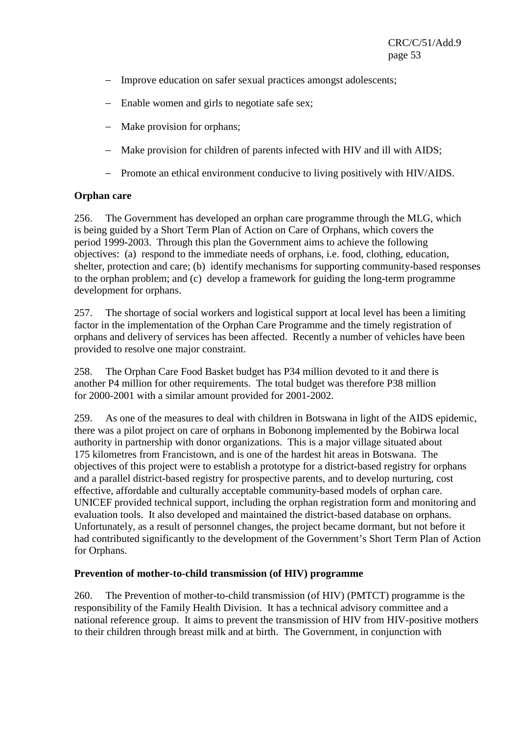- Improve education on safer sexual practices amongst adolescents;
- Enable women and girls to negotiate safe sex;
- Make provision for orphans;
- Make provision for children of parents infected with HIV and ill with AIDS;
- Promote an ethical environment conducive to living positively with HIV/AIDS.

**Orphan care**

256. The Government has developed an orphan care programme through the MLG, which is being guided by a Short Term Plan of Action on Care of Orphans, which covers the period 1999-2003. Through this plan the Government aims to achieve the following objectives: (a) respond to the immediate needs of orphans, i.e. food, clothing, education, shelter, protection and care; (b) identify mechanisms for supporting community-based responses to the orphan problem; and (c) develop a framework for guiding the long-term programme development for orphans.

257. The shortage of social workers and logistical support at local level has been a limiting factor in the implementation of the Orphan Care Programme and the timely registration of orphans and delivery of services has been affected. Recently a number of vehicles have been provided to resolve one major constraint.

258. The Orphan Care Food Basket budget has P34 million devoted to it and there is another P4 million for other requirements. The total budget was therefore P38 million for 2000-2001 with a similar amount provided for 2001-2002.

259. As one of the measures to deal with children in Botswana in light of the AIDS epidemic, there was a pilot project on care of orphans in Bobonong implemented by the Bobirwa local authority in partnership with donor organizations. This is a major village situated about 175 kilometres from Francistown, and is one of the hardest hit areas in Botswana. The objectives of this project were to establish a prototype for a district-based registry for orphans and a parallel district-based registry for prospective parents, and to develop nurturing, cost effective, affordable and culturally acceptable community-based models of orphan care. UNICEF provided technical support, including the orphan registration form and monitoring and evaluation tools. It also developed and maintained the district-based database on orphans. Unfortunately, as a result of personnel changes, the project became dormant, but not before it had contributed significantly to the development of the Government's Short Term Plan of Action for Orphans.

**Prevention of mother-to-child transmission (of HIV) programme**

260. The Prevention of mother-to-child transmission (of HIV) (PMTCT) programme is the responsibility of the Family Health Division. It has a technical advisory committee and a national reference group. It aims to prevent the transmission of HIV from HIV-positive mothers to their children through breast milk and at birth. The Government, in conjunction with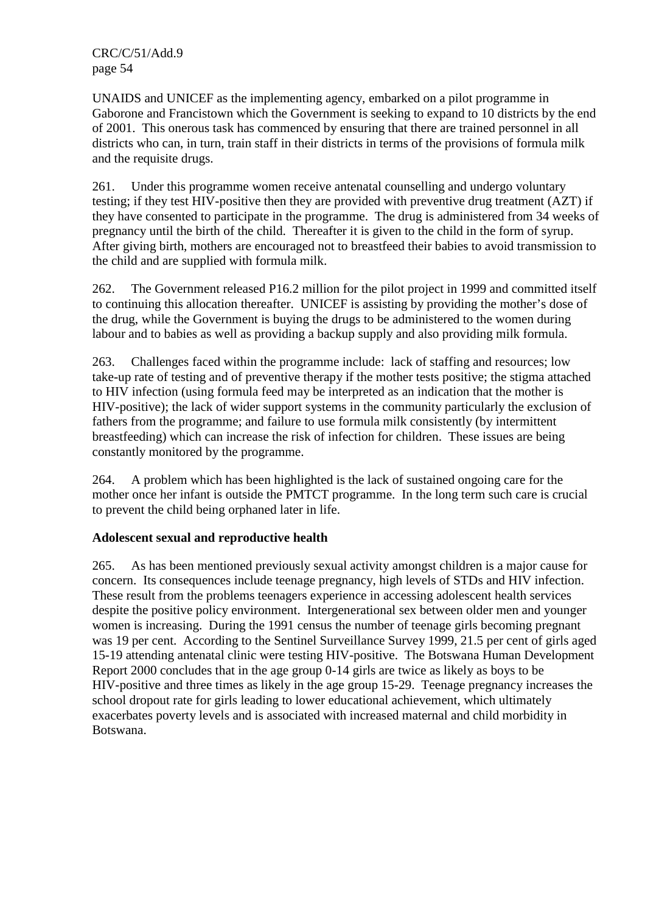UNAIDS and UNICEF as the implementing agency, embarked on a pilot programme in Gaborone and Francistown which the Government is seeking to expand to 10 districts by the end of 2001. This onerous task has commenced by ensuring that there are trained personnel in all districts who can, in turn, train staff in their districts in terms of the provisions of formula milk and the requisite drugs.

261. Under this programme women receive antenatal counselling and undergo voluntary testing; if they test HIV-positive then they are provided with preventive drug treatment (AZT) if they have consented to participate in the programme. The drug is administered from 34 weeks of pregnancy until the birth of the child. Thereafter it is given to the child in the form of syrup. After giving birth, mothers are encouraged not to breastfeed their babies to avoid transmission to the child and are supplied with formula milk.

262. The Government released P16.2 million for the pilot project in 1999 and committed itself to continuing this allocation thereafter. UNICEF is assisting by providing the mother's dose of the drug, while the Government is buying the drugs to be administered to the women during labour and to babies as well as providing a backup supply and also providing milk formula.

263. Challenges faced within the programme include: lack of staffing and resources; low take-up rate of testing and of preventive therapy if the mother tests positive; the stigma attached to HIV infection (using formula feed may be interpreted as an indication that the mother is HIV-positive); the lack of wider support systems in the community particularly the exclusion of fathers from the programme; and failure to use formula milk consistently (by intermittent breastfeeding) which can increase the risk of infection for children. These issues are being constantly monitored by the programme.

264. A problem which has been highlighted is the lack of sustained ongoing care for the mother once her infant is outside the PMTCT programme. In the long term such care is crucial to prevent the child being orphaned later in life.

**Adolescent sexual and reproductive health**

265. As has been mentioned previously sexual activity amongst children is a major cause for concern. Its consequences include teenage pregnancy, high levels of STDs and HIV infection. These result from the problems teenagers experience in accessing adolescent health services despite the positive policy environment. Intergenerational sex between older men and younger women is increasing. During the 1991 census the number of teenage girls becoming pregnant was 19 per cent. According to the Sentinel Surveillance Survey 1999, 21.5 per cent of girls aged 15-19 attending antenatal clinic were testing HIV-positive. The Botswana Human Development Report 2000 concludes that in the age group 0-14 girls are twice as likely as boys to be HIV-positive and three times as likely in the age group 15-29. Teenage pregnancy increases the school dropout rate for girls leading to lower educational achievement, which ultimately exacerbates poverty levels and is associated with increased maternal and child morbidity in Botswana.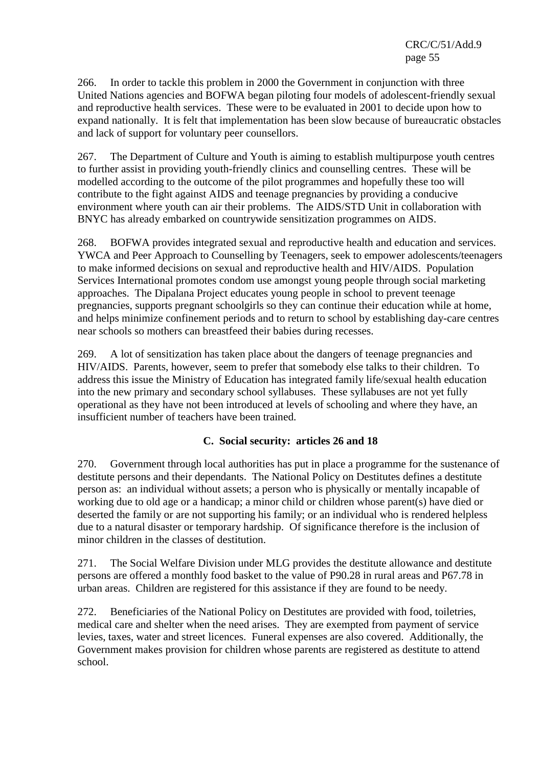266. In order to tackle this problem in 2000 the Government in conjunction with three United Nations agencies and BOFWA began piloting four models of adolescent-friendly sexual and reproductive health services. These were to be evaluated in 2001 to decide upon how to expand nationally. It is felt that implementation has been slow because of bureaucratic obstacles and lack of support for voluntary peer counsellors.

267. The Department of Culture and Youth is aiming to establish multipurpose youth centres to further assist in providing youth-friendly clinics and counselling centres. These will be modelled according to the outcome of the pilot programmes and hopefully these too will contribute to the fight against AIDS and teenage pregnancies by providing a conducive environment where youth can air their problems. The AIDS/STD Unit in collaboration with BNYC has already embarked on countrywide sensitization programmes on AIDS.

268. BOFWA provides integrated sexual and reproductive health and education and services. YWCA and Peer Approach to Counselling by Teenagers, seek to empower adolescents/teenagers to make informed decisions on sexual and reproductive health and HIV/AIDS. Population Services International promotes condom use amongst young people through social marketing approaches. The Dipalana Project educates young people in school to prevent teenage pregnancies, supports pregnant schoolgirls so they can continue their education while at home, and helps minimize confinement periods and to return to school by establishing day-care centres near schools so mothers can breastfeed their babies during recesses.

269. A lot of sensitization has taken place about the dangers of teenage pregnancies and HIV/AIDS. Parents, however, seem to prefer that somebody else talks to their children. To address this issue the Ministry of Education has integrated family life/sexual health education into the new primary and secondary school syllabuses. These syllabuses are not yet fully operational as they have not been introduced at levels of schooling and where they have, an insufficient number of teachers have been trained.

### C. Social security: articles 26 and 18

270. Government through local authorities has put in place a programme for the sustenance of destitute persons and their dependants. The National Policy on Destitutes defines a destitute person as: an individual without assets; a person who is physically or mentally incapable of working due to old age or a handicap; a minor child or children whose parent(s) have died or deserted the family or are not supporting his family; or an individual who is rendered helpless due to a natural disaster or temporary hardship. Of significance therefore is the inclusion of minor children in the classes of destitution.

271. The Social Welfare Division under MLG provides the destitute allowance and destitute persons are offered a monthly food basket to the value of P90.28 in rural areas and P67.78 in urban areas. Children are registered for this assistance if they are found to be needy.

272. Beneficiaries of the National Policy on Destitutes are provided with food, toiletries, medical care and shelter when the need arises. They are exempted from payment of service levies, taxes, water and street licences. Funeral expenses are also covered. Additionally, the Government makes provision for children whose parents are registered as destitute to attend school.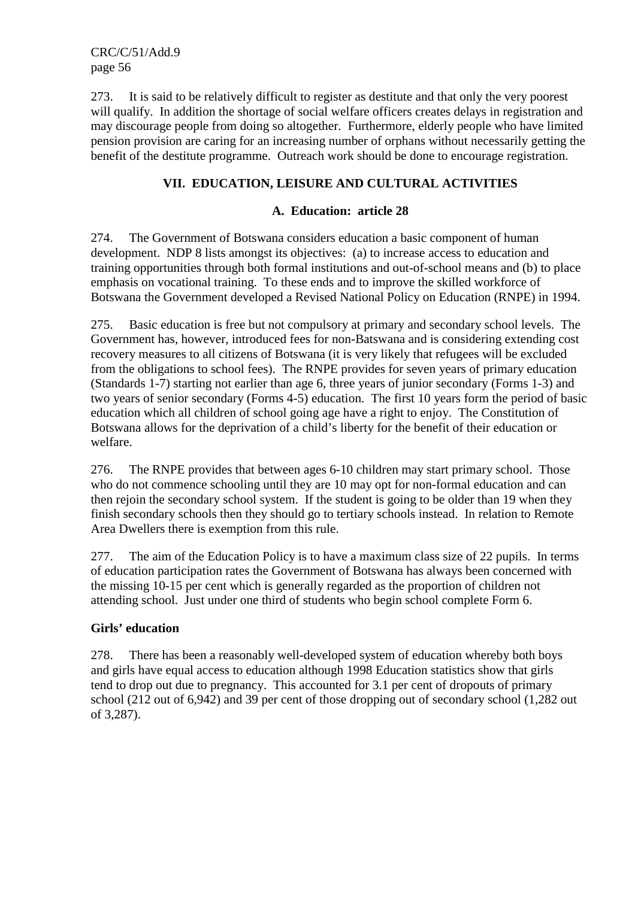273. It is said to be relatively difficult to register as destitute and that only the very poorest will qualify. In addition the shortage of social welfare officers creates delays in registration and may discourage people from doing so altogether. Furthermore, elderly people who have limited pension provision are caring for an increasing number of orphans without necessarily getting the benefit of the destitute programme. Outreach work should be done to encourage registration.

## VII. EDUCATION, LEISURE AND CULTURAL ACTIVITIES

### A. Education: article 28

274. The Government of Botswana considers education a basic component of human development. NDP 8 lists amongst its objectives: (a) to increase access to education and training opportunities through both formal institutions and out-of-school means and (b) to place emphasis on vocational training. To these ends and to improve the skilled workforce of Botswana the Government developed a Revised National Policy on Education (RNPE) in 1994.

275. Basic education is free but not compulsory at primary and secondary school levels. The Government has, however, introduced fees for non-Batswana and is considering extending cost recovery measures to all citizens of Botswana (it is very likely that refugees will be excluded from the obligations to school fees). The RNPE provides for seven years of primary education (Standards 1-7) starting not earlier than age 6, three years of junior secondary (Forms 1-3) and two years of senior secondary (Forms 4-5) education. The first 10 years form the period of basic education which all children of school going age have a right to enjoy. The Constitution of Botswana allows for the deprivation of a child's liberty for the benefit of their education or welfare.

276. The RNPE provides that between ages 6-10 children may start primary school. Those who do not commence schooling until they are 10 may opt for non-formal education and can then rejoin the secondary school system. If the student is going to be older than 19 when they finish secondary schools then they should go to tertiary schools instead. In relation to Remote Area Dwellers there is exemption from this rule.

277. The aim of the Education Policy is to have a maximum class size of 22 pupils. In terms of education participation rates the Government of Botswana has always been concerned with the missing 10-15 per cent which is generally regarded as the proportion of children not attending school. Just under one third of students who begin school complete Form 6.

**Girls' education**

278. There has been a reasonably well-developed system of education whereby both boys and girls have equal access to education although 1998 Education statistics show that girls tend to drop out due to pregnancy. This accounted for 3.1 per cent of dropouts of primary school (212 out of 6,942) and 39 per cent of those dropping out of secondary school (1,282 out of 3,287).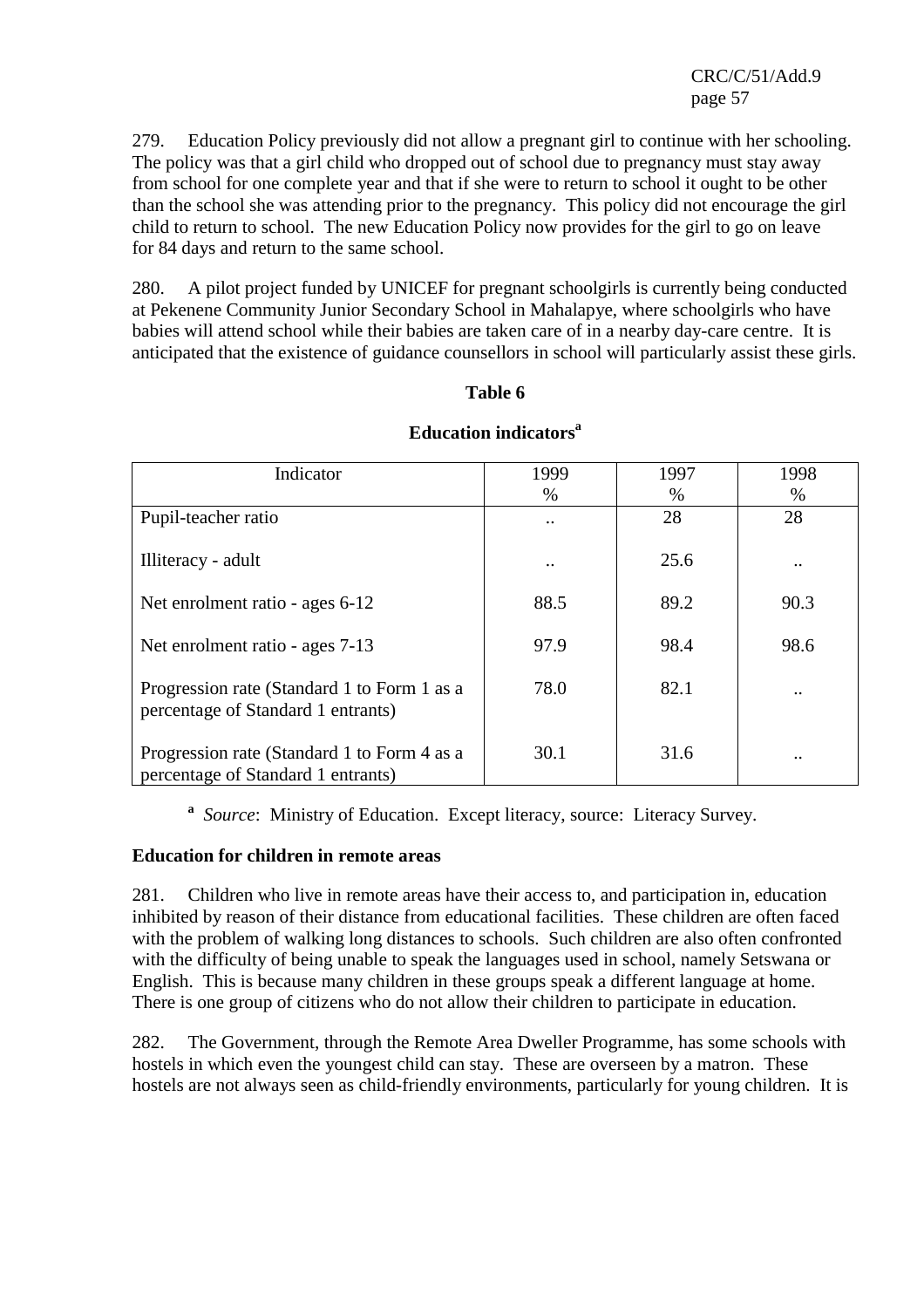279. Education Policy previously did not allow a pregnant girl to continue with her schooling. The policy was that a girl child who dropped out of school due to pregnancy must stay away from school for one complete year and that if she were to return to school it ought to be other than the school she was attending prior to the pregnancy. This policy did not encourage the girl child to return to school. The new Education Policy now provides for the girl to go on leave for 84 days and return to the same school.

280. A pilot project funded by UNICEF for pregnant schoolgirls is currently being conducted at Pekenene Community Junior Secondary School in Mahalapye, where schoolgirls who have babies will attend school while their babies are taken care of in a nearby day-care centre. It is anticipated that the existence of guidance counsellors in school will particularly assist these girls.

**Table 6**

**Education indicators[a]**

| Indicator | 1999 % | 1997 % | 1998 % |
|---|---|---|---|
| Pupil-teacher ratio | .. | 28 | 28 |
| Illiteracy - adult | .. | 25.6 | .. |
| Net enrolment ratio - ages 6-12 | 88.5 | 89.2 | 90.3 |
| Net enrolment ratio - ages 7-13 | 97.9 | 98.4 | 98.6 |
| Progression rate (Standard 1 to Form 1 as a percentage of Standard 1 entrants) | 78.0 | 82.1 | .. |
| Progression rate (Standard 1 to Form 4 as a percentage of Standard 1 entrants) | 30.1 | 31.6 | .. |

[a] *Source*: Ministry of Education. Except literacy, source: Literacy Survey.

**Education for children in remote areas**

281. Children who live in remote areas have their access to, and participation in, education inhibited by reason of their distance from educational facilities. These children are often faced with the problem of walking long distances to schools. Such children are also often confronted with the difficulty of being unable to speak the languages used in school, namely Setswana or English. This is because many children in these groups speak a different language at home. There is one group of citizens who do not allow their children to participate in education.

282. The Government, through the Remote Area Dweller Programme, has some schools with hostels in which even the youngest child can stay. These are overseen by a matron. These hostels are not always seen as child-friendly environments, particularly for young children. It is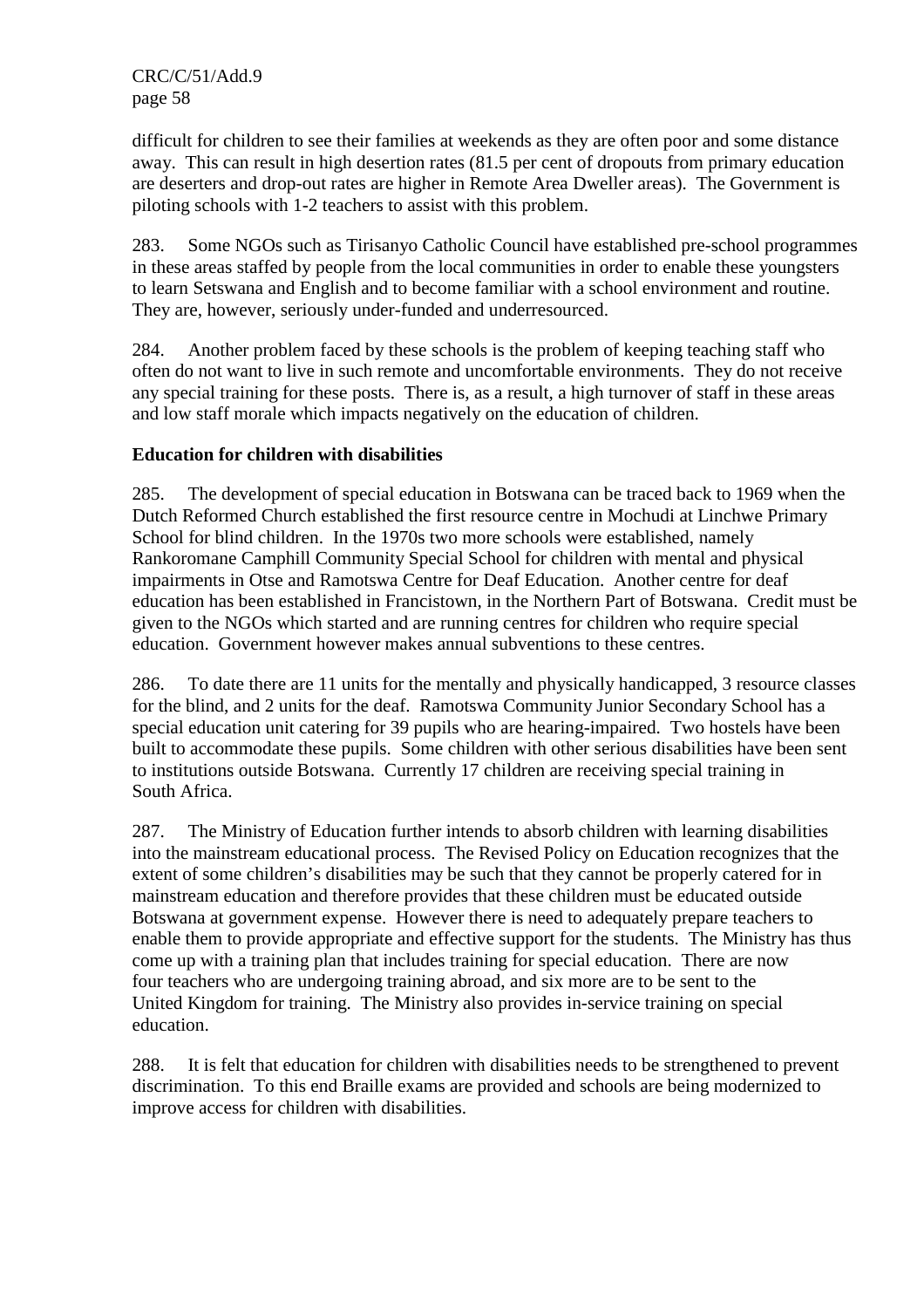difficult for children to see their families at weekends as they are often poor and some distance away. This can result in high desertion rates (81.5 per cent of dropouts from primary education are deserters and drop-out rates are higher in Remote Area Dweller areas). The Government is piloting schools with 1-2 teachers to assist with this problem.

283. Some NGOs such as Tirisanyo Catholic Council have established pre-school programmes in these areas staffed by people from the local communities in order to enable these youngsters to learn Setswana and English and to become familiar with a school environment and routine. They are, however, seriously under-funded and underresourced.

284. Another problem faced by these schools is the problem of keeping teaching staff who often do not want to live in such remote and uncomfortable environments. They do not receive any special training for these posts. There is, as a result, a high turnover of staff in these areas and low staff morale which impacts negatively on the education of children.

**Education for children with disabilities**

285. The development of special education in Botswana can be traced back to 1969 when the Dutch Reformed Church established the first resource centre in Mochudi at Linchwe Primary School for blind children. In the 1970s two more schools were established, namely Rankoromane Camphill Community Special School for children with mental and physical impairments in Otse and Ramotswa Centre for Deaf Education. Another centre for deaf education has been established in Francistown, in the Northern Part of Botswana. Credit must be given to the NGOs which started and are running centres for children who require special education. Government however makes annual subventions to these centres.

286. To date there are 11 units for the mentally and physically handicapped, 3 resource classes for the blind, and 2 units for the deaf. Ramotswa Community Junior Secondary School has a special education unit catering for 39 pupils who are hearing-impaired. Two hostels have been built to accommodate these pupils. Some children with other serious disabilities have been sent to institutions outside Botswana. Currently 17 children are receiving special training in South Africa.

287. The Ministry of Education further intends to absorb children with learning disabilities into the mainstream educational process. The Revised Policy on Education recognizes that the extent of some children's disabilities may be such that they cannot be properly catered for in mainstream education and therefore provides that these children must be educated outside Botswana at government expense. However there is need to adequately prepare teachers to enable them to provide appropriate and effective support for the students. The Ministry has thus come up with a training plan that includes training for special education. There are now four teachers who are undergoing training abroad, and six more are to be sent to the United Kingdom for training. The Ministry also provides in-service training on special education.

288. It is felt that education for children with disabilities needs to be strengthened to prevent discrimination. To this end Braille exams are provided and schools are being modernized to improve access for children with disabilities.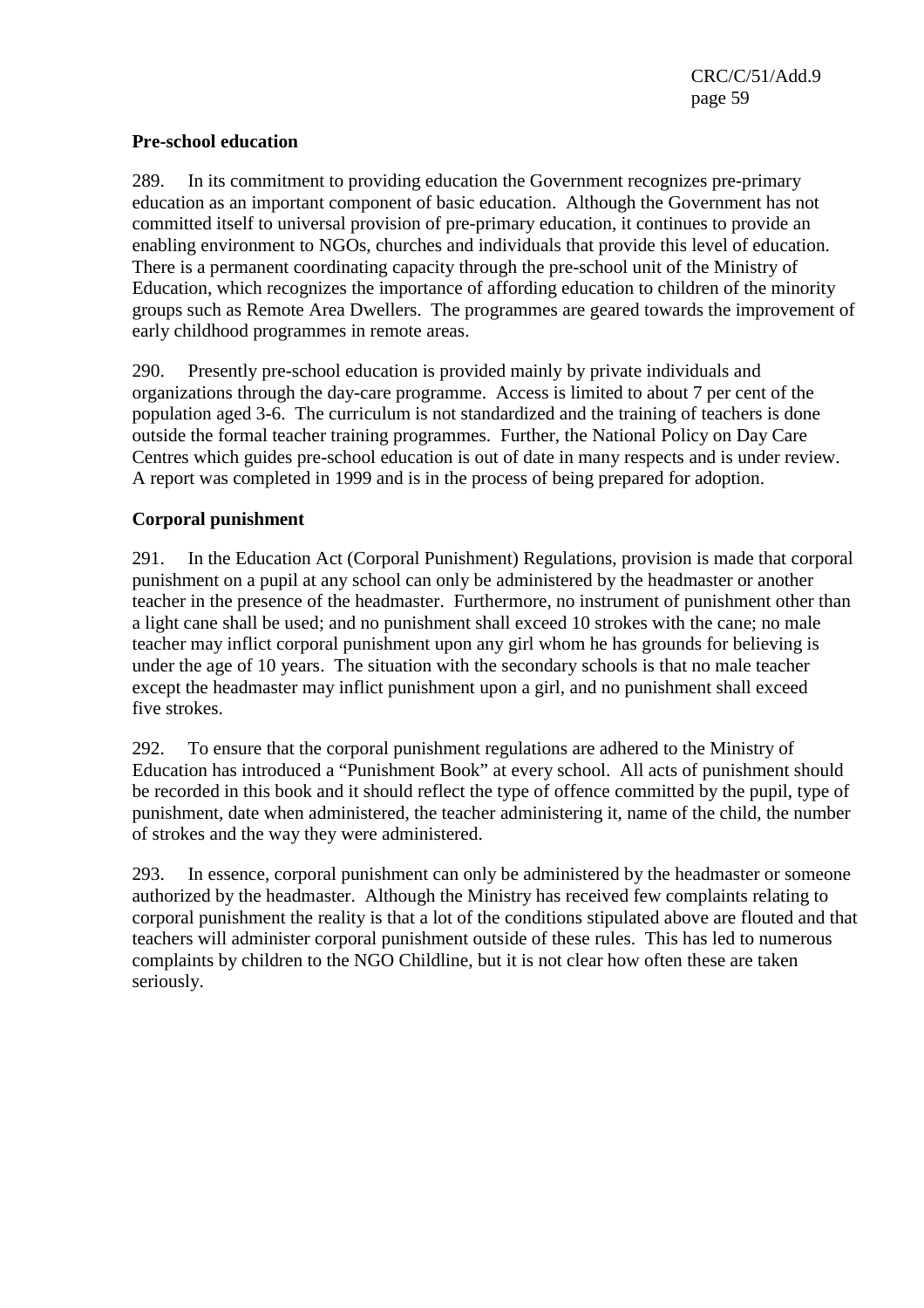**Pre-school education**

289. In its commitment to providing education the Government recognizes pre-primary education as an important component of basic education. Although the Government has not committed itself to universal provision of pre-primary education, it continues to provide an enabling environment to NGOs, churches and individuals that provide this level of education. There is a permanent coordinating capacity through the pre-school unit of the Ministry of Education, which recognizes the importance of affording education to children of the minority groups such as Remote Area Dwellers. The programmes are geared towards the improvement of early childhood programmes in remote areas.

290. Presently pre-school education is provided mainly by private individuals and organizations through the day-care programme. Access is limited to about 7 per cent of the population aged 3-6. The curriculum is not standardized and the training of teachers is done outside the formal teacher training programmes. Further, the National Policy on Day Care Centres which guides pre-school education is out of date in many respects and is under review. A report was completed in 1999 and is in the process of being prepared for adoption.

**Corporal punishment**

291. In the Education Act (Corporal Punishment) Regulations, provision is made that corporal punishment on a pupil at any school can only be administered by the headmaster or another teacher in the presence of the headmaster. Furthermore, no instrument of punishment other than a light cane shall be used; and no punishment shall exceed 10 strokes with the cane; no male teacher may inflict corporal punishment upon any girl whom he has grounds for believing is under the age of 10 years. The situation with the secondary schools is that no male teacher except the headmaster may inflict punishment upon a girl, and no punishment shall exceed five strokes.

292. To ensure that the corporal punishment regulations are adhered to the Ministry of Education has introduced a "Punishment Book" at every school. All acts of punishment should be recorded in this book and it should reflect the type of offence committed by the pupil, type of punishment, date when administered, the teacher administering it, name of the child, the number of strokes and the way they were administered.

293. In essence, corporal punishment can only be administered by the headmaster or someone authorized by the headmaster. Although the Ministry has received few complaints relating to corporal punishment the reality is that a lot of the conditions stipulated above are flouted and that teachers will administer corporal punishment outside of these rules. This has led to numerous complaints by children to the NGO Childline, but it is not clear how often these are taken seriously.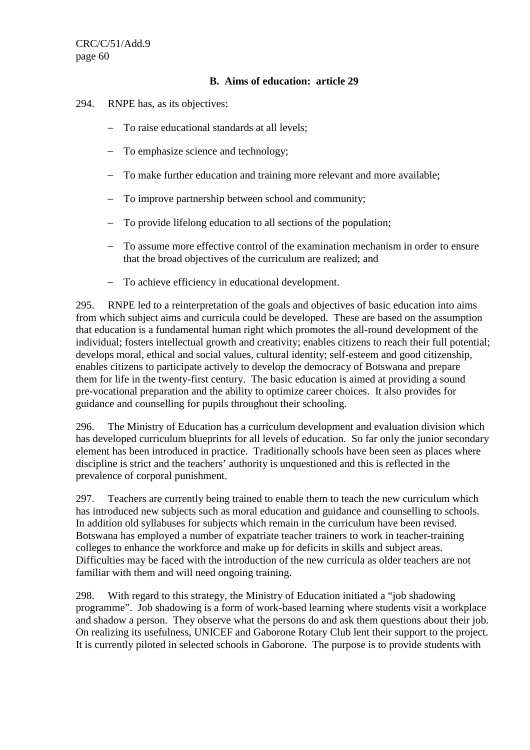### B. Aims of education: article 29

294. RNPE has, as its objectives:

- To raise educational standards at all levels;
- To emphasize science and technology;
- To make further education and training more relevant and more available;
- To improve partnership between school and community;
- To provide lifelong education to all sections of the population;
- To assume more effective control of the examination mechanism in order to ensure that the broad objectives of the curriculum are realized; and
- To achieve efficiency in educational development.

295. RNPE led to a reinterpretation of the goals and objectives of basic education into aims from which subject aims and curricula could be developed. These are based on the assumption that education is a fundamental human right which promotes the all-round development of the individual; fosters intellectual growth and creativity; enables citizens to reach their full potential; develops moral, ethical and social values, cultural identity; self-esteem and good citizenship, enables citizens to participate actively to develop the democracy of Botswana and prepare them for life in the twenty-first century. The basic education is aimed at providing a sound pre-vocational preparation and the ability to optimize career choices. It also provides for guidance and counselling for pupils throughout their schooling.

296. The Ministry of Education has a curriculum development and evaluation division which has developed curriculum blueprints for all levels of education. So far only the junior secondary element has been introduced in practice. Traditionally schools have been seen as places where discipline is strict and the teachers' authority is unquestioned and this is reflected in the prevalence of corporal punishment.

297. Teachers are currently being trained to enable them to teach the new curriculum which has introduced new subjects such as moral education and guidance and counselling to schools. In addition old syllabuses for subjects which remain in the curriculum have been revised. Botswana has employed a number of expatriate teacher trainers to work in teacher-training colleges to enhance the workforce and make up for deficits in skills and subject areas. Difficulties may be faced with the introduction of the new curricula as older teachers are not familiar with them and will need ongoing training.

298. With regard to this strategy, the Ministry of Education initiated a "job shadowing programme". Job shadowing is a form of work-based learning where students visit a workplace and shadow a person. They observe what the persons do and ask them questions about their job. On realizing its usefulness, UNICEF and Gaborone Rotary Club lent their support to the project. It is currently piloted in selected schools in Gaborone. The purpose is to provide students with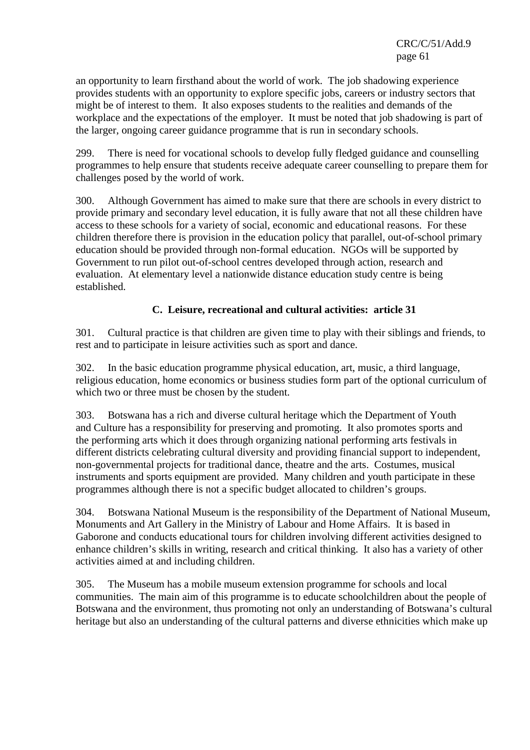an opportunity to learn firsthand about the world of work. The job shadowing experience provides students with an opportunity to explore specific jobs, careers or industry sectors that might be of interest to them. It also exposes students to the realities and demands of the workplace and the expectations of the employer. It must be noted that job shadowing is part of the larger, ongoing career guidance programme that is run in secondary schools.

299. There is need for vocational schools to develop fully fledged guidance and counselling programmes to help ensure that students receive adequate career counselling to prepare them for challenges posed by the world of work.

300. Although Government has aimed to make sure that there are schools in every district to provide primary and secondary level education, it is fully aware that not all these children have access to these schools for a variety of social, economic and educational reasons. For these children therefore there is provision in the education policy that parallel, out-of-school primary education should be provided through non-formal education. NGOs will be supported by Government to run pilot out-of-school centres developed through action, research and evaluation. At elementary level a nationwide distance education study centre is being established.

### C. Leisure, recreational and cultural activities: article 31

301. Cultural practice is that children are given time to play with their siblings and friends, to rest and to participate in leisure activities such as sport and dance.

302. In the basic education programme physical education, art, music, a third language, religious education, home economics or business studies form part of the optional curriculum of which two or three must be chosen by the student.

303. Botswana has a rich and diverse cultural heritage which the Department of Youth and Culture has a responsibility for preserving and promoting. It also promotes sports and the performing arts which it does through organizing national performing arts festivals in different districts celebrating cultural diversity and providing financial support to independent, non-governmental projects for traditional dance, theatre and the arts. Costumes, musical instruments and sports equipment are provided. Many children and youth participate in these programmes although there is not a specific budget allocated to children's groups.

304. Botswana National Museum is the responsibility of the Department of National Museum, Monuments and Art Gallery in the Ministry of Labour and Home Affairs. It is based in Gaborone and conducts educational tours for children involving different activities designed to enhance children's skills in writing, research and critical thinking. It also has a variety of other activities aimed at and including children.

305. The Museum has a mobile museum extension programme for schools and local communities. The main aim of this programme is to educate schoolchildren about the people of Botswana and the environment, thus promoting not only an understanding of Botswana's cultural heritage but also an understanding of the cultural patterns and diverse ethnicities which make up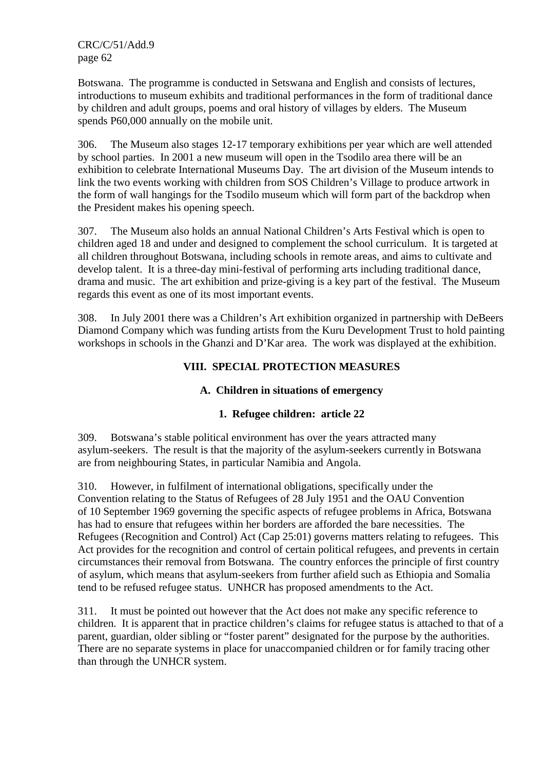Botswana. The programme is conducted in Setswana and English and consists of lectures, introductions to museum exhibits and traditional performances in the form of traditional dance by children and adult groups, poems and oral history of villages by elders. The Museum spends P60,000 annually on the mobile unit.

306. The Museum also stages 12-17 temporary exhibitions per year which are well attended by school parties. In 2001 a new museum will open in the Tsodilo area there will be an exhibition to celebrate International Museums Day. The art division of the Museum intends to link the two events working with children from SOS Children's Village to produce artwork in the form of wall hangings for the Tsodilo museum which will form part of the backdrop when the President makes his opening speech.

307. The Museum also holds an annual National Children's Arts Festival which is open to children aged 18 and under and designed to complement the school curriculum. It is targeted at all children throughout Botswana, including schools in remote areas, and aims to cultivate and develop talent. It is a three-day mini-festival of performing arts including traditional dance, drama and music. The art exhibition and prize-giving is a key part of the festival. The Museum regards this event as one of its most important events.

308. In July 2001 there was a Children's Art exhibition organized in partnership with DeBeers Diamond Company which was funding artists from the Kuru Development Trust to hold painting workshops in schools in the Ghanzi and D'Kar area. The work was displayed at the exhibition.

## VIII. SPECIAL PROTECTION MEASURES

### A. Children in situations of emergency

#### 1. Refugee children: article 22

309. Botswana's stable political environment has over the years attracted many asylum-seekers. The result is that the majority of the asylum-seekers currently in Botswana are from neighbouring States, in particular Namibia and Angola.

310. However, in fulfilment of international obligations, specifically under the Convention relating to the Status of Refugees of 28 July 1951 and the OAU Convention of 10 September 1969 governing the specific aspects of refugee problems in Africa, Botswana has had to ensure that refugees within her borders are afforded the bare necessities. The Refugees (Recognition and Control) Act (Cap 25:01) governs matters relating to refugees. This Act provides for the recognition and control of certain political refugees, and prevents in certain circumstances their removal from Botswana. The country enforces the principle of first country of asylum, which means that asylum-seekers from further afield such as Ethiopia and Somalia tend to be refused refugee status. UNHCR has proposed amendments to the Act.

311. It must be pointed out however that the Act does not make any specific reference to children. It is apparent that in practice children's claims for refugee status is attached to that of a parent, guardian, older sibling or "foster parent" designated for the purpose by the authorities. There are no separate systems in place for unaccompanied children or for family tracing other than through the UNHCR system.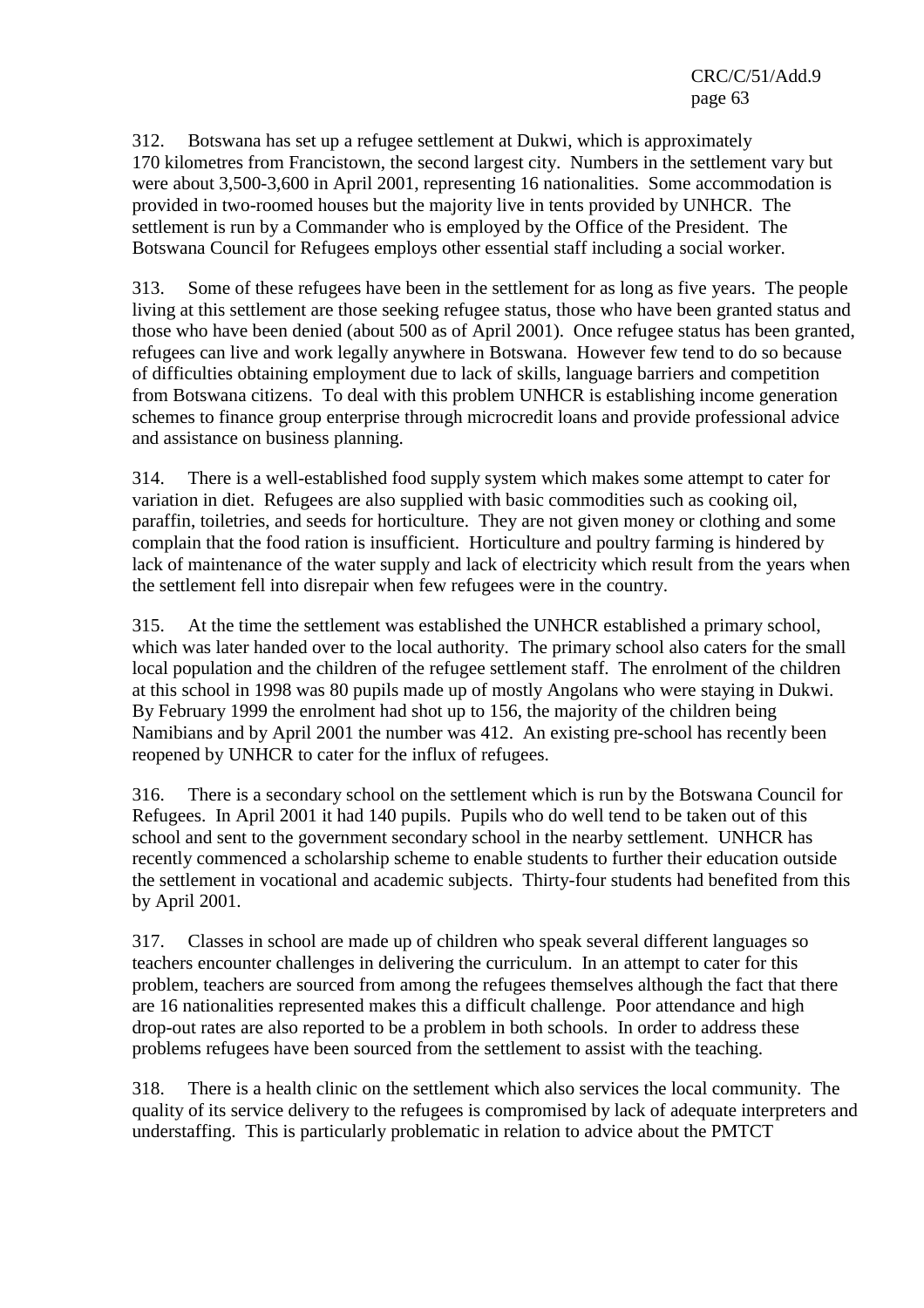312. Botswana has set up a refugee settlement at Dukwi, which is approximately 170 kilometres from Francistown, the second largest city. Numbers in the settlement vary but were about 3,500-3,600 in April 2001, representing 16 nationalities. Some accommodation is provided in two-roomed houses but the majority live in tents provided by UNHCR. The settlement is run by a Commander who is employed by the Office of the President. The Botswana Council for Refugees employs other essential staff including a social worker.

313. Some of these refugees have been in the settlement for as long as five years. The people living at this settlement are those seeking refugee status, those who have been granted status and those who have been denied (about 500 as of April 2001). Once refugee status has been granted, refugees can live and work legally anywhere in Botswana. However few tend to do so because of difficulties obtaining employment due to lack of skills, language barriers and competition from Botswana citizens. To deal with this problem UNHCR is establishing income generation schemes to finance group enterprise through microcredit loans and provide professional advice and assistance on business planning.

314. There is a well-established food supply system which makes some attempt to cater for variation in diet. Refugees are also supplied with basic commodities such as cooking oil, paraffin, toiletries, and seeds for horticulture. They are not given money or clothing and some complain that the food ration is insufficient. Horticulture and poultry farming is hindered by lack of maintenance of the water supply and lack of electricity which result from the years when the settlement fell into disrepair when few refugees were in the country.

315. At the time the settlement was established the UNHCR established a primary school, which was later handed over to the local authority. The primary school also caters for the small local population and the children of the refugee settlement staff. The enrolment of the children at this school in 1998 was 80 pupils made up of mostly Angolans who were staying in Dukwi. By February 1999 the enrolment had shot up to 156, the majority of the children being Namibians and by April 2001 the number was 412. An existing pre-school has recently been reopened by UNHCR to cater for the influx of refugees.

316. There is a secondary school on the settlement which is run by the Botswana Council for Refugees. In April 2001 it had 140 pupils. Pupils who do well tend to be taken out of this school and sent to the government secondary school in the nearby settlement. UNHCR has recently commenced a scholarship scheme to enable students to further their education outside the settlement in vocational and academic subjects. Thirty-four students had benefited from this by April 2001.

317. Classes in school are made up of children who speak several different languages so teachers encounter challenges in delivering the curriculum. In an attempt to cater for this problem, teachers are sourced from among the refugees themselves although the fact that there are 16 nationalities represented makes this a difficult challenge. Poor attendance and high drop-out rates are also reported to be a problem in both schools. In order to address these problems refugees have been sourced from the settlement to assist with the teaching.

318. There is a health clinic on the settlement which also services the local community. The quality of its service delivery to the refugees is compromised by lack of adequate interpreters and understaffing. This is particularly problematic in relation to advice about the PMTCT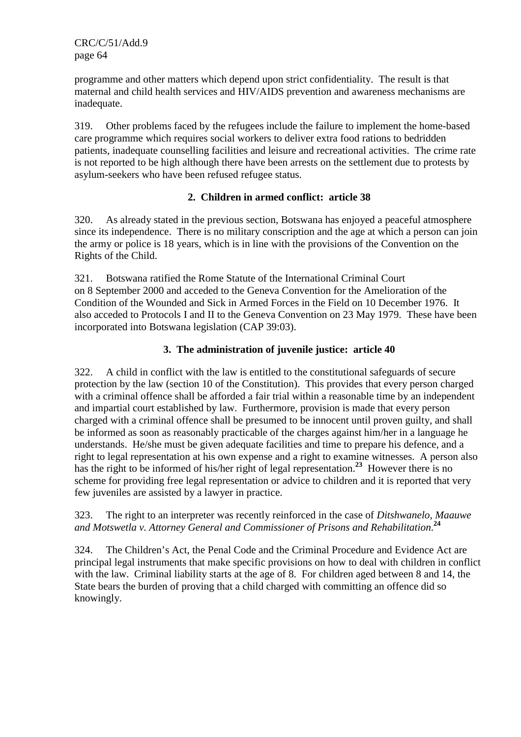programme and other matters which depend upon strict confidentiality. The result is that maternal and child health services and HIV/AIDS prevention and awareness mechanisms are inadequate.

319. Other problems faced by the refugees include the failure to implement the home-based care programme which requires social workers to deliver extra food rations to bedridden patients, inadequate counselling facilities and leisure and recreational activities. The crime rate is not reported to be high although there have been arrests on the settlement due to protests by asylum-seekers who have been refused refugee status.

### 2. Children in armed conflict: article 38

320. As already stated in the previous section, Botswana has enjoyed a peaceful atmosphere since its independence. There is no military conscription and the age at which a person can join the army or police is 18 years, which is in line with the provisions of the Convention on the Rights of the Child.

321. Botswana ratified the Rome Statute of the International Criminal Court on 8 September 2000 and acceded to the Geneva Convention for the Amelioration of the Condition of the Wounded and Sick in Armed Forces in the Field on 10 December 1976. It also acceded to Protocols I and II to the Geneva Convention on 23 May 1979. These have been incorporated into Botswana legislation (CAP 39:03).

### 3. The administration of juvenile justice: article 40

322. A child in conflict with the law is entitled to the constitutional safeguards of secure protection by the law (section 10 of the Constitution). This provides that every person charged with a criminal offence shall be afforded a fair trial within a reasonable time by an independent and impartial court established by law. Furthermore, provision is made that every person charged with a criminal offence shall be presumed to be innocent until proven guilty, and shall be informed as soon as reasonably practicable of the charges against him/her in a language he understands. He/she must be given adequate facilities and time to prepare his defence, and a right to legal representation at his own expense and a right to examine witnesses. A person also has the right to be informed of his/her right of legal representation.[23] However there is no scheme for providing free legal representation or advice to children and it is reported that very few juveniles are assisted by a lawyer in practice.

323. The right to an interpreter was recently reinforced in the case of *Ditshwanelo, Maauwe and Motswetla v. Attorney General and Commissioner of Prisons and Rehabilitation.*[24]

324. The Children's Act, the Penal Code and the Criminal Procedure and Evidence Act are principal legal instruments that make specific provisions on how to deal with children in conflict with the law. Criminal liability starts at the age of 8. For children aged between 8 and 14, the State bears the burden of proving that a child charged with committing an offence did so knowingly.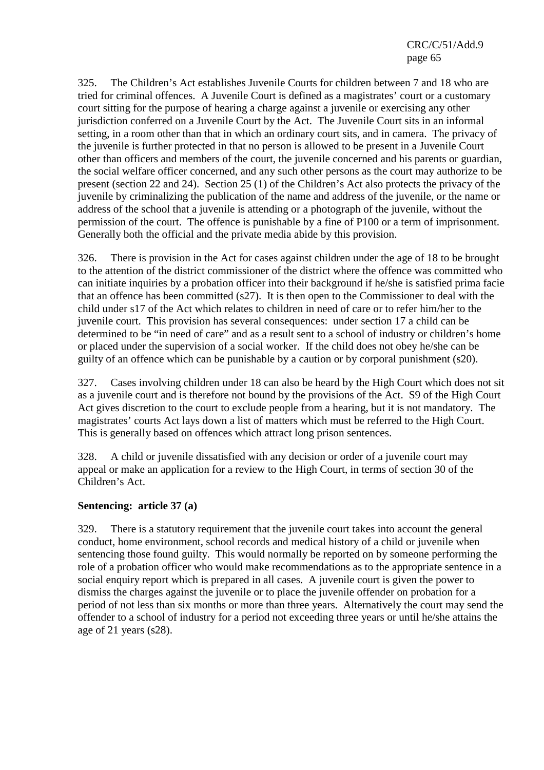325. The Children's Act establishes Juvenile Courts for children between 7 and 18 who are tried for criminal offences. A Juvenile Court is defined as a magistrates' court or a customary court sitting for the purpose of hearing a charge against a juvenile or exercising any other jurisdiction conferred on a Juvenile Court by the Act. The Juvenile Court sits in an informal setting, in a room other than that in which an ordinary court sits, and in camera. The privacy of the juvenile is further protected in that no person is allowed to be present in a Juvenile Court other than officers and members of the court, the juvenile concerned and his parents or guardian, the social welfare officer concerned, and any such other persons as the court may authorize to be present (section 22 and 24). Section 25 (1) of the Children's Act also protects the privacy of the juvenile by criminalizing the publication of the name and address of the juvenile, or the name or address of the school that a juvenile is attending or a photograph of the juvenile, without the permission of the court. The offence is punishable by a fine of P100 or a term of imprisonment. Generally both the official and the private media abide by this provision.

326. There is provision in the Act for cases against children under the age of 18 to be brought to the attention of the district commissioner of the district where the offence was committed who can initiate inquiries by a probation officer into their background if he/she is satisfied prima facie that an offence has been committed (s27). It is then open to the Commissioner to deal with the child under s17 of the Act which relates to children in need of care or to refer him/her to the juvenile court. This provision has several consequences: under section 17 a child can be determined to be "in need of care" and as a result sent to a school of industry or children's home or placed under the supervision of a social worker. If the child does not obey he/she can be guilty of an offence which can be punishable by a caution or by corporal punishment (s20).

327. Cases involving children under 18 can also be heard by the High Court which does not sit as a juvenile court and is therefore not bound by the provisions of the Act. S9 of the High Court Act gives discretion to the court to exclude people from a hearing, but it is not mandatory. The magistrates' courts Act lays down a list of matters which must be referred to the High Court. This is generally based on offences which attract long prison sentences.

328. A child or juvenile dissatisfied with any decision or order of a juvenile court may appeal or make an application for a review to the High Court, in terms of section 30 of the Children's Act.

**Sentencing: article 37 (a)**

329. There is a statutory requirement that the juvenile court takes into account the general conduct, home environment, school records and medical history of a child or juvenile when sentencing those found guilty. This would normally be reported on by someone performing the role of a probation officer who would make recommendations as to the appropriate sentence in a social enquiry report which is prepared in all cases. A juvenile court is given the power to dismiss the charges against the juvenile or to place the juvenile offender on probation for a period of not less than six months or more than three years. Alternatively the court may send the offender to a school of industry for a period not exceeding three years or until he/she attains the age of 21 years (s28).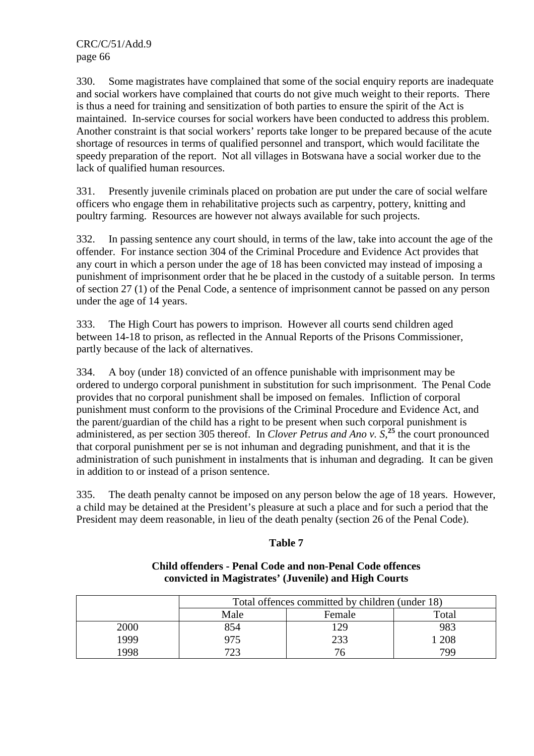330. Some magistrates have complained that some of the social enquiry reports are inadequate and social workers have complained that courts do not give much weight to their reports. There is thus a need for training and sensitization of both parties to ensure the spirit of the Act is maintained. In-service courses for social workers have been conducted to address this problem. Another constraint is that social workers' reports take longer to be prepared because of the acute shortage of resources in terms of qualified personnel and transport, which would facilitate the speedy preparation of the report. Not all villages in Botswana have a social worker due to the lack of qualified human resources.

331. Presently juvenile criminals placed on probation are put under the care of social welfare officers who engage them in rehabilitative projects such as carpentry, pottery, knitting and poultry farming. Resources are however not always available for such projects.

332. In passing sentence any court should, in terms of the law, take into account the age of the offender. For instance section 304 of the Criminal Procedure and Evidence Act provides that any court in which a person under the age of 18 has been convicted may instead of imposing a punishment of imprisonment order that he be placed in the custody of a suitable person. In terms of section 27 (1) of the Penal Code, a sentence of imprisonment cannot be passed on any person under the age of 14 years.

333. The High Court has powers to imprison. However all courts send children aged between 14-18 to prison, as reflected in the Annual Reports of the Prisons Commissioner, partly because of the lack of alternatives.

334. A boy (under 18) convicted of an offence punishable with imprisonment may be ordered to undergo corporal punishment in substitution for such imprisonment. The Penal Code provides that no corporal punishment shall be imposed on females. Infliction of corporal punishment must conform to the provisions of the Criminal Procedure and Evidence Act, and the parent/guardian of the child has a right to be present when such corporal punishment is administered, as per section 305 thereof. In *Clover Petrus and Ano v. S*,[25] the court pronounced that corporal punishment per se is not inhuman and degrading punishment, and that it is the administration of such punishment in instalments that is inhuman and degrading. It can be given in addition to or instead of a prison sentence.

335. The death penalty cannot be imposed on any person below the age of 18 years. However, a child may be detained at the President's pleasure at such a place and for such a period that the President may deem reasonable, in lieu of the death penalty (section 26 of the Penal Code).

**Table 7**

**Child offenders - Penal Code and non-Penal Code offences convicted in Magistrates' (Juvenile) and High Courts**

| | Total offences committed by children (under 18) | | |
|---|---|---|---|
| | Male | Female | Total |
| 2000 | 854 | 129 | 983 |
| 1999 | 975 | 233 | 1 208 |
| 1998 | 723 | 76 | 799 |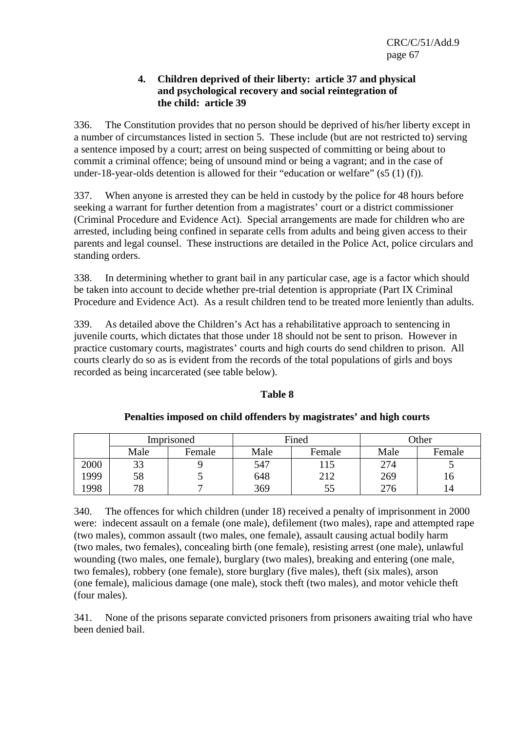### 4. Children deprived of their liberty: article 37 and physical and psychological recovery and social reintegration of the child: article 39

336. The Constitution provides that no person should be deprived of his/her liberty except in a number of circumstances listed in section 5. These include (but are not restricted to) serving a sentence imposed by a court; arrest on being suspected of committing or being about to commit a criminal offence; being of unsound mind or being a vagrant; and in the case of under-18-year-olds detention is allowed for their "education or welfare" (s5 (1) (f)).

337. When anyone is arrested they can be held in custody by the police for 48 hours before seeking a warrant for further detention from a magistrates' court or a district commissioner (Criminal Procedure and Evidence Act). Special arrangements are made for children who are arrested, including being confined in separate cells from adults and being given access to their parents and legal counsel. These instructions are detailed in the Police Act, police circulars and standing orders.

338. In determining whether to grant bail in any particular case, age is a factor which should be taken into account to decide whether pre-trial detention is appropriate (Part IX Criminal Procedure and Evidence Act). As a result children tend to be treated more leniently than adults.

339. As detailed above the Children's Act has a rehabilitative approach to sentencing in juvenile courts, which dictates that those under 18 should not be sent to prison. However in practice customary courts, magistrates' courts and high courts do send children to prison. All courts clearly do so as is evident from the records of the total populations of girls and boys recorded as being incarcerated (see table below).

**Table 8**

**Penalties imposed on child offenders by magistrates' and high courts**

| | Imprisoned | | Fined | | Other | |
|---|---|---|---|---|---|---|
| | Male | Female | Male | Female | Male | Female |
| 2000 | 33 | 9 | 547 | 115 | 274 | 5 |
| 1999 | 58 | 5 | 648 | 212 | 269 | 16 |
| 1998 | 78 | 7 | 369 | 55 | 276 | 14 |

340. The offences for which children (under 18) received a penalty of imprisonment in 2000 were: indecent assault on a female (one male), defilement (two males), rape and attempted rape (two males), common assault (two males, one female), assault causing actual bodily harm (two males, two females), concealing birth (one female), resisting arrest (one male), unlawful wounding (two males, one female), burglary (two males), breaking and entering (one male, two females), robbery (one female), store burglary (five males), theft (six males), arson (one female), malicious damage (one male), stock theft (two males), and motor vehicle theft (four males).

341. None of the prisons separate convicted prisoners from prisoners awaiting trial who have been denied bail.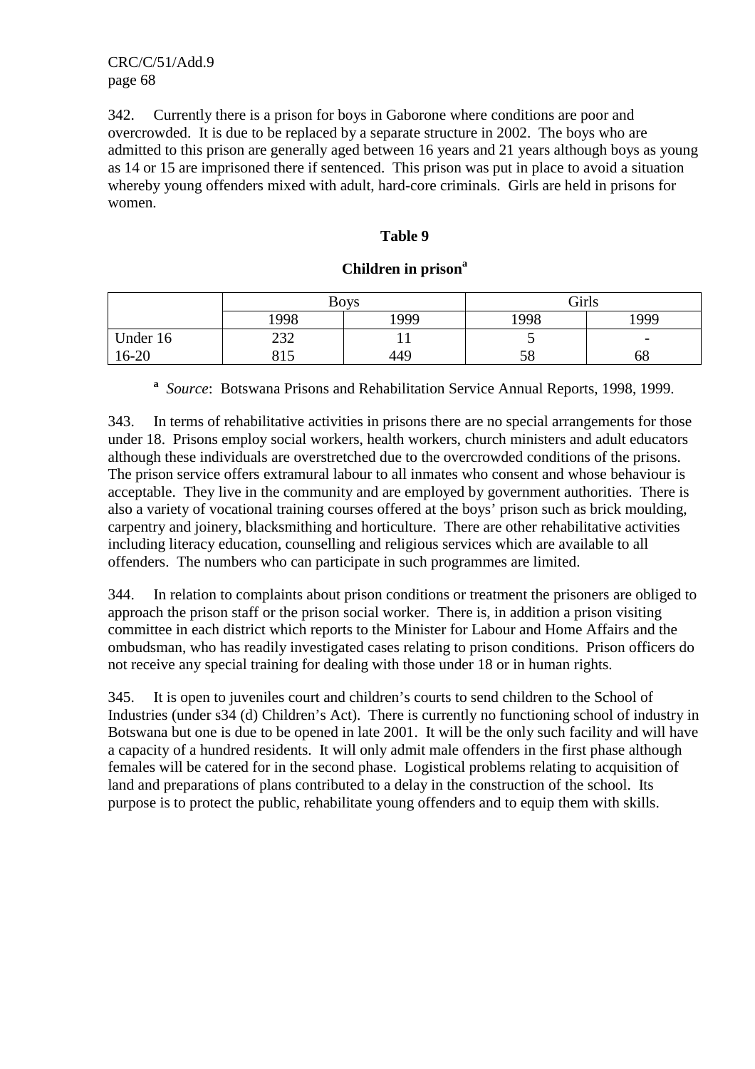342. Currently there is a prison for boys in Gaborone where conditions are poor and overcrowded. It is due to be replaced by a separate structure in 2002. The boys who are admitted to this prison are generally aged between 16 years and 21 years although boys as young as 14 or 15 are imprisoned there if sentenced. This prison was put in place to avoid a situation whereby young offenders mixed with adult, hard-core criminals. Girls are held in prisons for women.

**Table 9**

**Children in prison[a]**

| | Boys | | Girls | |
|---|---|---|---|---|
| | 1998 | 1999 | 1998 | 1999 |
| Under 16 | 232 | 11 | 5 | - |
| 16-20 | 815 | 449 | 58 | 68 |

[a] *Source*: Botswana Prisons and Rehabilitation Service Annual Reports, 1998, 1999.

343. In terms of rehabilitative activities in prisons there are no special arrangements for those under 18. Prisons employ social workers, health workers, church ministers and adult educators although these individuals are overstretched due to the overcrowded conditions of the prisons. The prison service offers extramural labour to all inmates who consent and whose behaviour is acceptable. They live in the community and are employed by government authorities. There is also a variety of vocational training courses offered at the boys' prison such as brick moulding, carpentry and joinery, blacksmithing and horticulture. There are other rehabilitative activities including literacy education, counselling and religious services which are available to all offenders. The numbers who can participate in such programmes are limited.

344. In relation to complaints about prison conditions or treatment the prisoners are obliged to approach the prison staff or the prison social worker. There is, in addition a prison visiting committee in each district which reports to the Minister for Labour and Home Affairs and the ombudsman, who has readily investigated cases relating to prison conditions. Prison officers do not receive any special training for dealing with those under 18 or in human rights.

345. It is open to juveniles court and children's courts to send children to the School of Industries (under s34 (d) Children's Act). There is currently no functioning school of industry in Botswana but one is due to be opened in late 2001. It will be the only such facility and will have a capacity of a hundred residents. It will only admit male offenders in the first phase although females will be catered for in the second phase. Logistical problems relating to acquisition of land and preparations of plans contributed to a delay in the construction of the school. Its purpose is to protect the public, rehabilitate young offenders and to equip them with skills.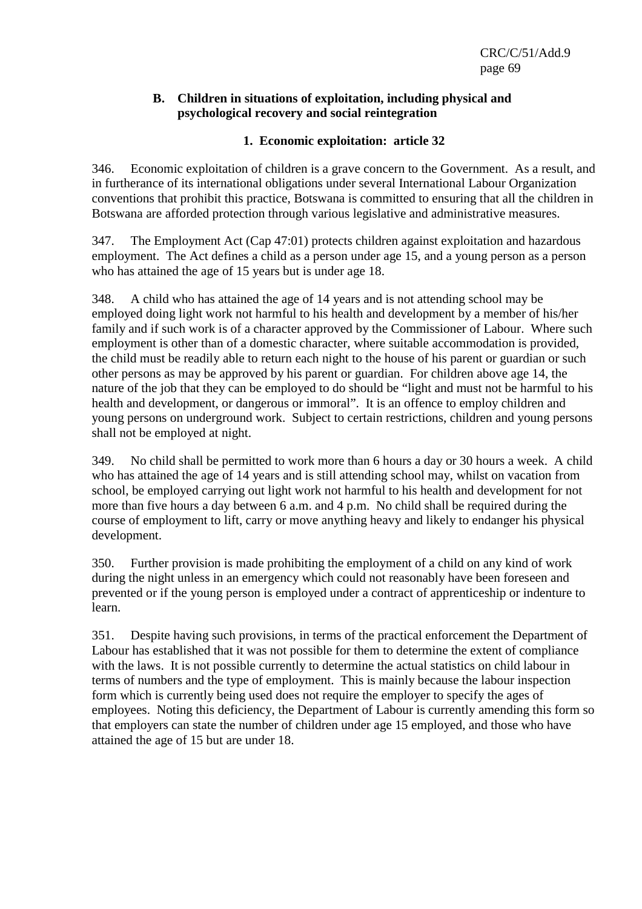## B. Children in situations of exploitation, including physical and psychological recovery and social reintegration

### 1. Economic exploitation: article 32

346. Economic exploitation of children is a grave concern to the Government. As a result, and in furtherance of its international obligations under several International Labour Organization conventions that prohibit this practice, Botswana is committed to ensuring that all the children in Botswana are afforded protection through various legislative and administrative measures.

347. The Employment Act (Cap 47:01) protects children against exploitation and hazardous employment. The Act defines a child as a person under age 15, and a young person as a person who has attained the age of 15 years but is under age 18.

348. A child who has attained the age of 14 years and is not attending school may be employed doing light work not harmful to his health and development by a member of his/her family and if such work is of a character approved by the Commissioner of Labour. Where such employment is other than of a domestic character, where suitable accommodation is provided, the child must be readily able to return each night to the house of his parent or guardian or such other persons as may be approved by his parent or guardian. For children above age 14, the nature of the job that they can be employed to do should be "light and must not be harmful to his health and development, or dangerous or immoral". It is an offence to employ children and young persons on underground work. Subject to certain restrictions, children and young persons shall not be employed at night.

349. No child shall be permitted to work more than 6 hours a day or 30 hours a week. A child who has attained the age of 14 years and is still attending school may, whilst on vacation from school, be employed carrying out light work not harmful to his health and development for not more than five hours a day between 6 a.m. and 4 p.m. No child shall be required during the course of employment to lift, carry or move anything heavy and likely to endanger his physical development.

350. Further provision is made prohibiting the employment of a child on any kind of work during the night unless in an emergency which could not reasonably have been foreseen and prevented or if the young person is employed under a contract of apprenticeship or indenture to learn.

351. Despite having such provisions, in terms of the practical enforcement the Department of Labour has established that it was not possible for them to determine the extent of compliance with the laws. It is not possible currently to determine the actual statistics on child labour in terms of numbers and the type of employment. This is mainly because the labour inspection form which is currently being used does not require the employer to specify the ages of employees. Noting this deficiency, the Department of Labour is currently amending this form so that employers can state the number of children under age 15 employed, and those who have attained the age of 15 but are under 18.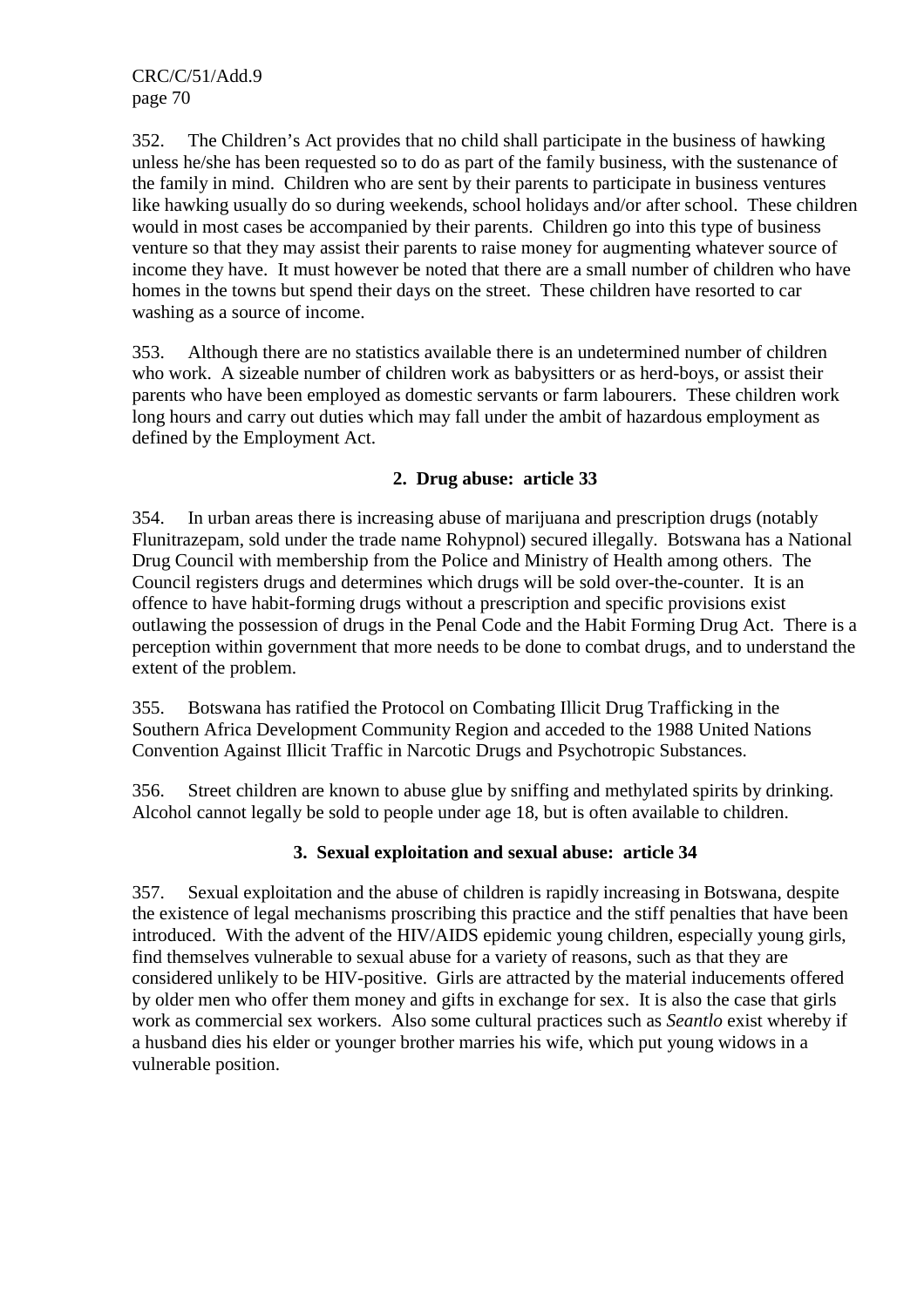352. The Children's Act provides that no child shall participate in the business of hawking unless he/she has been requested so to do as part of the family business, with the sustenance of the family in mind. Children who are sent by their parents to participate in business ventures like hawking usually do so during weekends, school holidays and/or after school. These children would in most cases be accompanied by their parents. Children go into this type of business venture so that they may assist their parents to raise money for augmenting whatever source of income they have. It must however be noted that there are a small number of children who have homes in the towns but spend their days on the street. These children have resorted to car washing as a source of income.

353. Although there are no statistics available there is an undetermined number of children who work. A sizeable number of children work as babysitters or as herd-boys, or assist their parents who have been employed as domestic servants or farm labourers. These children work long hours and carry out duties which may fall under the ambit of hazardous employment as defined by the Employment Act.

### 2. Drug abuse: article 33

354. In urban areas there is increasing abuse of marijuana and prescription drugs (notably Flunitrazepam, sold under the trade name Rohypnol) secured illegally. Botswana has a National Drug Council with membership from the Police and Ministry of Health among others. The Council registers drugs and determines which drugs will be sold over-the-counter. It is an offence to have habit-forming drugs without a prescription and specific provisions exist outlawing the possession of drugs in the Penal Code and the Habit Forming Drug Act. There is a perception within government that more needs to be done to combat drugs, and to understand the extent of the problem.

355. Botswana has ratified the Protocol on Combating Illicit Drug Trafficking in the Southern Africa Development Community Region and acceded to the 1988 United Nations Convention Against Illicit Traffic in Narcotic Drugs and Psychotropic Substances.

356. Street children are known to abuse glue by sniffing and methylated spirits by drinking. Alcohol cannot legally be sold to people under age 18, but is often available to children.

### 3. Sexual exploitation and sexual abuse: article 34

357. Sexual exploitation and the abuse of children is rapidly increasing in Botswana, despite the existence of legal mechanisms proscribing this practice and the stiff penalties that have been introduced. With the advent of the HIV/AIDS epidemic young children, especially young girls, find themselves vulnerable to sexual abuse for a variety of reasons, such as that they are considered unlikely to be HIV-positive. Girls are attracted by the material inducements offered by older men who offer them money and gifts in exchange for sex. It is also the case that girls work as commercial sex workers. Also some cultural practices such as *Seantlo* exist whereby if a husband dies his elder or younger brother marries his wife, which put young widows in a vulnerable position.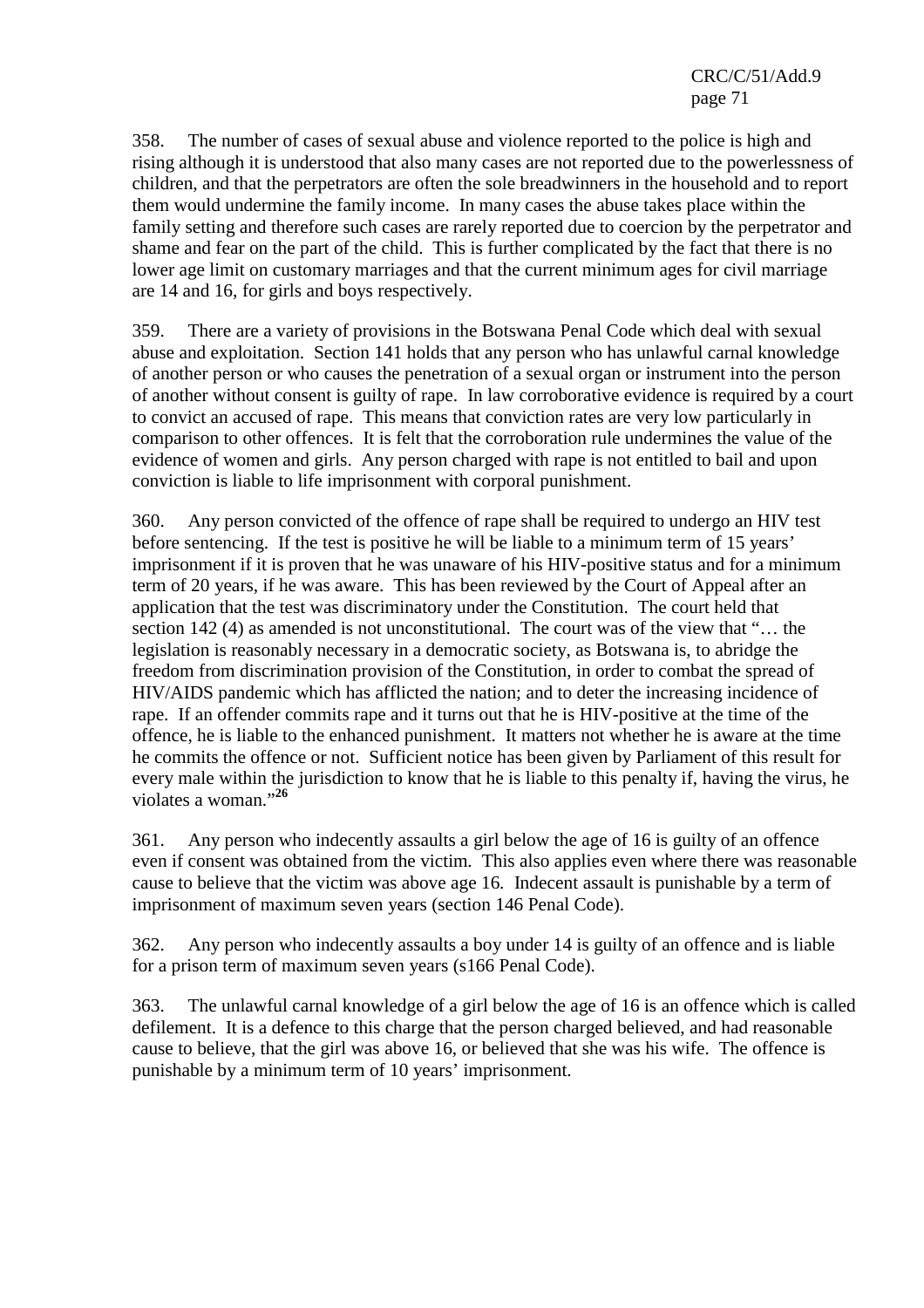358. The number of cases of sexual abuse and violence reported to the police is high and rising although it is understood that also many cases are not reported due to the powerlessness of children, and that the perpetrators are often the sole breadwinners in the household and to report them would undermine the family income. In many cases the abuse takes place within the family setting and therefore such cases are rarely reported due to coercion by the perpetrator and shame and fear on the part of the child. This is further complicated by the fact that there is no lower age limit on customary marriages and that the current minimum ages for civil marriage are 14 and 16, for girls and boys respectively.

359. There are a variety of provisions in the Botswana Penal Code which deal with sexual abuse and exploitation. Section 141 holds that any person who has unlawful carnal knowledge of another person or who causes the penetration of a sexual organ or instrument into the person of another without consent is guilty of rape. In law corroborative evidence is required by a court to convict an accused of rape. This means that conviction rates are very low particularly in comparison to other offences. It is felt that the corroboration rule undermines the value of the evidence of women and girls. Any person charged with rape is not entitled to bail and upon conviction is liable to life imprisonment with corporal punishment.

360. Any person convicted of the offence of rape shall be required to undergo an HIV test before sentencing. If the test is positive he will be liable to a minimum term of 15 years' imprisonment if it is proven that he was unaware of his HIV-positive status and for a minimum term of 20 years, if he was aware. This has been reviewed by the Court of Appeal after an application that the test was discriminatory under the Constitution. The court held that section 142 (4) as amended is not unconstitutional. The court was of the view that "… the legislation is reasonably necessary in a democratic society, as Botswana is, to abridge the freedom from discrimination provision of the Constitution, in order to combat the spread of HIV/AIDS pandemic which has afflicted the nation; and to deter the increasing incidence of rape. If an offender commits rape and it turns out that he is HIV-positive at the time of the offence, he is liable to the enhanced punishment. It matters not whether he is aware at the time he commits the offence or not. Sufficient notice has been given by Parliament of this result for every male within the jurisdiction to know that he is liable to this penalty if, having the virus, he violates a woman."[26]

361. Any person who indecently assaults a girl below the age of 16 is guilty of an offence even if consent was obtained from the victim. This also applies even where there was reasonable cause to believe that the victim was above age 16. Indecent assault is punishable by a term of imprisonment of maximum seven years (section 146 Penal Code).

362. Any person who indecently assaults a boy under 14 is guilty of an offence and is liable for a prison term of maximum seven years (s166 Penal Code).

363. The unlawful carnal knowledge of a girl below the age of 16 is an offence which is called defilement. It is a defence to this charge that the person charged believed, and had reasonable cause to believe, that the girl was above 16, or believed that she was his wife. The offence is punishable by a minimum term of 10 years' imprisonment.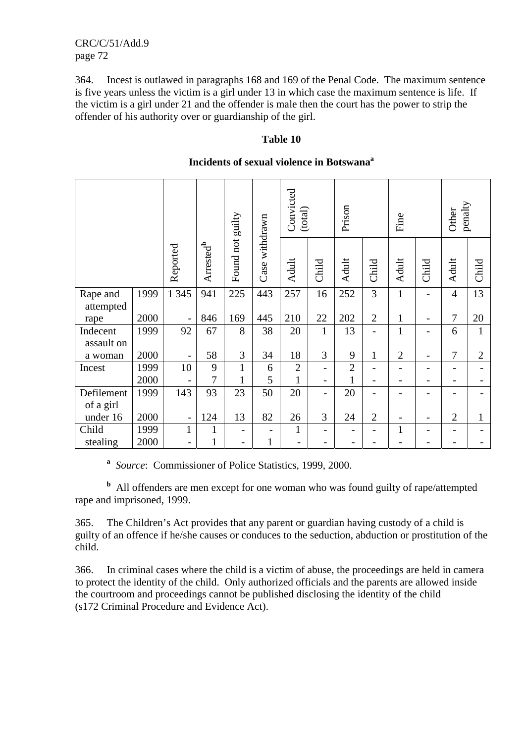364. Incest is outlawed in paragraphs 168 and 169 of the Penal Code. The maximum sentence is five years unless the victim is a girl under 13 in which case the maximum sentence is life. If the victim is a girl under 21 and the offender is male then the court has the power to strip the offender of his authority over or guardianship of the girl.

**Table 10**

**Incidents of sexual violence in Botswana[a]**

| | | Reported | Arrested[b] | Found not guilty | Case withdrawn | Convicted (total) | | Prison | | Fine | | Other penalty | |
|---|---|---|---|---|---|---|---|---|---|---|---|---|---|
| | | | | | | Adult | Child | Adult | Child | Adult | Child | Adult | Child |
| Rape and attempted rape | 1999 | 1 345 | 941 | 225 | 443 | 257 | 16 | 252 | 3 | 1 | - | 4 | 13 |
| | 2000 | - | 846 | 169 | 445 | 210 | 22 | 202 | 2 | 1 | - | 7 | 20 |
| Indecent assault on a woman | 1999 | 92 | 67 | 8 | 38 | 20 | 1 | 13 | - | 1 | - | 6 | 1 |
| | 2000 | - | 58 | 3 | 34 | 18 | 3 | 9 | 1 | 2 | - | 7 | 2 |
| Incest | 1999 | 10 | 9 | 1 | 6 | 2 | - | 2 | - | - | - | - | - |
| | 2000 | - | 7 | 1 | 5 | 1 | - | 1 | - | - | - | - | - |
| Defilement of a girl under 16 | 1999 | 143 | 93 | 23 | 50 | 20 | - | 20 | - | - | - | - | - |
| | 2000 | - | 124 | 13 | 82 | 26 | 3 | 24 | 2 | - | - | 2 | 1 |
| Child stealing | 1999 | 1 | 1 | - | - | 1 | - | - | - | 1 | - | - | - |
| | 2000 | - | 1 | - | 1 | - | - | - | - | - | - | - | - |

[a] *Source*: Commissioner of Police Statistics, 1999, 2000.

[b] All offenders are men except for one woman who was found guilty of rape/attempted rape and imprisoned, 1999.

365. The Children's Act provides that any parent or guardian having custody of a child is guilty of an offence if he/she causes or conduces to the seduction, abduction or prostitution of the child.

366. In criminal cases where the child is a victim of abuse, the proceedings are held in camera to protect the identity of the child. Only authorized officials and the parents are allowed inside the courtroom and proceedings cannot be published disclosing the identity of the child (s172 Criminal Procedure and Evidence Act).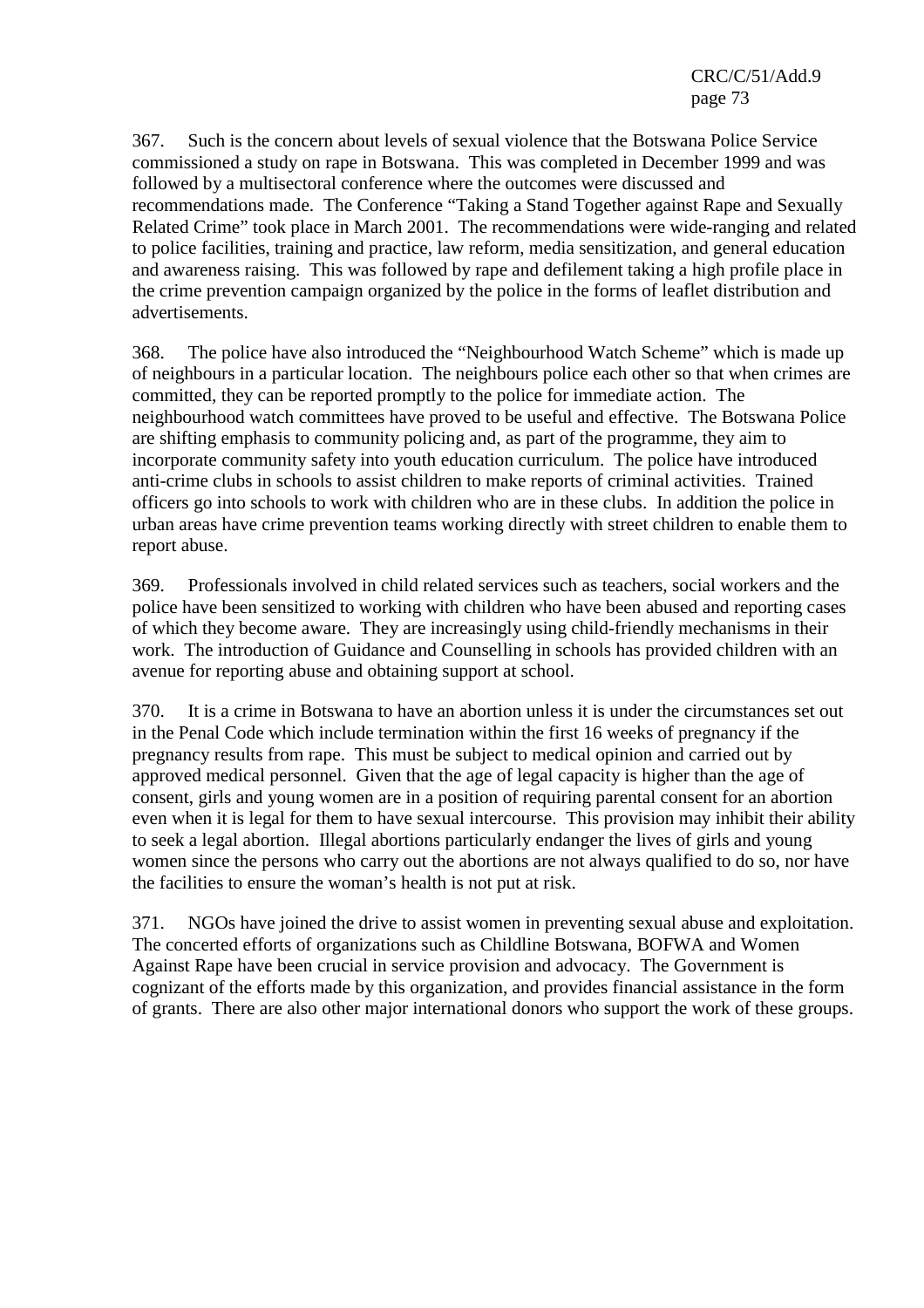367. Such is the concern about levels of sexual violence that the Botswana Police Service commissioned a study on rape in Botswana. This was completed in December 1999 and was followed by a multisectoral conference where the outcomes were discussed and recommendations made. The Conference "Taking a Stand Together against Rape and Sexually Related Crime" took place in March 2001. The recommendations were wide-ranging and related to police facilities, training and practice, law reform, media sensitization, and general education and awareness raising. This was followed by rape and defilement taking a high profile place in the crime prevention campaign organized by the police in the forms of leaflet distribution and advertisements.

368. The police have also introduced the "Neighbourhood Watch Scheme" which is made up of neighbours in a particular location. The neighbours police each other so that when crimes are committed, they can be reported promptly to the police for immediate action. The neighbourhood watch committees have proved to be useful and effective. The Botswana Police are shifting emphasis to community policing and, as part of the programme, they aim to incorporate community safety into youth education curriculum. The police have introduced anti-crime clubs in schools to assist children to make reports of criminal activities. Trained officers go into schools to work with children who are in these clubs. In addition the police in urban areas have crime prevention teams working directly with street children to enable them to report abuse.

369. Professionals involved in child related services such as teachers, social workers and the police have been sensitized to working with children who have been abused and reporting cases of which they become aware. They are increasingly using child-friendly mechanisms in their work. The introduction of Guidance and Counselling in schools has provided children with an avenue for reporting abuse and obtaining support at school.

370. It is a crime in Botswana to have an abortion unless it is under the circumstances set out in the Penal Code which include termination within the first 16 weeks of pregnancy if the pregnancy results from rape. This must be subject to medical opinion and carried out by approved medical personnel. Given that the age of legal capacity is higher than the age of consent, girls and young women are in a position of requiring parental consent for an abortion even when it is legal for them to have sexual intercourse. This provision may inhibit their ability to seek a legal abortion. Illegal abortions particularly endanger the lives of girls and young women since the persons who carry out the abortions are not always qualified to do so, nor have the facilities to ensure the woman's health is not put at risk.

371. NGOs have joined the drive to assist women in preventing sexual abuse and exploitation. The concerted efforts of organizations such as Childline Botswana, BOFWA and Women Against Rape have been crucial in service provision and advocacy. The Government is cognizant of the efforts made by this organization, and provides financial assistance in the form of grants. There are also other major international donors who support the work of these groups.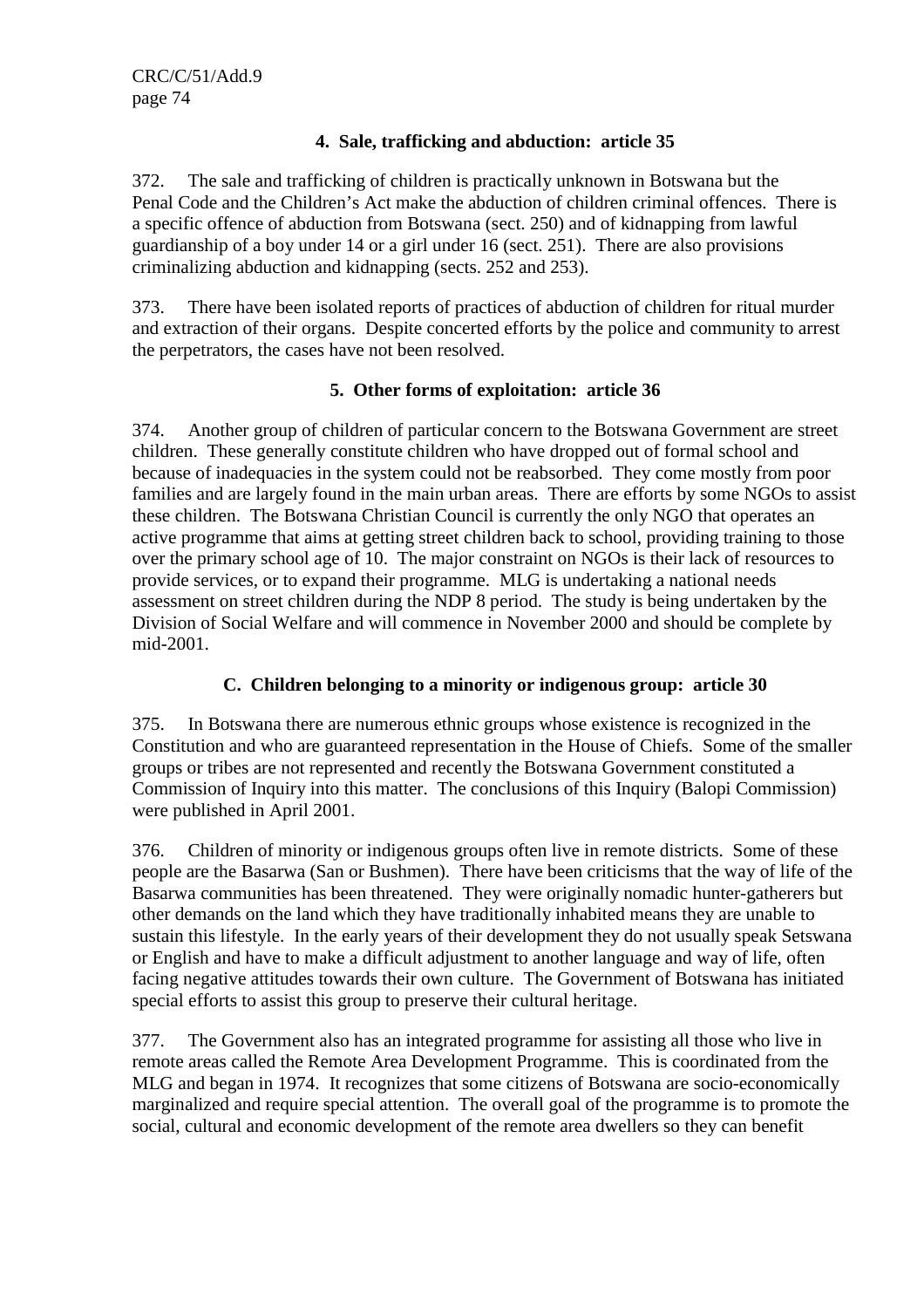### 4. Sale, trafficking and abduction: article 35

372. The sale and trafficking of children is practically unknown in Botswana but the Penal Code and the Children's Act make the abduction of children criminal offences. There is a specific offence of abduction from Botswana (sect. 250) and of kidnapping from lawful guardianship of a boy under 14 or a girl under 16 (sect. 251). There are also provisions criminalizing abduction and kidnapping (sects. 252 and 253).

373. There have been isolated reports of practices of abduction of children for ritual murder and extraction of their organs. Despite concerted efforts by the police and community to arrest the perpetrators, the cases have not been resolved.

### 5. Other forms of exploitation: article 36

374. Another group of children of particular concern to the Botswana Government are street children. These generally constitute children who have dropped out of formal school and because of inadequacies in the system could not be reabsorbed. They come mostly from poor families and are largely found in the main urban areas. There are efforts by some NGOs to assist these children. The Botswana Christian Council is currently the only NGO that operates an active programme that aims at getting street children back to school, providing training to those over the primary school age of 10. The major constraint on NGOs is their lack of resources to provide services, or to expand their programme. MLG is undertaking a national needs assessment on street children during the NDP 8 period. The study is being undertaken by the Division of Social Welfare and will commence in November 2000 and should be complete by mid-2001.

## C. Children belonging to a minority or indigenous group: article 30

375. In Botswana there are numerous ethnic groups whose existence is recognized in the Constitution and who are guaranteed representation in the House of Chiefs. Some of the smaller groups or tribes are not represented and recently the Botswana Government constituted a Commission of Inquiry into this matter. The conclusions of this Inquiry (Balopi Commission) were published in April 2001.

376. Children of minority or indigenous groups often live in remote districts. Some of these people are the Basarwa (San or Bushmen). There have been criticisms that the way of life of the Basarwa communities has been threatened. They were originally nomadic hunter-gatherers but other demands on the land which they have traditionally inhabited means they are unable to sustain this lifestyle. In the early years of their development they do not usually speak Setswana or English and have to make a difficult adjustment to another language and way of life, often facing negative attitudes towards their own culture. The Government of Botswana has initiated special efforts to assist this group to preserve their cultural heritage.

377. The Government also has an integrated programme for assisting all those who live in remote areas called the Remote Area Development Programme. This is coordinated from the MLG and began in 1974. It recognizes that some citizens of Botswana are socio-economically marginalized and require special attention. The overall goal of the programme is to promote the social, cultural and economic development of the remote area dwellers so they can benefit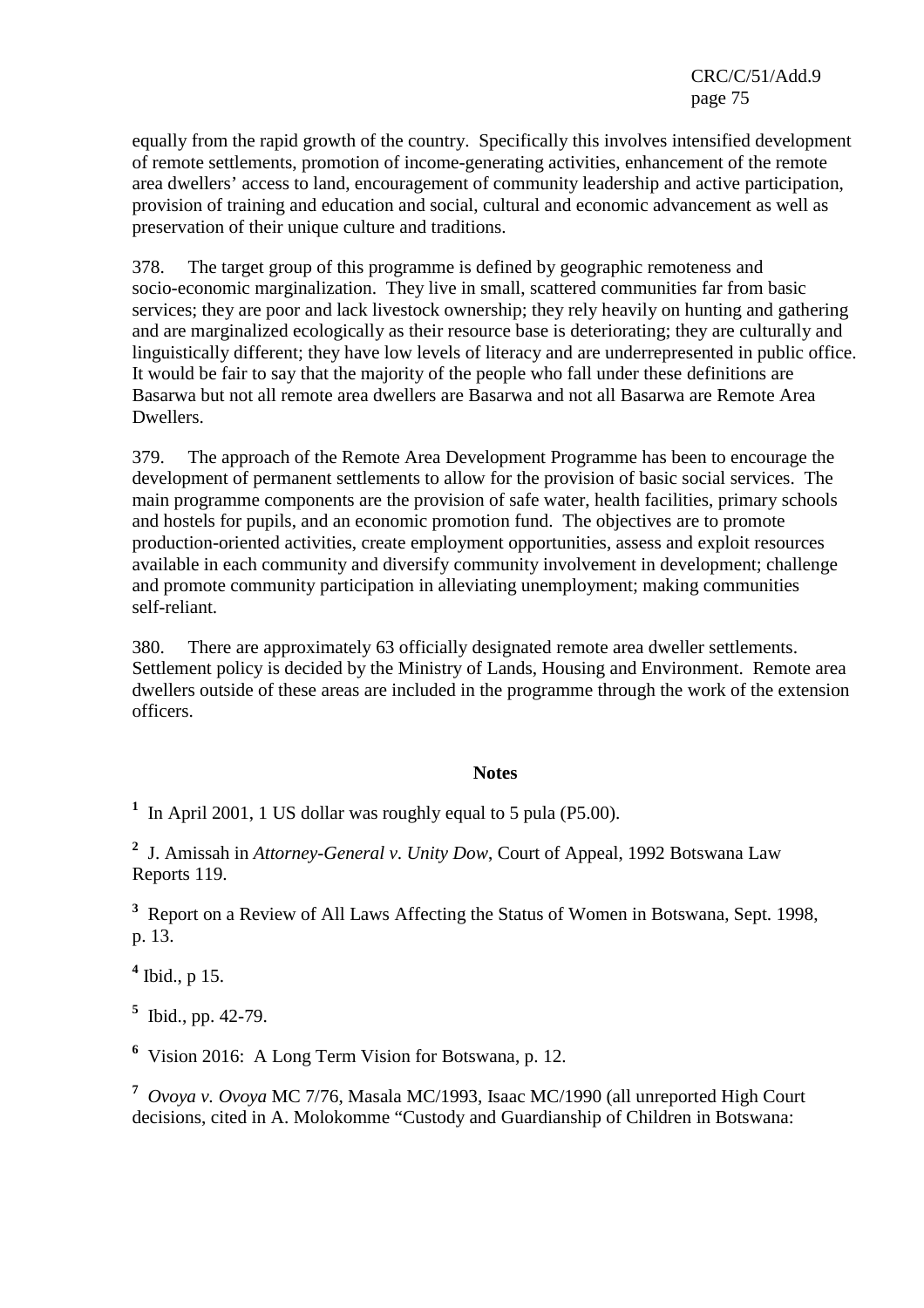equally from the rapid growth of the country. Specifically this involves intensified development of remote settlements, promotion of income-generating activities, enhancement of the remote area dwellers' access to land, encouragement of community leadership and active participation, provision of training and education and social, cultural and economic advancement as well as preservation of their unique culture and traditions.

378. The target group of this programme is defined by geographic remoteness and socio-economic marginalization. They live in small, scattered communities far from basic services; they are poor and lack livestock ownership; they rely heavily on hunting and gathering and are marginalized ecologically as their resource base is deteriorating; they are culturally and linguistically different; they have low levels of literacy and are underrepresented in public office. It would be fair to say that the majority of the people who fall under these definitions are Basarwa but not all remote area dwellers are Basarwa and not all Basarwa are Remote Area Dwellers.

379. The approach of the Remote Area Development Programme has been to encourage the development of permanent settlements to allow for the provision of basic social services. The main programme components are the provision of safe water, health facilities, primary schools and hostels for pupils, and an economic promotion fund. The objectives are to promote production-oriented activities, create employment opportunities, assess and exploit resources available in each community and diversify community involvement in development; challenge and promote community participation in alleviating unemployment; making communities self-reliant.

380. There are approximately 63 officially designated remote area dweller settlements. Settlement policy is decided by the Ministry of Lands, Housing and Environment. Remote area dwellers outside of these areas are included in the programme through the work of the extension officers.

**Notes**

[1] In April 2001, 1 US dollar was roughly equal to 5 pula (P5.00).

[2] J. Amissah in *Attorney-General v. Unity Dow*, Court of Appeal, 1992 Botswana Law Reports 119.

[3] Report on a Review of All Laws Affecting the Status of Women in Botswana, Sept. 1998, p. 13.

[4] Ibid., p 15.

[5] Ibid., pp. 42-79.

[6] Vision 2016: A Long Term Vision for Botswana, p. 12.

[7] *Ovoya v. Ovoya* MC 7/76, Masala MC/1993, Isaac MC/1990 (all unreported High Court decisions, cited in A. Molokomme "Custody and Guardianship of Children in Botswana: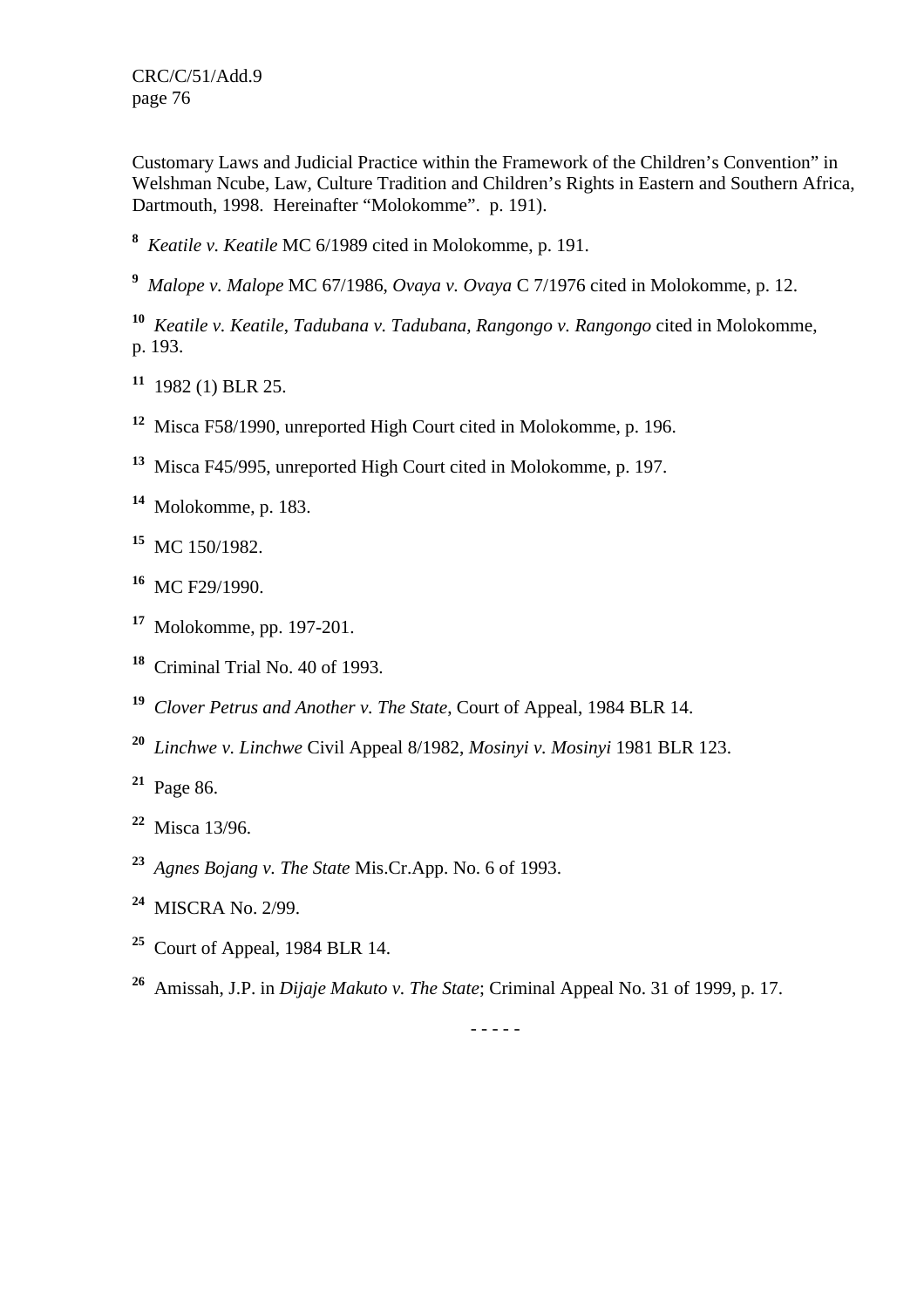Customary Laws and Judicial Practice within the Framework of the Children's Convention" in Welshman Ncube, Law, Culture Tradition and Children's Rights in Eastern and Southern Africa, Dartmouth, 1998. Hereinafter "Molokomme". p. 191).

[8] *Keatile v. Keatile* MC 6/1989 cited in Molokomme, p. 191.

[9] *Malope v. Malope* MC 67/1986, *Ovaya v. Ovaya* C 7/1976 cited in Molokomme, p. 12.

[10] *Keatile v. Keatile*, *Tadubana v. Tadubana, Rangongo v. Rangongo* cited in Molokomme, p. 193.

[11] 1982 (1) BLR 25.

[12] Misca F58/1990, unreported High Court cited in Molokomme, p. 196.

[13] Misca F45/995, unreported High Court cited in Molokomme, p. 197.

[14] Molokomme, p. 183.

[15] MC 150/1982.

[16] MC F29/1990.

[17] Molokomme, pp. 197-201.

[18] Criminal Trial No. 40 of 1993.

[19] *Clover Petrus and Another v. The State*, Court of Appeal, 1984 BLR 14.

[20] *Linchwe v. Linchwe* Civil Appeal 8/1982, *Mosinyi v. Mosinyi* 1981 BLR 123.

[21] Page 86.

[22] Misca 13/96.

[23] *Agnes Bojang v. The State* Mis.Cr.App. No. 6 of 1993.

[24] MISCRA No. 2/99.

[25] Court of Appeal, 1984 BLR 14.

[26] Amissah, J.P. in *Dijaje Makuto v. The State*; Criminal Appeal No. 31 of 1999, p. 17.

- - - - -